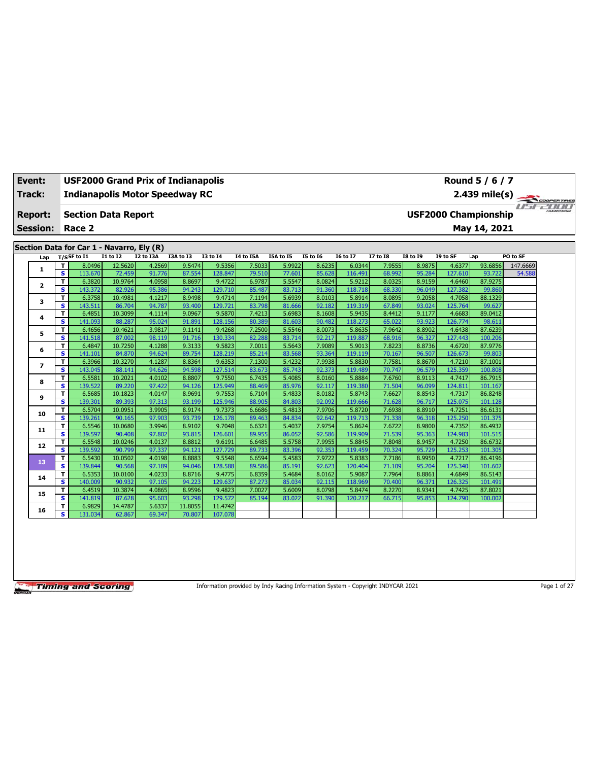| Event: | USF2000 Grand Prix of Indianapolis | Round 5 / 6 / 7 |
|---|---|---|
| Track: | Indianapolis Motor Speedway RC | 2.439 mile(s) |
| Report: | Section Data Report | USF2000 Championship |
| Session: | Race 2 | May 14, 2021 |

## Section Data for Car 1 - Navarro, Ely (R)

| Lap | T/S | SF to I1 | I1 to I2 | I2 to I3A | I3A to I3 | I3 to I4 | I4 to I5A | I5A to I5 | I5 to I6 | I6 to I7 | I7 to I8 | I8 to I9 | I9 to SF | Lap | PO to SF |
|---|---|---|---|---|---|---|---|---|---|---|---|---|---|---|---|
| 1 | T | 8.0496 | 12.5620 | 4.2569 | 9.5474 | 9.5356 | 7.5033 | 5.9922 | 8.6235 | 6.0344 | 7.9555 | 8.9875 | 4.6377 | 93.6856 | 147.6669 |
| | S | 113.670 | 72.459 | 91.776 | 87.554 | 128.847 | 79.510 | 77.601 | 85.628 | 116.491 | 68.992 | 95.284 | 127.610 | 93.722 | 54.588 |
| 2 | T | 6.3820 | 10.9764 | 4.0958 | 8.8697 | 9.4722 | 6.9787 | 5.5547 | 8.0824 | 5.9212 | 8.0325 | 8.9159 | 4.6460 | 87.9275 | |
| | S | 143.372 | 82.926 | 95.386 | 94.243 | 129.710 | 85.487 | 83.713 | 91.360 | 118.718 | 68.330 | 96.049 | 127.382 | 99.860 | |
| 3 | T | 6.3758 | 10.4981 | 4.1217 | 8.9498 | 9.4714 | 7.1194 | 5.6939 | 8.0103 | 5.8914 | 8.0895 | 9.2058 | 4.7058 | 88.1329 | |
| | S | 143.511 | 86.704 | 94.787 | 93.400 | 129.721 | 83.798 | 81.666 | 92.182 | 119.319 | 67.849 | 93.024 | 125.764 | 99.627 | |
| 4 | T | 6.4851 | 10.3099 | 4.1114 | 9.0967 | 9.5870 | 7.4213 | 5.6983 | 8.1608 | 5.9435 | 8.4412 | 9.1177 | 4.6683 | 89.0412 | |
| | S | 141.093 | 88.287 | 95.024 | 91.891 | 128.156 | 80.389 | 81.603 | 90.482 | 118.273 | 65.022 | 93.923 | 126.774 | 98.611 | |
| 5 | T | 6.4656 | 10.4621 | 3.9817 | 9.1141 | 9.4268 | 7.2500 | 5.5546 | 8.0073 | 5.8635 | 7.9642 | 8.8902 | 4.6438 | 87.6239 | |
| | S | 141.518 | 87.002 | 98.119 | 91.716 | 130.334 | 82.288 | 83.714 | 92.217 | 119.887 | 68.916 | 96.327 | 127.443 | 100.206 | |
| 6 | T | 6.4847 | 10.7250 | 4.1288 | 9.3133 | 9.5823 | 7.0011 | 5.5643 | 7.9089 | 5.9013 | 7.8223 | 8.8736 | 4.6720 | 87.9776 | |
| | S | 141.101 | 84.870 | 94.624 | 89.754 | 128.219 | 85.214 | 83.568 | 93.364 | 119.119 | 70.167 | 96.507 | 126.673 | 99.803 | |
| 7 | T | 6.3966 | 10.3270 | 4.1287 | 8.8364 | 9.6353 | 7.1300 | 5.4232 | 7.9938 | 5.8830 | 7.7581 | 8.8670 | 4.7210 | 87.1001 | |
| | S | 143.045 | 88.141 | 94.626 | 94.598 | 127.514 | 83.673 | 85.743 | 92.373 | 119.489 | 70.747 | 96.579 | 125.359 | 100.808 | |
| 8 | T | 6.5581 | 10.2021 | 4.0102 | 8.8807 | 9.7550 | 6.7435 | 5.4085 | 8.0160 | 5.8884 | 7.6760 | 8.9113 | 4.7417 | 86.7915 | |
| | S | 139.522 | 89.220 | 97.422 | 94.126 | 125.949 | 88.469 | 85.976 | 92.117 | 119.380 | 71.504 | 96.099 | 124.811 | 101.167 | |
| 9 | T | 6.5685 | 10.1823 | 4.0147 | 8.9691 | 9.7553 | 6.7104 | 5.4833 | 8.0182 | 5.8743 | 7.6627 | 8.8543 | 4.7317 | 86.8248 | |
| | S | 139.301 | 89.393 | 97.313 | 93.199 | 125.946 | 88.905 | 84.803 | 92.092 | 119.666 | 71.628 | 96.717 | 125.075 | 101.128 | |
| 10 | T | 6.5704 | 10.0951 | 3.9905 | 8.9174 | 9.7373 | 6.6686 | 5.4813 | 7.9706 | 5.8720 | 7.6938 | 8.8910 | 4.7251 | 86.6131 | |
| | S | 139.261 | 90.165 | 97.903 | 93.739 | 126.178 | 89.463 | 84.834 | 92.642 | 119.713 | 71.338 | 96.318 | 125.250 | 101.375 | |
| 11 | T | 6.5546 | 10.0680 | 3.9946 | 8.9102 | 9.7048 | 6.6321 | 5.4037 | 7.9754 | 5.8624 | 7.6722 | 8.9800 | 4.7352 | 86.4932 | |
| | S | 139.597 | 90.408 | 97.802 | 93.815 | 126.601 | 89.955 | 86.052 | 92.586 | 119.909 | 71.539 | 95.363 | 124.983 | 101.515 | |
| 12 | T | 6.5548 | 10.0246 | 4.0137 | 8.8812 | 9.6191 | 6.6485 | 5.5758 | 7.9955 | 5.8845 | 7.8048 | 8.9457 | 4.7250 | 86.6732 | |
| | S | 139.592 | 90.799 | 97.337 | 94.121 | 127.729 | 89.733 | 83.396 | 92.353 | 119.459 | 70.324 | 95.729 | 125.253 | 101.305 | |
| 13 | T | 6.5430 | 10.0502 | 4.0198 | 8.8883 | 9.5548 | 6.6594 | 5.4583 | 7.9722 | 5.8383 | 7.7186 | 8.9950 | 4.7217 | 86.4196 | |
| | S | 139.844 | 90.568 | 97.189 | 94.046 | 128.588 | 89.586 | 85.191 | 92.623 | 120.404 | 71.109 | 95.204 | 125.340 | 101.602 | |
| 14 | T | 6.5353 | 10.0100 | 4.0233 | 8.8716 | 9.4775 | 6.8359 | 5.4684 | 8.0162 | 5.9087 | 7.7964 | 8.8861 | 4.6849 | 86.5143 | |
| | S | 140.009 | 90.932 | 97.105 | 94.223 | 129.637 | 87.273 | 85.034 | 92.115 | 118.969 | 70.400 | 96.371 | 126.325 | 101.491 | |
| 15 | T | 6.4519 | 10.3874 | 4.0865 | 8.9596 | 9.4823 | 7.0027 | 5.6009 | 8.0798 | 5.8474 | 8.2270 | 8.9341 | 4.7425 | 87.8021 | |
| | S | 141.819 | 87.628 | 95.603 | 93.298 | 129.572 | 85.194 | 83.022 | 91.390 | 120.217 | 66.715 | 95.853 | 124.790 | 100.002 | |
| 16 | T | 6.9829 | 14.4787 | 5.6337 | 11.8055 | 11.4742 | | | | | | | | | |
| | S | 131.034 | 62.867 | 69.347 | 70.807 | 107.078 | | | | | | | | | |

Information provided by Indy Racing Information System - Copyright INDYCAR 2021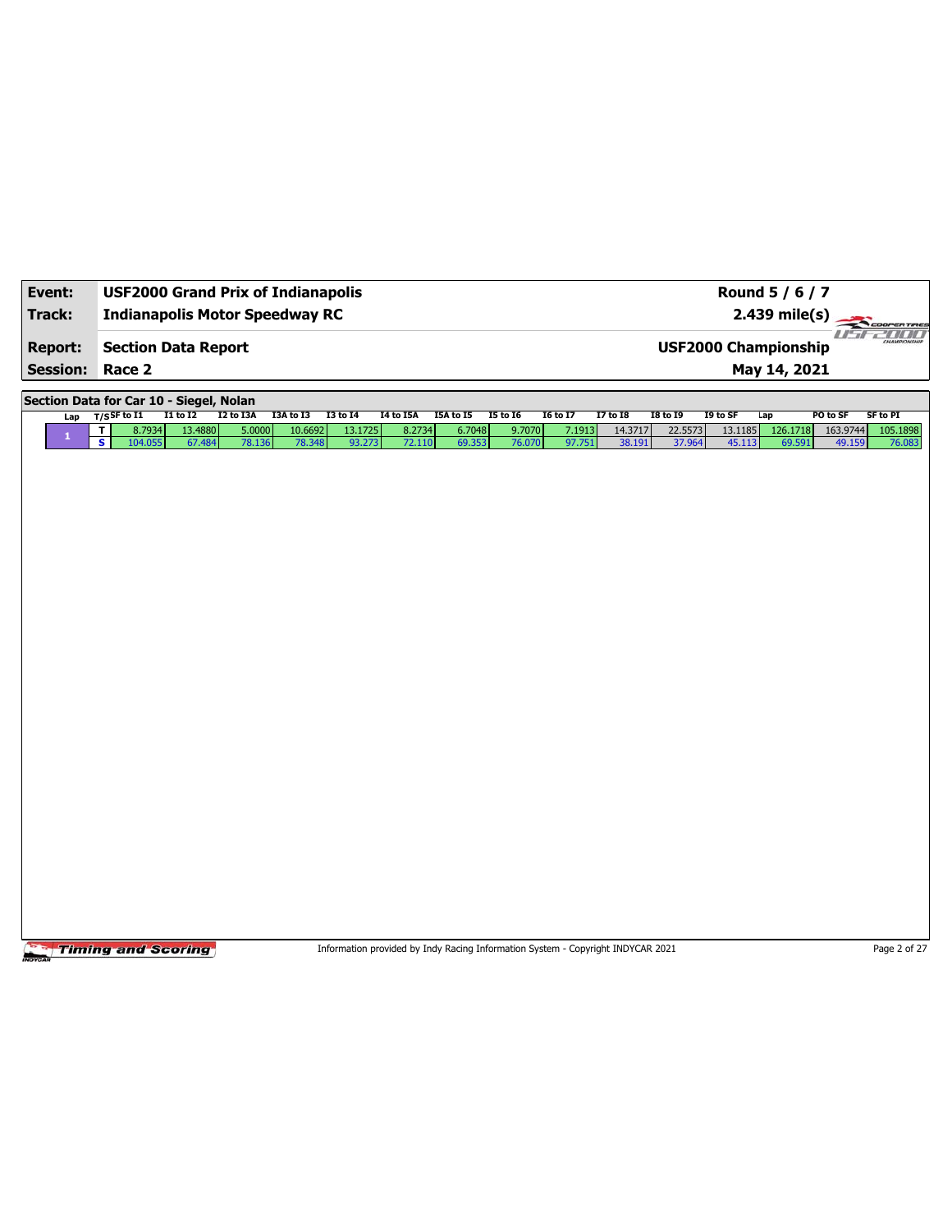| | | | |
|---|---|---|---|
| **Event:** | **USF2000 Grand Prix of Indianapolis** | | **Round 5 / 6 / 7** |
| **Track:** | **Indianapolis Motor Speedway RC** | | **2.439 mile(s)** |
| **Report:** | **Section Data Report** | | **USF2000 Championship** |
| **Session:** | **Race 2** | | **May 14, 2021** |

## Section Data for Car 10 - Siegel, Nolan

| Lap | T/S | SF to I1 | I1 to I2 | I2 to I3A | I3A to I3 | I3 to I4 | I4 to I5A | I5A to I5 | I5 to I6 | I6 to I7 | I7 to I8 | I8 to I9 | I9 to SF | Lap | PO to SF | SF to PI |
|---|---|---|---|---|---|---|---|---|---|---|---|---|---|---|---|---|
| 1 | T | 8.7934 | 13.4880 | 5.0000 | 10.6692 | 13.1725 | 8.2734 | 6.7048 | 9.7070 | 7.1913 | 14.3717 | 22.5573 | 13.1185 | 126.1718 | 163.9744 | 105.1898 |
| | S | 104.055 | 67.484 | 78.136 | 78.348 | 93.273 | 72.110 | 69.353 | 76.070 | 97.751 | 38.191 | 37.964 | 45.113 | 69.591 | 49.159 | 76.083 |

Information provided by Indy Racing Information System - Copyright INDYCAR 2021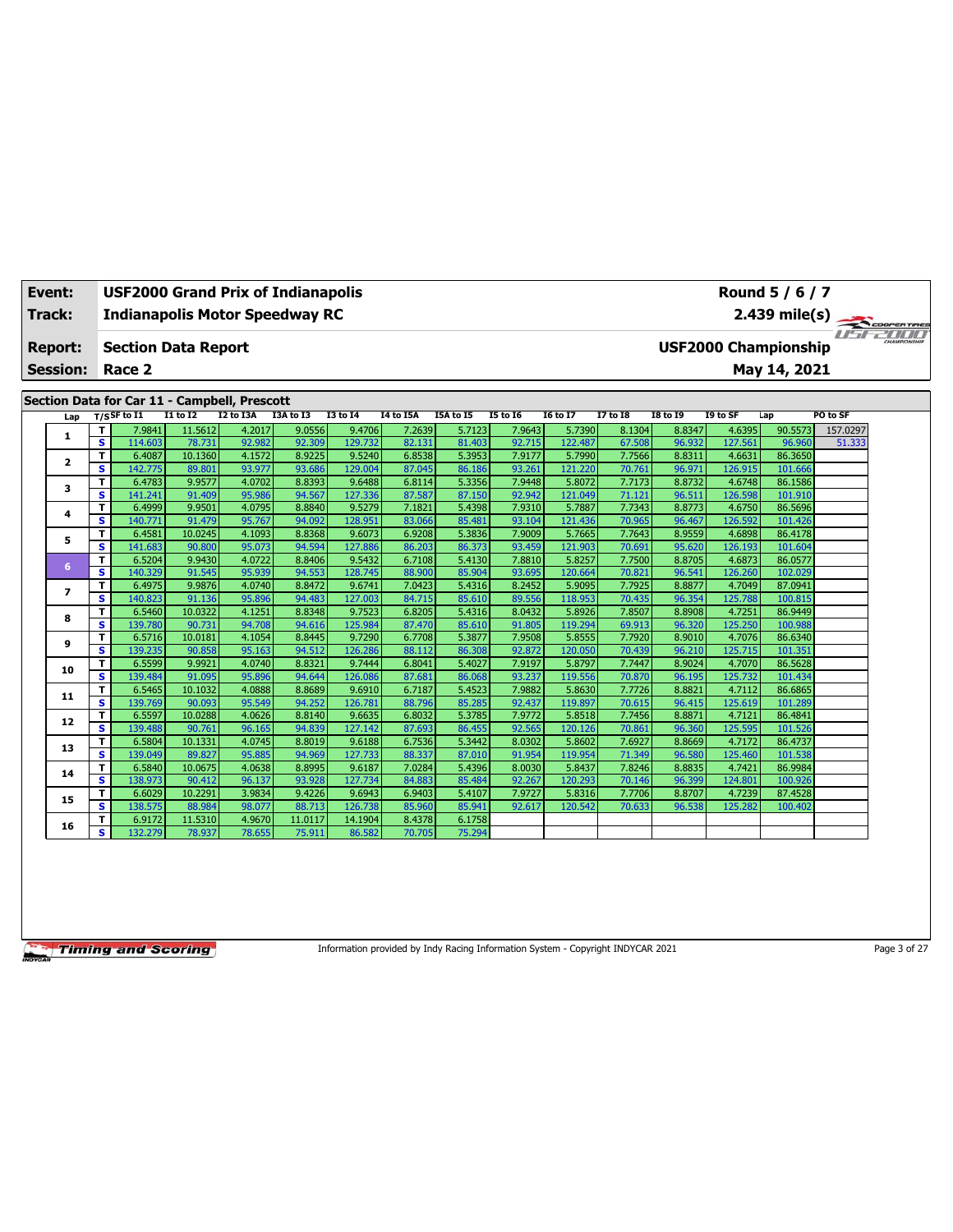| Event: | USF2000 Grand Prix of Indianapolis | Round 5 / 6 / 7 |
|---|---|---|
| Track: | Indianapolis Motor Speedway RC | 2.439 mile(s) |
| Report: | Section Data Report | USF2000 Championship |
| Session: | Race 2 | May 14, 2021 |

## Section Data for Car 11 - Campbell, Prescott

| Lap | T/S | SF to I1 | I1 to I2 | I2 to I3A | I3A to I3 | I3 to I4 | I4 to I5A | I5A to I5 | I5 to I6 | I6 to I7 | I7 to I8 | I8 to I9 | I9 to SF | Lap | PO to SF |
|---|---|---|---|---|---|---|---|---|---|---|---|---|---|---|---|
| 1 | T | 7.9841 | 11.5612 | 4.2017 | 9.0556 | 9.4706 | 7.2639 | 5.7123 | 7.9643 | 5.7390 | 8.1304 | 8.8347 | 4.6395 | 90.5573 | 157.0297 |
| | S | 114.603 | 78.731 | 92.982 | 92.309 | 129.732 | 82.131 | 81.403 | 92.715 | 122.487 | 67.508 | 96.932 | 127.561 | 96.960 | 51.333 |
| 2 | T | 6.4087 | 10.1360 | 4.1572 | 8.9225 | 9.5240 | 6.8538 | 5.3953 | 7.9177 | 5.7990 | 7.7566 | 8.8311 | 4.6631 | 86.3650 | |
| | S | 142.775 | 89.801 | 93.977 | 93.686 | 129.004 | 87.045 | 86.186 | 93.261 | 121.220 | 70.761 | 96.971 | 126.915 | 101.666 | |
| 3 | T | 6.4783 | 9.9577 | 4.0702 | 8.8393 | 9.6488 | 6.8114 | 5.3356 | 7.9448 | 5.8072 | 7.7173 | 8.8732 | 4.6748 | 86.1586 | |
| | S | 141.241 | 91.409 | 95.986 | 94.567 | 127.336 | 87.587 | 87.150 | 92.942 | 121.049 | 71.121 | 96.511 | 126.598 | 101.910 | |
| 4 | T | 6.4999 | 9.9501 | 4.0795 | 8.8840 | 9.5279 | 7.1821 | 5.4398 | 7.9310 | 5.7887 | 7.7343 | 8.8773 | 4.6750 | 86.5696 | |
| | S | 140.771 | 91.479 | 95.767 | 94.092 | 128.951 | 83.066 | 85.481 | 93.104 | 121.436 | 70.965 | 96.467 | 126.592 | 101.426 | |
| 5 | T | 6.4581 | 10.0245 | 4.1093 | 8.8368 | 9.6073 | 6.9208 | 5.3836 | 7.9009 | 5.7665 | 7.7643 | 8.9559 | 4.6898 | 86.4178 | |
| | S | 141.683 | 90.800 | 95.073 | 94.594 | 127.886 | 86.203 | 86.373 | 93.459 | 121.903 | 70.691 | 95.620 | 126.193 | 101.604 | |
| 6 | T | 6.5204 | 9.9430 | 4.0722 | 8.8406 | 9.5432 | 6.7108 | 5.4130 | 7.8810 | 5.8257 | 7.7500 | 8.8705 | 4.6873 | 86.0577 | |
| | S | 140.329 | 91.545 | 95.939 | 94.553 | 128.745 | 88.900 | 85.904 | 93.695 | 120.664 | 70.821 | 96.541 | 126.260 | 102.029 | |
| 7 | T | 6.4975 | 9.9876 | 4.0740 | 8.8472 | 9.6741 | 7.0423 | 5.4316 | 8.2452 | 5.9095 | 7.7925 | 8.8877 | 4.7049 | 87.0941 | |
| | S | 140.823 | 91.136 | 95.896 | 94.483 | 127.003 | 84.715 | 85.610 | 89.556 | 118.953 | 70.435 | 96.354 | 125.788 | 100.815 | |
| 8 | T | 6.5460 | 10.0322 | 4.1251 | 8.8348 | 9.7523 | 6.8205 | 5.4316 | 8.0432 | 5.8926 | 7.8507 | 8.8908 | 4.7251 | 86.9449 | |
| | S | 139.780 | 90.731 | 94.708 | 94.616 | 125.984 | 87.470 | 85.610 | 91.805 | 119.294 | 69.913 | 96.320 | 125.250 | 100.988 | |
| 9 | T | 6.5716 | 10.0181 | 4.1054 | 8.8445 | 9.7290 | 6.7708 | 5.3877 | 7.9508 | 5.8555 | 7.7920 | 8.9010 | 4.7076 | 86.6340 | |
| | S | 139.235 | 90.858 | 95.163 | 94.512 | 126.286 | 88.112 | 86.308 | 92.872 | 120.050 | 70.439 | 96.210 | 125.715 | 101.351 | |
| 10 | T | 6.5599 | 9.9921 | 4.0740 | 8.8321 | 9.7444 | 6.8041 | 5.4027 | 7.9197 | 5.8797 | 7.7447 | 8.9024 | 4.7070 | 86.5628 | |
| | S | 139.484 | 91.095 | 95.896 | 94.644 | 126.086 | 87.681 | 86.068 | 93.237 | 119.556 | 70.870 | 96.195 | 125.732 | 101.434 | |
| 11 | T | 6.5465 | 10.1032 | 4.0888 | 8.8689 | 9.6910 | 6.7187 | 5.4523 | 7.9882 | 5.8630 | 7.7726 | 8.8821 | 4.7112 | 86.6865 | |
| | S | 139.769 | 90.093 | 95.549 | 94.252 | 126.781 | 88.796 | 85.285 | 92.437 | 119.897 | 70.615 | 96.415 | 125.619 | 101.289 | |
| 12 | T | 6.5597 | 10.0288 | 4.0626 | 8.8140 | 9.6635 | 6.8032 | 5.3785 | 7.9772 | 5.8518 | 7.7456 | 8.8871 | 4.7121 | 86.4841 | |
| | S | 139.488 | 90.761 | 96.165 | 94.839 | 127.142 | 87.693 | 86.455 | 92.565 | 120.126 | 70.861 | 96.360 | 125.595 | 101.526 | |
| 13 | T | 6.5804 | 10.1331 | 4.0745 | 8.8019 | 9.6188 | 6.7536 | 5.3442 | 8.0302 | 5.8602 | 7.6927 | 8.8669 | 4.7172 | 86.4737 | |
| | S | 139.049 | 89.827 | 95.885 | 94.969 | 127.733 | 88.337 | 87.010 | 91.954 | 119.954 | 71.349 | 96.580 | 125.460 | 101.538 | |
| 14 | T | 6.5840 | 10.0675 | 4.0638 | 8.8995 | 9.6187 | 7.0284 | 5.4396 | 8.0030 | 5.8437 | 7.8246 | 8.8835 | 4.7421 | 86.9984 | |
| | S | 138.973 | 90.412 | 96.137 | 93.928 | 127.734 | 84.883 | 85.484 | 92.267 | 120.293 | 70.146 | 96.399 | 124.801 | 100.926 | |
| 15 | T | 6.6029 | 10.2291 | 3.9834 | 9.4226 | 9.6943 | 6.9403 | 5.4107 | 7.9727 | 5.8316 | 7.7706 | 8.8707 | 4.7239 | 87.4528 | |
| | S | 138.575 | 88.984 | 98.077 | 88.713 | 126.738 | 85.960 | 85.941 | 92.617 | 120.542 | 70.633 | 96.538 | 125.282 | 100.402 | |
| 16 | T | 6.9172 | 11.5310 | 4.9670 | 11.0117 | 14.1904 | 8.4378 | 6.1758 | | | | | | | |
| | S | 132.279 | 78.937 | 78.655 | 75.911 | 86.582 | 70.705 | 75.294 | | | | | | | |

Information provided by Indy Racing Information System - Copyright INDYCAR 2021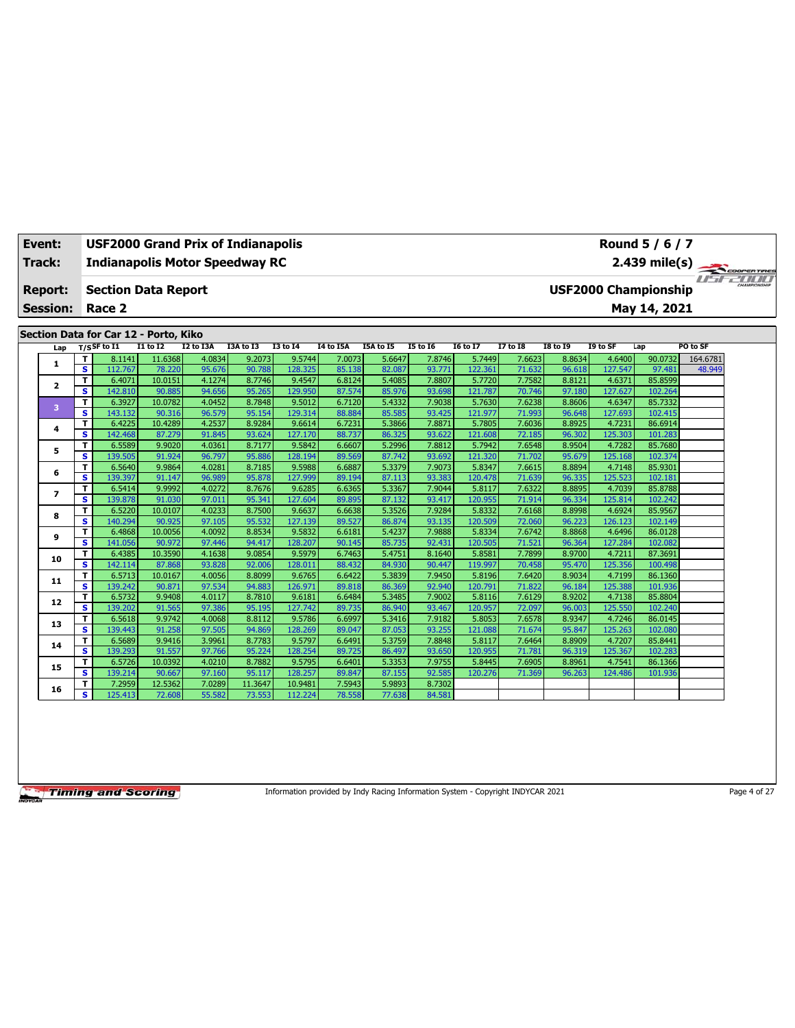| Event: | USF2000 Grand Prix of Indianapolis | Round 5 / 6 / 7 |
|---|---|---|
| Track: | Indianapolis Motor Speedway RC | 2.439 mile(s) |
| Report: | Section Data Report | USF2000 Championship |
| Session: | Race 2 | May 14, 2021 |

## Section Data for Car 12 - Porto, Kiko

| Lap | T/S | SF to I1 | I1 to I2 | I2 to I3A | I3A to I3 | I3 to I4 | I4 to I5A | I5A to I5 | I5 to I6 | I6 to I7 | I7 to I8 | I8 to I9 | I9 to SF | Lap | PO to SF |
|---|---|---|---|---|---|---|---|---|---|---|---|---|---|---|---|
| 1 | T | 8.1141 | 11.6368 | 4.0834 | 9.2073 | 9.5744 | 7.0073 | 5.6647 | 7.8746 | 5.7449 | 7.6623 | 8.8634 | 4.6400 | 90.0732 | 164.6781 |
| | S | 112.767 | 78.220 | 95.676 | 90.788 | 128.325 | 85.138 | 82.087 | 93.771 | 122.361 | 71.632 | 96.618 | 127.547 | 97.481 | 48.949 |
| 2 | T | 6.4071 | 10.0151 | 4.1274 | 8.7746 | 9.4547 | 6.8124 | 5.4085 | 7.8807 | 5.7720 | 7.7582 | 8.8121 | 4.6371 | 85.8599 | |
| | S | 142.810 | 90.885 | 94.656 | 95.265 | 129.950 | 87.574 | 85.976 | 93.698 | 121.787 | 70.746 | 97.180 | 127.627 | 102.264 | |
| 3 | T | 6.3927 | 10.0782 | 4.0452 | 8.7848 | 9.5012 | 6.7120 | 5.4332 | 7.9038 | 5.7630 | 7.6238 | 8.8606 | 4.6347 | 85.7332 | |
| | S | 143.132 | 90.316 | 96.579 | 95.154 | 129.314 | 88.884 | 85.585 | 93.425 | 121.977 | 71.993 | 96.648 | 127.693 | 102.415 | |
| 4 | T | 6.4225 | 10.4289 | 4.2537 | 8.9284 | 9.6614 | 6.7231 | 5.3866 | 7.8871 | 5.7805 | 7.6036 | 8.8925 | 4.7231 | 86.6914 | |
| | S | 142.468 | 87.279 | 91.845 | 93.624 | 127.170 | 88.737 | 86.325 | 93.622 | 121.608 | 72.185 | 96.302 | 125.303 | 101.283 | |
| 5 | T | 6.5589 | 9.9020 | 4.0361 | 8.7177 | 9.5842 | 6.6607 | 5.2996 | 7.8812 | 5.7942 | 7.6548 | 8.9504 | 4.7282 | 85.7680 | |
| | S | 139.505 | 91.924 | 96.797 | 95.886 | 128.194 | 89.569 | 87.742 | 93.692 | 121.320 | 71.702 | 95.679 | 125.168 | 102.374 | |
| 6 | T | 6.5640 | 9.9864 | 4.0281 | 8.7185 | 9.5988 | 6.6887 | 5.3379 | 7.9073 | 5.8347 | 7.6615 | 8.8894 | 4.7148 | 85.9301 | |
| | S | 139.397 | 91.147 | 96.989 | 95.878 | 127.999 | 89.194 | 87.113 | 93.383 | 120.478 | 71.639 | 96.335 | 125.523 | 102.181 | |
| 7 | T | 6.5414 | 9.9992 | 4.0272 | 8.7676 | 9.6285 | 6.6365 | 5.3367 | 7.9044 | 5.8117 | 7.6322 | 8.8895 | 4.7039 | 85.8788 | |
| | S | 139.878 | 91.030 | 97.011 | 95.341 | 127.604 | 89.895 | 87.132 | 93.417 | 120.955 | 71.914 | 96.334 | 125.814 | 102.242 | |
| 8 | T | 6.5220 | 10.0107 | 4.0233 | 8.7500 | 9.6637 | 6.6638 | 5.3526 | 7.9284 | 5.8332 | 7.6168 | 8.8998 | 4.6924 | 85.9567 | |
| | S | 140.294 | 90.925 | 97.105 | 95.532 | 127.139 | 89.527 | 86.874 | 93.135 | 120.509 | 72.060 | 96.223 | 126.123 | 102.149 | |
| 9 | T | 6.4868 | 10.0056 | 4.0092 | 8.8534 | 9.5832 | 6.6181 | 5.4237 | 7.9888 | 5.8334 | 7.6742 | 8.8868 | 4.6496 | 86.0128 | |
| | S | 141.056 | 90.972 | 97.446 | 94.417 | 128.207 | 90.145 | 85.735 | 92.431 | 120.505 | 71.521 | 96.364 | 127.284 | 102.082 | |
| 10 | T | 6.4385 | 10.3590 | 4.1638 | 9.0854 | 9.5979 | 6.7463 | 5.4751 | 8.1640 | 5.8581 | 7.7899 | 8.9700 | 4.7211 | 87.3691 | |
| | S | 142.114 | 87.868 | 93.828 | 92.006 | 128.011 | 88.432 | 84.930 | 90.447 | 119.997 | 70.458 | 95.470 | 125.356 | 100.498 | |
| 11 | T | 6.5713 | 10.0167 | 4.0056 | 8.8099 | 9.6765 | 6.6422 | 5.3839 | 7.9450 | 5.8196 | 7.6420 | 8.9034 | 4.7199 | 86.1360 | |
| | S | 139.242 | 90.871 | 97.534 | 94.883 | 126.971 | 89.818 | 86.369 | 92.940 | 120.791 | 71.822 | 96.184 | 125.388 | 101.936 | |
| 12 | T | 6.5732 | 9.9408 | 4.0117 | 8.7810 | 9.6181 | 6.6484 | 5.3485 | 7.9002 | 5.8116 | 7.6129 | 8.9202 | 4.7138 | 85.8804 | |
| | S | 139.202 | 91.565 | 97.386 | 95.195 | 127.742 | 89.735 | 86.940 | 93.467 | 120.957 | 72.097 | 96.003 | 125.550 | 102.240 | |
| 13 | T | 6.5618 | 9.9742 | 4.0068 | 8.8112 | 9.5786 | 6.6997 | 5.3416 | 7.9182 | 5.8053 | 7.6578 | 8.9347 | 4.7246 | 86.0145 | |
| | S | 139.443 | 91.258 | 97.505 | 94.869 | 128.269 | 89.047 | 87.053 | 93.255 | 121.088 | 71.674 | 95.847 | 125.263 | 102.080 | |
| 14 | T | 6.5689 | 9.9416 | 3.9961 | 8.7783 | 9.5797 | 6.6491 | 5.3759 | 7.8848 | 5.8117 | 7.6464 | 8.8909 | 4.7207 | 85.8441 | |
| | S | 139.293 | 91.557 | 97.766 | 95.224 | 128.254 | 89.725 | 86.497 | 93.650 | 120.955 | 71.781 | 96.319 | 125.367 | 102.283 | |
| 15 | T | 6.5726 | 10.0392 | 4.0210 | 8.7882 | 9.5795 | 6.6401 | 5.3353 | 7.9755 | 5.8445 | 7.6905 | 8.8961 | 4.7541 | 86.1366 | |
| | S | 139.214 | 90.667 | 97.160 | 95.117 | 128.257 | 89.847 | 87.155 | 92.585 | 120.276 | 71.369 | 96.263 | 124.486 | 101.936 | |
| 16 | T | 7.2959 | 12.5362 | 7.0289 | 11.3647 | 10.9481 | 7.5943 | 5.9893 | 8.7302 | | | | | | |
| | S | 125.413 | 72.608 | 55.582 | 73.553 | 112.224 | 78.558 | 77.638 | 84.581 | | | | | | |

Information provided by Indy Racing Information System - Copyright INDYCAR 2021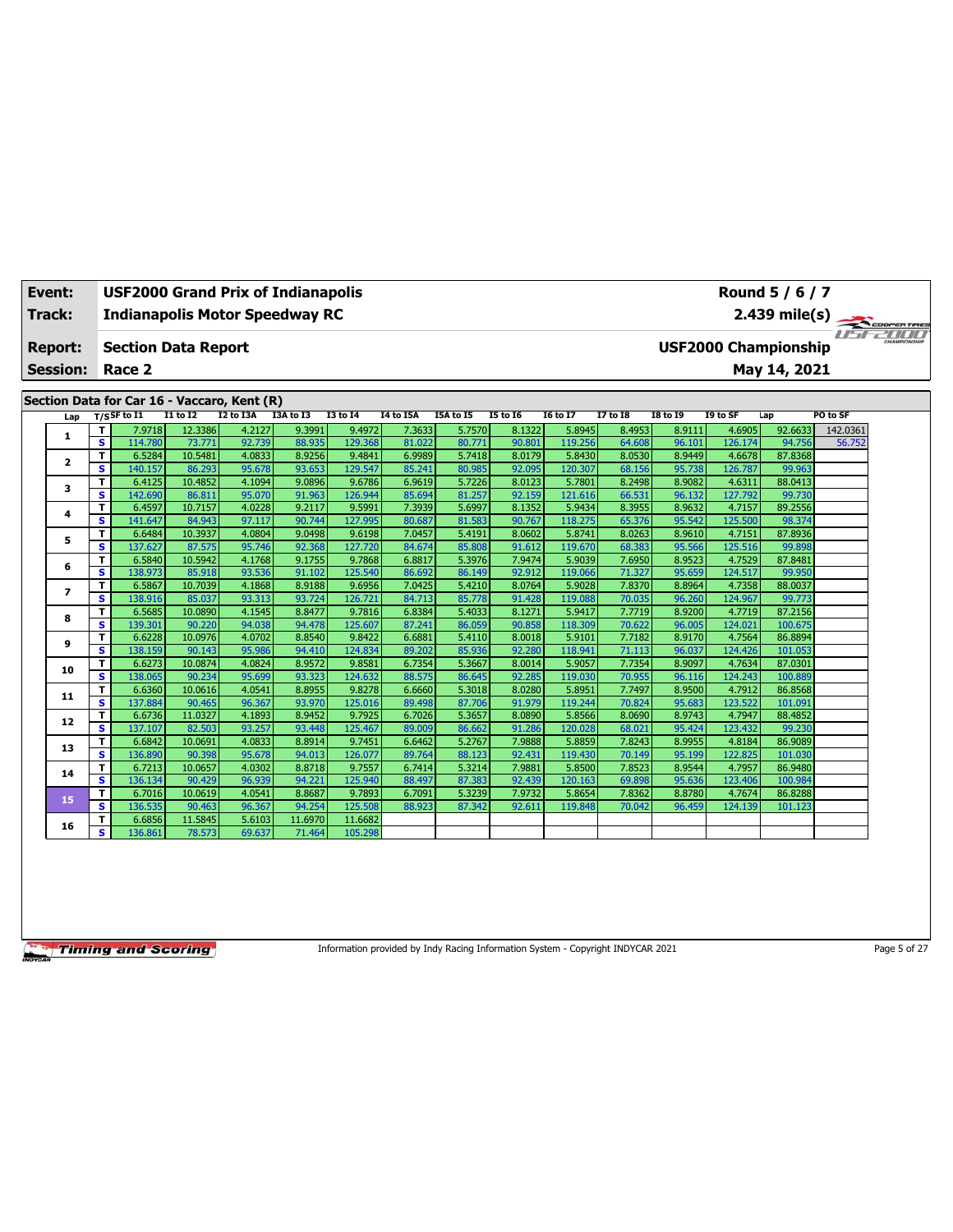| Event: | USF2000 Grand Prix of Indianapolis | Round 5 / 6 / 7 |
|---|---|---|
| Track: | Indianapolis Motor Speedway RC | 2.439 mile(s) |
| Report: | Section Data Report | USF2000 Championship |
| Session: | Race 2 | May 14, 2021 |

## Section Data for Car 16 - Vaccaro, Kent (R)

| Lap | T/S | SF to I1 | I1 to I2 | I2 to I3A | I3A to I3 | I3 to I4 | I4 to I5A | I5A to I5 | I5 to I6 | I6 to I7 | I7 to I8 | I8 to I9 | I9 to SF | Lap | PO to SF |
|---|---|---|---|---|---|---|---|---|---|---|---|---|---|---|---|
| 1 | T | 7.9718 | 12.3386 | 4.2127 | 9.3991 | 9.4972 | 7.3633 | 5.7570 | 8.1322 | 5.8945 | 8.4953 | 8.9111 | 4.6905 | 92.6633 | 142.0361 |
| | S | 114.780 | 73.771 | 92.739 | 88.935 | 129.368 | 81.022 | 80.771 | 90.801 | 119.256 | 64.608 | 96.101 | 126.174 | 94.756 | 56.752 |
| 2 | T | 6.5284 | 10.5481 | 4.0833 | 8.9256 | 9.4841 | 6.9989 | 5.7418 | 8.0179 | 5.8430 | 8.0530 | 8.9449 | 4.6678 | 87.8368 | |
| | S | 140.157 | 86.293 | 95.678 | 93.653 | 129.547 | 85.241 | 80.985 | 92.095 | 120.307 | 68.156 | 95.738 | 126.787 | 99.963 | |
| 3 | T | 6.4125 | 10.4852 | 4.1094 | 9.0896 | 9.6786 | 6.9619 | 5.7226 | 8.0123 | 5.7801 | 8.2498 | 8.9082 | 4.6311 | 88.0413 | |
| | S | 142.690 | 86.811 | 95.070 | 91.963 | 126.944 | 85.694 | 81.257 | 92.159 | 121.616 | 66.531 | 96.132 | 127.792 | 99.730 | |
| 4 | T | 6.4597 | 10.7157 | 4.0228 | 9.2117 | 9.5991 | 7.3939 | 5.6997 | 8.1352 | 5.9434 | 8.3955 | 8.9632 | 4.7157 | 89.2556 | |
| | S | 141.647 | 84.943 | 97.117 | 90.744 | 127.995 | 80.687 | 81.583 | 90.767 | 118.275 | 65.376 | 95.542 | 125.500 | 98.374 | |
| 5 | T | 6.6484 | 10.3937 | 4.0804 | 9.0498 | 9.6198 | 7.0457 | 5.4191 | 8.0602 | 5.8741 | 8.0263 | 8.9610 | 4.7151 | 87.8936 | |
| | S | 137.627 | 87.575 | 95.746 | 92.368 | 127.720 | 84.674 | 85.808 | 91.612 | 119.670 | 68.383 | 95.566 | 125.516 | 99.898 | |
| 6 | T | 6.5840 | 10.5942 | 4.1768 | 9.1755 | 9.7868 | 6.8817 | 5.3976 | 7.9474 | 5.9039 | 7.6950 | 8.9523 | 4.7529 | 87.8481 | |
| | S | 138.973 | 85.918 | 93.536 | 91.102 | 125.540 | 86.692 | 86.149 | 92.912 | 119.066 | 71.327 | 95.659 | 124.517 | 99.950 | |
| 7 | T | 6.5867 | 10.7039 | 4.1868 | 8.9188 | 9.6956 | 7.0425 | 5.4210 | 8.0764 | 5.9028 | 7.8370 | 8.8964 | 4.7358 | 88.0037 | |
| | S | 138.916 | 85.037 | 93.313 | 93.724 | 126.721 | 84.713 | 85.778 | 91.428 | 119.088 | 70.035 | 96.260 | 124.967 | 99.773 | |
| 8 | T | 6.5685 | 10.0890 | 4.1545 | 8.8477 | 9.7816 | 6.8384 | 5.4033 | 8.1271 | 5.9417 | 7.7719 | 8.9200 | 4.7719 | 87.2156 | |
| | S | 139.301 | 90.220 | 94.038 | 94.478 | 125.607 | 87.241 | 86.059 | 90.858 | 118.309 | 70.622 | 96.005 | 124.021 | 100.675 | |
| 9 | T | 6.6228 | 10.0976 | 4.0702 | 8.8540 | 9.8422 | 6.6881 | 5.4110 | 8.0018 | 5.9101 | 7.7182 | 8.9170 | 4.7564 | 86.8894 | |
| | S | 138.159 | 90.143 | 95.986 | 94.410 | 124.834 | 89.202 | 85.936 | 92.280 | 118.941 | 71.113 | 96.037 | 124.426 | 101.053 | |
| 10 | T | 6.6273 | 10.0874 | 4.0824 | 8.9572 | 9.8581 | 6.7354 | 5.3667 | 8.0014 | 5.9057 | 7.7354 | 8.9097 | 4.7634 | 87.0301 | |
| | S | 138.065 | 90.234 | 95.699 | 93.323 | 124.632 | 88.575 | 86.645 | 92.285 | 119.030 | 70.955 | 96.116 | 124.243 | 100.889 | |
| 11 | T | 6.6360 | 10.0616 | 4.0541 | 8.8955 | 9.8278 | 6.6660 | 5.3018 | 8.0280 | 5.8951 | 7.7497 | 8.9500 | 4.7912 | 86.8568 | |
| | S | 137.884 | 90.465 | 96.367 | 93.970 | 125.016 | 89.498 | 87.706 | 91.979 | 119.244 | 70.824 | 95.683 | 123.522 | 101.091 | |
| 12 | T | 6.6736 | 11.0327 | 4.1893 | 8.9452 | 9.7925 | 6.7026 | 5.3657 | 8.0890 | 5.8566 | 8.0690 | 8.9743 | 4.7947 | 88.4852 | |
| | S | 137.107 | 82.503 | 93.257 | 93.448 | 125.467 | 89.009 | 86.662 | 91.286 | 120.028 | 68.021 | 95.424 | 123.432 | 99.230 | |
| 13 | T | 6.6842 | 10.0691 | 4.0833 | 8.8914 | 9.7451 | 6.6462 | 5.2767 | 7.9888 | 5.8859 | 7.8243 | 8.9955 | 4.8184 | 86.9089 | |
| | S | 136.890 | 90.398 | 95.678 | 94.013 | 126.077 | 89.764 | 88.123 | 92.431 | 119.430 | 70.149 | 95.199 | 122.825 | 101.030 | |
| 14 | T | 6.7213 | 10.0657 | 4.0302 | 8.8718 | 9.7557 | 6.7414 | 5.3214 | 7.9881 | 5.8500 | 7.8523 | 8.9544 | 4.7957 | 86.9480 | |
| | S | 136.134 | 90.429 | 96.939 | 94.221 | 125.940 | 88.497 | 87.383 | 92.439 | 120.163 | 69.898 | 95.636 | 123.406 | 100.984 | |
| 15 | T | 6.7016 | 10.0619 | 4.0541 | 8.8687 | 9.7893 | 6.7091 | 5.3239 | 7.9732 | 5.8654 | 7.8362 | 8.8780 | 4.7674 | 86.8288 | |
| | S | 136.535 | 90.463 | 96.367 | 94.254 | 125.508 | 88.923 | 87.342 | 92.611 | 119.848 | 70.042 | 96.459 | 124.139 | 101.123 | |
| 16 | T | 6.6856 | 11.5845 | 5.6103 | 11.6970 | 11.6682 | | | | | | | | | |
| | S | 136.861 | 78.573 | 69.637 | 71.464 | 105.298 | | | | | | | | | |

Information provided by Indy Racing Information System - Copyright INDYCAR 2021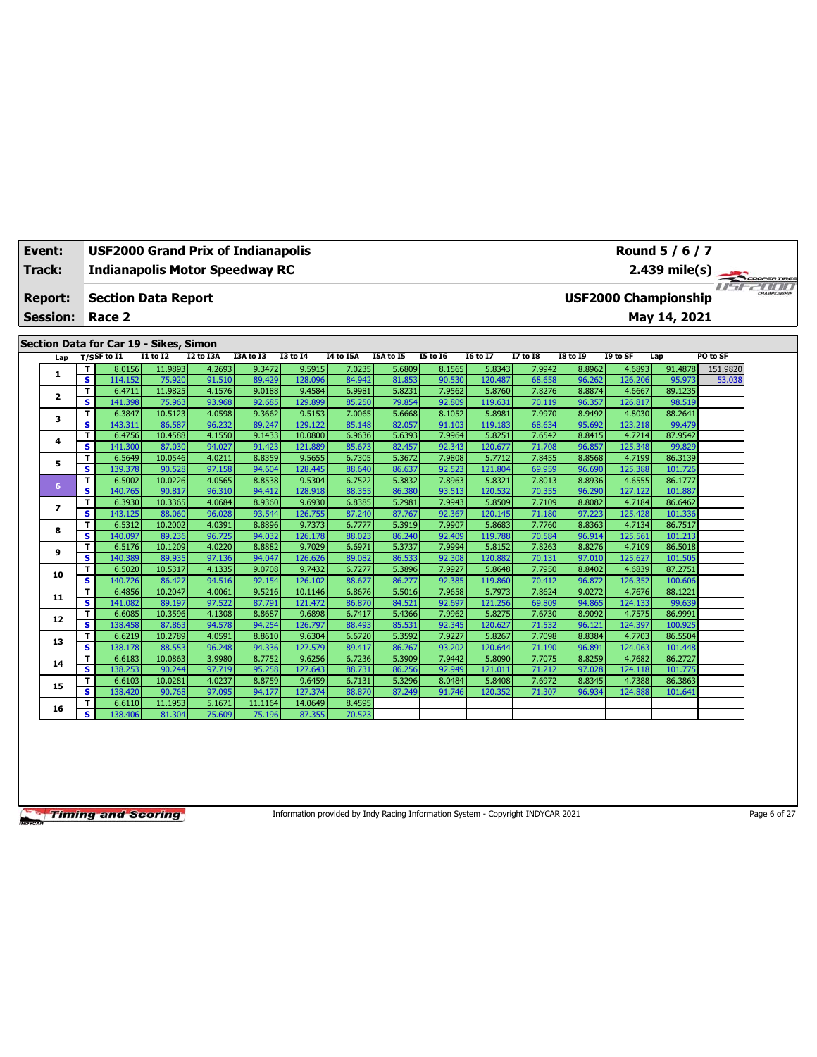| Event: | USF2000 Grand Prix of Indianapolis | Round 5 / 6 / 7 |
|---|---|---|
| Track: | Indianapolis Motor Speedway RC | 2.439 mile(s) |
| Report: | Section Data Report | USF2000 Championship |
| Session: | Race 2 | May 14, 2021 |

## Section Data for Car 19 - Sikes, Simon

| Lap | T/S | SF to I1 | I1 to I2 | I2 to I3A | I3A to I3 | I3 to I4 | I4 to I5A | I5A to I5 | I5 to I6 | I6 to I7 | I7 to I8 | I8 to I9 | I9 to SF | Lap | PO to SF |
|---|---|---|---|---|---|---|---|---|---|---|---|---|---|---|---|
| 1 | T | 8.0156 | 11.9893 | 4.2693 | 9.3472 | 9.5915 | 7.0235 | 5.6809 | 8.1565 | 5.8343 | 7.9942 | 8.8962 | 4.6893 | 91.4878 | 151.9820 |
| | S | 114.152 | 75.920 | 91.510 | 89.429 | 128.096 | 84.942 | 81.853 | 90.530 | 120.487 | 68.658 | 96.262 | 126.206 | 95.973 | 53.038 |
| 2 | T | 6.4711 | 11.9825 | 4.1576 | 9.0188 | 9.4584 | 6.9981 | 5.8231 | 7.9562 | 5.8760 | 7.8276 | 8.8874 | 4.6667 | 89.1235 | |
| | S | 141.398 | 75.963 | 93.968 | 92.685 | 129.899 | 85.250 | 79.854 | 92.809 | 119.631 | 70.119 | 96.357 | 126.817 | 98.519 | |
| 3 | T | 6.3847 | 10.5123 | 4.0598 | 9.3662 | 9.5153 | 7.0065 | 5.6668 | 8.1052 | 5.8981 | 7.9970 | 8.9492 | 4.8030 | 88.2641 | |
| | S | 143.311 | 86.587 | 96.232 | 89.247 | 129.122 | 85.148 | 82.057 | 91.103 | 119.183 | 68.634 | 95.692 | 123.218 | 99.479 | |
| 4 | T | 6.4756 | 10.4588 | 4.1550 | 9.1433 | 10.0800 | 6.9636 | 5.6393 | 7.9964 | 5.8251 | 7.6542 | 8.8415 | 4.7214 | 87.9542 | |
| | S | 141.300 | 87.030 | 94.027 | 91.423 | 121.889 | 85.673 | 82.457 | 92.343 | 120.677 | 71.708 | 96.857 | 125.348 | 99.829 | |
| 5 | T | 6.5649 | 10.0546 | 4.0211 | 8.8359 | 9.5655 | 6.7305 | 5.3672 | 7.9808 | 5.7712 | 7.8455 | 8.8568 | 4.7199 | 86.3139 | |
| | S | 139.378 | 90.528 | 97.158 | 94.604 | 128.445 | 88.640 | 86.637 | 92.523 | 121.804 | 69.959 | 96.690 | 125.388 | 101.726 | |
| 6 | T | 6.5002 | 10.0226 | 4.0565 | 8.8538 | 9.5304 | 6.7522 | 5.3832 | 7.8963 | 5.8321 | 7.8013 | 8.8936 | 4.6555 | 86.1777 | |
| | S | 140.765 | 90.817 | 96.310 | 94.412 | 128.918 | 88.355 | 86.380 | 93.513 | 120.532 | 70.355 | 96.290 | 127.122 | 101.887 | |
| 7 | T | 6.3930 | 10.3365 | 4.0684 | 8.9360 | 9.6930 | 6.8385 | 5.2981 | 7.9943 | 5.8509 | 7.7109 | 8.8082 | 4.7184 | 86.6462 | |
| | S | 143.125 | 88.060 | 96.028 | 93.544 | 126.755 | 87.240 | 87.767 | 92.367 | 120.145 | 71.180 | 97.223 | 125.428 | 101.336 | |
| 8 | T | 6.5312 | 10.2002 | 4.0391 | 8.8896 | 9.7373 | 6.7777 | 5.3919 | 7.9907 | 5.8683 | 7.7760 | 8.8363 | 4.7134 | 86.7517 | |
| | S | 140.097 | 89.236 | 96.725 | 94.032 | 126.178 | 88.023 | 86.240 | 92.409 | 119.788 | 70.584 | 96.914 | 125.561 | 101.213 | |
| 9 | T | 6.5176 | 10.1209 | 4.0220 | 8.8882 | 9.7029 | 6.6971 | 5.3737 | 7.9994 | 5.8152 | 7.8263 | 8.8276 | 4.7109 | 86.5018 | |
| | S | 140.389 | 89.935 | 97.136 | 94.047 | 126.626 | 89.082 | 86.533 | 92.308 | 120.882 | 70.131 | 97.010 | 125.627 | 101.505 | |
| 10 | T | 6.5020 | 10.5317 | 4.1335 | 9.0708 | 9.7432 | 6.7277 | 5.3896 | 7.9927 | 5.8648 | 7.7950 | 8.8402 | 4.6839 | 87.2751 | |
| | S | 140.726 | 86.427 | 94.516 | 92.154 | 126.102 | 88.677 | 86.277 | 92.385 | 119.860 | 70.412 | 96.872 | 126.352 | 100.606 | |
| 11 | T | 6.4856 | 10.2047 | 4.0061 | 9.5216 | 10.1146 | 6.8676 | 5.5016 | 7.9658 | 5.7973 | 7.8624 | 9.0272 | 4.7676 | 88.1221 | |
| | S | 141.082 | 89.197 | 97.522 | 87.791 | 121.472 | 86.870 | 84.521 | 92.697 | 121.256 | 69.809 | 94.865 | 124.133 | 99.639 | |
| 12 | T | 6.6085 | 10.3596 | 4.1308 | 8.8687 | 9.6898 | 6.7417 | 5.4366 | 7.9962 | 5.8275 | 7.6730 | 8.9092 | 4.7575 | 86.9991 | |
| | S | 138.458 | 87.863 | 94.578 | 94.254 | 126.797 | 88.493 | 85.531 | 92.345 | 120.627 | 71.532 | 96.121 | 124.397 | 100.925 | |
| 13 | T | 6.6219 | 10.2789 | 4.0591 | 8.8610 | 9.6304 | 6.6720 | 5.3592 | 7.9227 | 5.8267 | 7.7098 | 8.8384 | 4.7703 | 86.5504 | |
| | S | 138.178 | 88.553 | 96.248 | 94.336 | 127.579 | 89.417 | 86.767 | 93.202 | 120.644 | 71.190 | 96.891 | 124.063 | 101.448 | |
| 14 | T | 6.6183 | 10.0863 | 3.9980 | 8.7752 | 9.6256 | 6.7236 | 5.3909 | 7.9442 | 5.8090 | 7.7075 | 8.8259 | 4.7682 | 86.2727 | |
| | S | 138.253 | 90.244 | 97.719 | 95.258 | 127.643 | 88.731 | 86.256 | 92.949 | 121.011 | 71.212 | 97.028 | 124.118 | 101.775 | |
| 15 | T | 6.6103 | 10.0281 | 4.0237 | 8.8759 | 9.6459 | 6.7131 | 5.3296 | 8.0484 | 5.8408 | 7.6972 | 8.8345 | 4.7388 | 86.3863 | |
| | S | 138.420 | 90.768 | 97.095 | 94.177 | 127.374 | 88.870 | 87.249 | 91.746 | 120.352 | 71.307 | 96.934 | 124.888 | 101.641 | |
| 16 | T | 6.6110 | 11.1953 | 5.1671 | 11.1164 | 14.0649 | 8.4595 | | | | | | | | |
| | S | 138.406 | 81.304 | 75.609 | 75.196 | 87.355 | 70.523 | | | | | | | | |

Information provided by Indy Racing Information System - Copyright INDYCAR 2021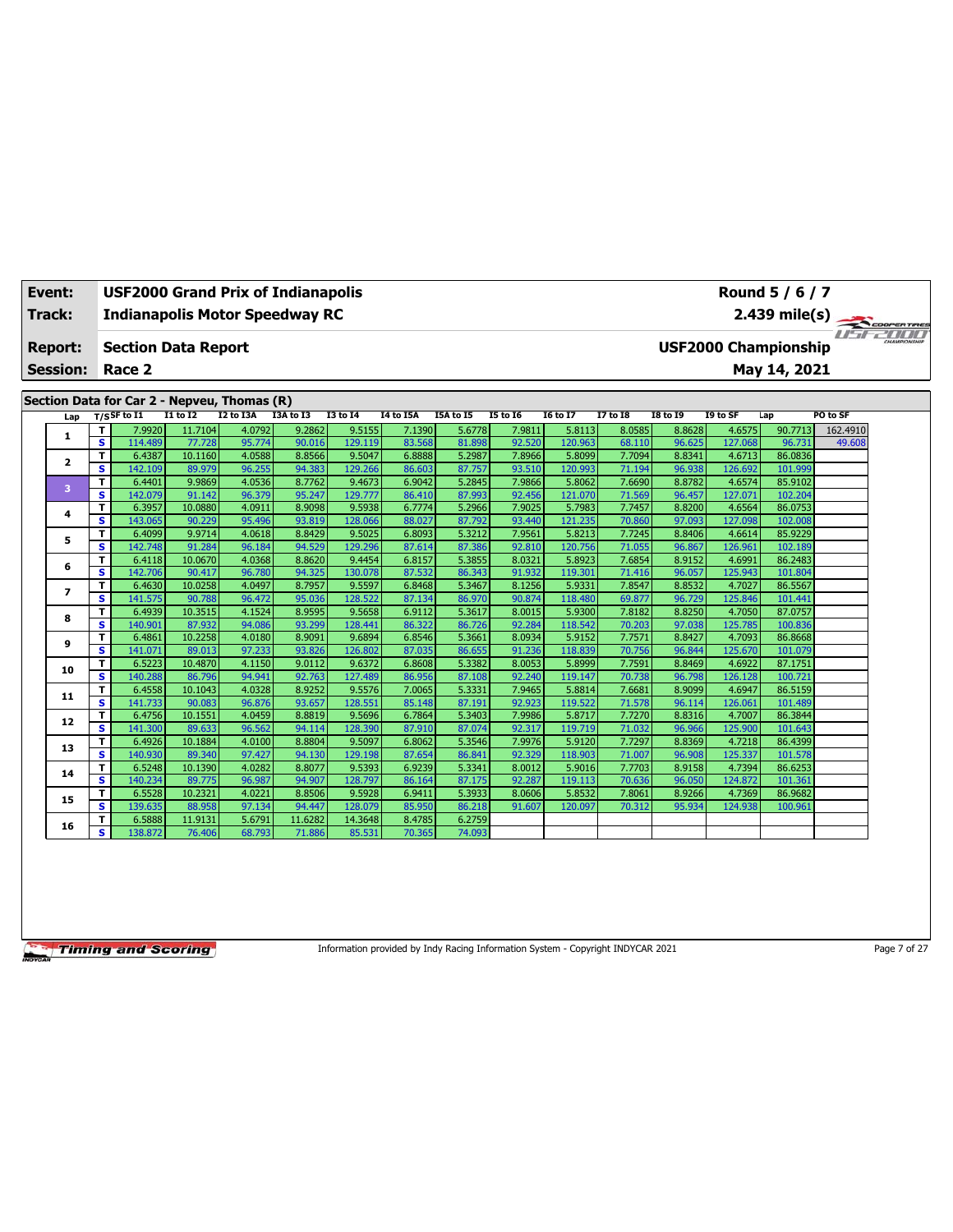| Event: | USF2000 Grand Prix of Indianapolis | Round 5 / 6 / 7 |
|---|---|---|
| Track: | Indianapolis Motor Speedway RC | 2.439 mile(s) |
| Report: | Section Data Report | USF2000 Championship |
| Session: | Race 2 | May 14, 2021 |

## Section Data for Car 2 - Nepveu, Thomas (R)

| Lap | T/S | SF to I1 | I1 to I2 | I2 to I3A | I3A to I3 | I3 to I4 | I4 to I5A | I5A to I5 | I5 to I6 | I6 to I7 | I7 to I8 | I8 to I9 | I9 to SF | Lap | PO to SF |
|---|---|---|---|---|---|---|---|---|---|---|---|---|---|---|---|
| 1 | T | 7.9920 | 11.7104 | 4.0792 | 9.2862 | 9.5155 | 7.1390 | 5.6778 | 7.9811 | 5.8113 | 8.0585 | 8.8628 | 4.6575 | 90.7713 | 162.4910 |
| | S | 114.489 | 77.728 | 95.774 | 90.016 | 129.119 | 83.568 | 81.898 | 92.520 | 120.963 | 68.110 | 96.625 | 127.068 | 96.731 | 49.608 |
| 2 | T | 6.4387 | 10.1160 | 4.0588 | 8.8566 | 9.5047 | 6.8888 | 5.2987 | 7.8966 | 5.8099 | 7.7094 | 8.8341 | 4.6713 | 86.0836 | |
| | S | 142.109 | 89.979 | 96.255 | 94.383 | 129.266 | 86.603 | 87.757 | 93.510 | 120.993 | 71.194 | 96.938 | 126.692 | 101.999 | |
| 3 | T | 6.4401 | 9.9869 | 4.0536 | 8.7762 | 9.4673 | 6.9042 | 5.2845 | 7.9866 | 5.8062 | 7.6690 | 8.8782 | 4.6574 | 85.9102 | |
| | S | 142.079 | 91.142 | 96.379 | 95.247 | 129.777 | 86.410 | 87.993 | 92.456 | 121.070 | 71.569 | 96.457 | 127.071 | 102.204 | |
| 4 | T | 6.3957 | 10.0880 | 4.0911 | 8.9098 | 9.5938 | 6.7774 | 5.2966 | 7.9025 | 5.7983 | 7.7457 | 8.8200 | 4.6564 | 86.0753 | |
| | S | 143.065 | 90.229 | 95.496 | 93.819 | 128.066 | 88.027 | 87.792 | 93.440 | 121.235 | 70.860 | 97.093 | 127.098 | 102.008 | |
| 5 | T | 6.4099 | 9.9714 | 4.0618 | 8.8429 | 9.5025 | 6.8093 | 5.3212 | 7.9561 | 5.8213 | 7.7245 | 8.8406 | 4.6614 | 85.9229 | |
| | S | 142.748 | 91.284 | 96.184 | 94.529 | 129.296 | 87.614 | 87.386 | 92.810 | 120.756 | 71.055 | 96.867 | 126.961 | 102.189 | |
| 6 | T | 6.4118 | 10.0670 | 4.0368 | 8.8620 | 9.4454 | 6.8157 | 5.3855 | 8.0321 | 5.8923 | 7.6854 | 8.9152 | 4.6991 | 86.2483 | |
| | S | 142.706 | 90.417 | 96.780 | 94.325 | 130.078 | 87.532 | 86.343 | 91.932 | 119.301 | 71.416 | 96.057 | 125.943 | 101.804 | |
| 7 | T | 6.4630 | 10.0258 | 4.0497 | 8.7957 | 9.5597 | 6.8468 | 5.3467 | 8.1256 | 5.9331 | 7.8547 | 8.8532 | 4.7027 | 86.5567 | |
| | S | 141.575 | 90.788 | 96.472 | 95.036 | 128.522 | 87.134 | 86.970 | 90.874 | 118.480 | 69.877 | 96.729 | 125.846 | 101.441 | |
| 8 | T | 6.4939 | 10.3515 | 4.1524 | 8.9595 | 9.5658 | 6.9112 | 5.3617 | 8.0015 | 5.9300 | 7.8182 | 8.8250 | 4.7050 | 87.0757 | |
| | S | 140.901 | 87.932 | 94.086 | 93.299 | 128.441 | 86.322 | 86.726 | 92.284 | 118.542 | 70.203 | 97.038 | 125.785 | 100.836 | |
| 9 | T | 6.4861 | 10.2258 | 4.0180 | 8.9091 | 9.6894 | 6.8546 | 5.3661 | 8.0934 | 5.9152 | 7.7571 | 8.8427 | 4.7093 | 86.8668 | |
| | S | 141.071 | 89.013 | 97.233 | 93.826 | 126.802 | 87.035 | 86.655 | 91.236 | 118.839 | 70.756 | 96.844 | 125.670 | 101.079 | |
| 10 | T | 6.5223 | 10.4870 | 4.1150 | 9.0112 | 9.6372 | 6.8608 | 5.3382 | 8.0053 | 5.8999 | 7.7591 | 8.8469 | 4.6922 | 87.1751 | |
| | S | 140.288 | 86.796 | 94.941 | 92.763 | 127.489 | 86.956 | 87.108 | 92.240 | 119.147 | 70.738 | 96.798 | 126.128 | 100.721 | |
| 11 | T | 6.4558 | 10.1043 | 4.0328 | 8.9252 | 9.5576 | 7.0065 | 5.3331 | 7.9465 | 5.8814 | 7.6681 | 8.9099 | 4.6947 | 86.5159 | |
| | S | 141.733 | 90.083 | 96.876 | 93.657 | 128.551 | 85.148 | 87.191 | 92.923 | 119.522 | 71.578 | 96.114 | 126.061 | 101.489 | |
| 12 | T | 6.4756 | 10.1551 | 4.0459 | 8.8819 | 9.5696 | 6.7864 | 5.3403 | 7.9986 | 5.8717 | 7.7270 | 8.8316 | 4.7007 | 86.3844 | |
| | S | 141.300 | 89.633 | 96.562 | 94.114 | 128.390 | 87.910 | 87.074 | 92.317 | 119.719 | 71.032 | 96.966 | 125.900 | 101.643 | |
| 13 | T | 6.4926 | 10.1884 | 4.0100 | 8.8804 | 9.5097 | 6.8062 | 5.3546 | 7.9976 | 5.9120 | 7.7297 | 8.8369 | 4.7218 | 86.4399 | |
| | S | 140.930 | 89.340 | 97.427 | 94.130 | 129.198 | 87.654 | 86.841 | 92.329 | 118.903 | 71.007 | 96.908 | 125.337 | 101.578 | |
| 14 | T | 6.5248 | 10.1390 | 4.0282 | 8.8077 | 9.5393 | 6.9239 | 5.3341 | 8.0012 | 5.9016 | 7.7703 | 8.9158 | 4.7394 | 86.6253 | |
| | S | 140.234 | 89.775 | 96.987 | 94.907 | 128.797 | 86.164 | 87.175 | 92.287 | 119.113 | 70.636 | 96.050 | 124.872 | 101.361 | |
| 15 | T | 6.5528 | 10.2321 | 4.0221 | 8.8506 | 9.5928 | 6.9411 | 5.3933 | 8.0606 | 5.8532 | 7.8061 | 8.9266 | 4.7369 | 86.9682 | |
| | S | 139.635 | 88.958 | 97.134 | 94.447 | 128.079 | 85.950 | 86.218 | 91.607 | 120.097 | 70.312 | 95.934 | 124.938 | 100.961 | |
| 16 | T | 6.5888 | 11.9131 | 5.6791 | 11.6282 | 14.3648 | 8.4785 | 6.2759 | | | | | | | |
| | S | 138.872 | 76.406 | 68.793 | 71.886 | 85.531 | 70.365 | 74.093 | | | | | | | |

Information provided by Indy Racing Information System - Copyright INDYCAR 2021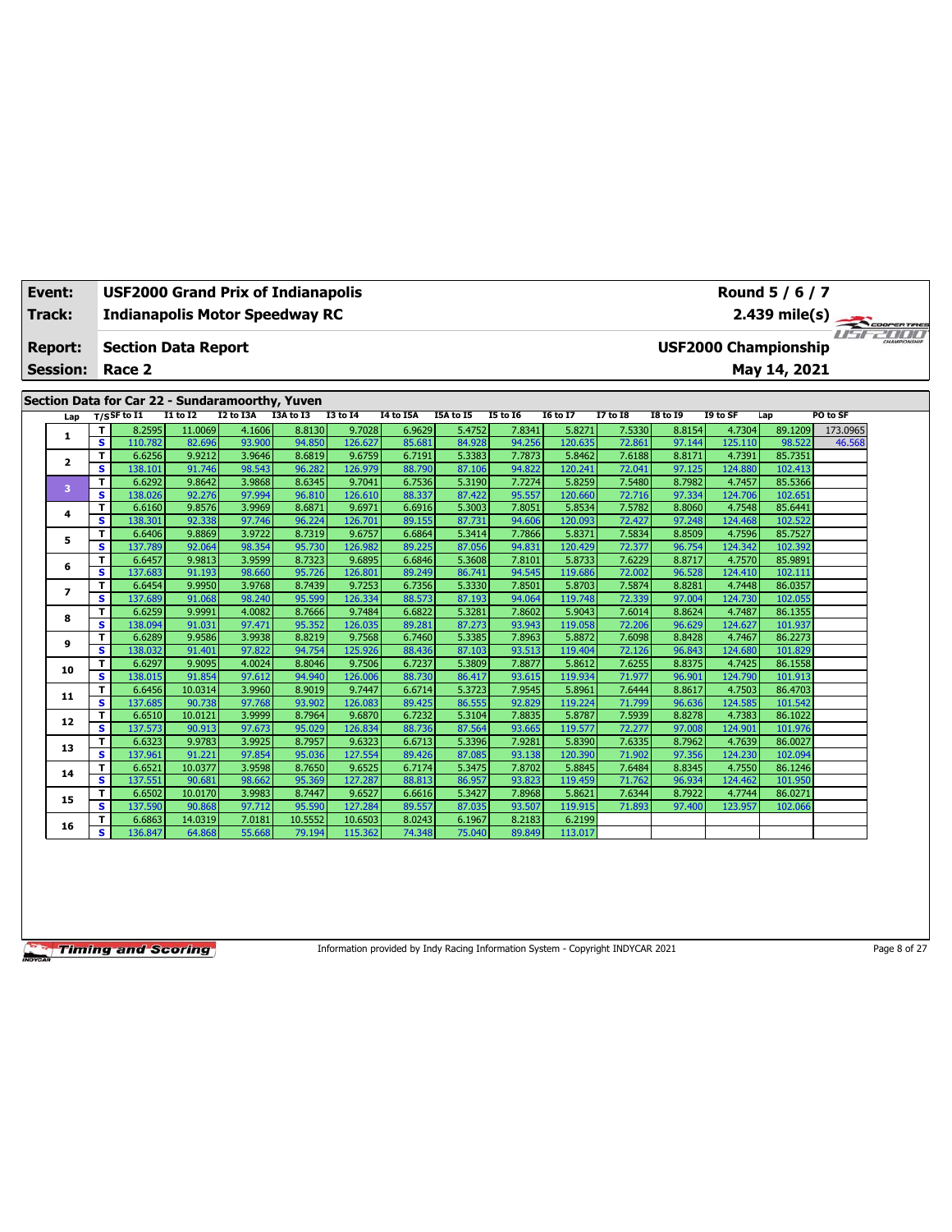| Event: | USF2000 Grand Prix of Indianapolis | Round 5 / 6 / 7 |
|---|---|---|
| Track: | Indianapolis Motor Speedway RC | 2.439 mile(s) |
| Report: | Section Data Report | USF2000 Championship |
| Session: | Race 2 | May 14, 2021 |

## Section Data for Car 22 - Sundaramoorthy, Yuven

| Lap | T/S | SF to I1 | I1 to I2 | I2 to I3A | I3A to I3 | I3 to I4 | I4 to I5A | I5A to I5 | I5 to I6 | I6 to I7 | I7 to I8 | I8 to I9 | I9 to SF | Lap | PO to SF |
|---|---|---|---|---|---|---|---|---|---|---|---|---|---|---|---|
| 1 | T | 8.2595 | 11.0069 | 4.1606 | 8.8130 | 9.7028 | 6.9629 | 5.4752 | 7.8341 | 5.8271 | 7.5330 | 8.8154 | 4.7304 | 89.1209 | 173.0965 |
| | S | 110.782 | 82.696 | 93.900 | 94.850 | 126.627 | 85.681 | 84.928 | 94.256 | 120.635 | 72.861 | 97.144 | 125.110 | 98.522 | 46.568 |
| 2 | T | 6.6256 | 9.9212 | 3.9646 | 8.6819 | 9.6759 | 6.7191 | 5.3383 | 7.7873 | 5.8462 | 7.6188 | 8.8171 | 4.7391 | 85.7351 | |
| | S | 138.101 | 91.746 | 98.543 | 96.282 | 126.979 | 88.790 | 87.106 | 94.822 | 120.241 | 72.041 | 97.125 | 124.880 | 102.413 | |
| 3 | T | 6.6292 | 9.8642 | 3.9868 | 8.6345 | 9.7041 | 6.7536 | 5.3190 | 7.7274 | 5.8259 | 7.5480 | 8.7982 | 4.7457 | 85.5366 | |
| | S | 138.026 | 92.276 | 97.994 | 96.810 | 126.610 | 88.337 | 87.422 | 95.557 | 120.660 | 72.716 | 97.334 | 124.706 | 102.651 | |
| 4 | T | 6.6160 | 9.8576 | 3.9969 | 8.6871 | 9.6971 | 6.6916 | 5.3003 | 7.8051 | 5.8534 | 7.5782 | 8.8060 | 4.7548 | 85.6441 | |
| | S | 138.301 | 92.338 | 97.746 | 96.224 | 126.701 | 89.155 | 87.731 | 94.606 | 120.093 | 72.427 | 97.248 | 124.468 | 102.522 | |
| 5 | T | 6.6406 | 9.8869 | 3.9722 | 8.7319 | 9.6757 | 6.6864 | 5.3414 | 7.7866 | 5.8371 | 7.5834 | 8.8509 | 4.7596 | 85.7527 | |
| | S | 137.789 | 92.064 | 98.354 | 95.730 | 126.982 | 89.225 | 87.056 | 94.831 | 120.429 | 72.377 | 96.754 | 124.342 | 102.392 | |
| 6 | T | 6.6457 | 9.9813 | 3.9599 | 8.7323 | 9.6895 | 6.6846 | 5.3608 | 7.8101 | 5.8733 | 7.6229 | 8.8717 | 4.7570 | 85.9891 | |
| | S | 137.683 | 91.193 | 98.660 | 95.726 | 126.801 | 89.249 | 86.741 | 94.545 | 119.686 | 72.002 | 96.528 | 124.410 | 102.111 | |
| 7 | T | 6.6454 | 9.9950 | 3.9768 | 8.7439 | 9.7253 | 6.7356 | 5.3330 | 7.8501 | 5.8703 | 7.5874 | 8.8281 | 4.7448 | 86.0357 | |
| | S | 137.689 | 91.068 | 98.240 | 95.599 | 126.334 | 88.573 | 87.193 | 94.064 | 119.748 | 72.339 | 97.004 | 124.730 | 102.055 | |
| 8 | T | 6.6259 | 9.9991 | 4.0082 | 8.7666 | 9.7484 | 6.6822 | 5.3281 | 7.8602 | 5.9043 | 7.6014 | 8.8624 | 4.7487 | 86.1355 | |
| | S | 138.094 | 91.031 | 97.471 | 95.352 | 126.035 | 89.281 | 87.273 | 93.943 | 119.058 | 72.206 | 96.629 | 124.627 | 101.937 | |
| 9 | T | 6.6289 | 9.9586 | 3.9938 | 8.8219 | 9.7568 | 6.7460 | 5.3385 | 7.8963 | 5.8872 | 7.6098 | 8.8428 | 4.7467 | 86.2273 | |
| | S | 138.032 | 91.401 | 97.822 | 94.754 | 125.926 | 88.436 | 87.103 | 93.513 | 119.404 | 72.126 | 96.843 | 124.680 | 101.829 | |
| 10 | T | 6.6297 | 9.9095 | 4.0024 | 8.8046 | 9.7506 | 6.7237 | 5.3809 | 7.8877 | 5.8612 | 7.6255 | 8.8375 | 4.7425 | 86.1558 | |
| | S | 138.015 | 91.854 | 97.612 | 94.940 | 126.006 | 88.730 | 86.417 | 93.615 | 119.934 | 71.977 | 96.901 | 124.790 | 101.913 | |
| 11 | T | 6.6456 | 10.0314 | 3.9960 | 8.9019 | 9.7447 | 6.6714 | 5.3723 | 7.9545 | 5.8961 | 7.6444 | 8.8617 | 4.7503 | 86.4703 | |
| | S | 137.685 | 90.738 | 97.768 | 93.902 | 126.083 | 89.425 | 86.555 | 92.829 | 119.224 | 71.799 | 96.636 | 124.585 | 101.542 | |
| 12 | T | 6.6510 | 10.0121 | 3.9999 | 8.7964 | 9.6870 | 6.7232 | 5.3104 | 7.8835 | 5.8787 | 7.5939 | 8.8278 | 4.7383 | 86.1022 | |
| | S | 137.573 | 90.913 | 97.673 | 95.029 | 126.834 | 88.736 | 87.564 | 93.665 | 119.577 | 72.277 | 97.008 | 124.901 | 101.976 | |
| 13 | T | 6.6323 | 9.9783 | 3.9925 | 8.7957 | 9.6323 | 6.6713 | 5.3396 | 7.9281 | 5.8390 | 7.6335 | 8.7962 | 4.7639 | 86.0027 | |
| | S | 137.961 | 91.221 | 97.854 | 95.036 | 127.554 | 89.426 | 87.085 | 93.138 | 120.390 | 71.902 | 97.356 | 124.230 | 102.094 | |
| 14 | T | 6.6521 | 10.0377 | 3.9598 | 8.7650 | 9.6525 | 6.7174 | 5.3475 | 7.8702 | 5.8845 | 7.6484 | 8.8345 | 4.7550 | 86.1246 | |
| | S | 137.551 | 90.681 | 98.662 | 95.369 | 127.287 | 88.813 | 86.957 | 93.823 | 119.459 | 71.762 | 96.934 | 124.462 | 101.950 | |
| 15 | T | 6.6502 | 10.0170 | 3.9983 | 8.7447 | 9.6527 | 6.6616 | 5.3427 | 7.8968 | 5.8621 | 7.6344 | 8.7922 | 4.7744 | 86.0271 | |
| | S | 137.590 | 90.868 | 97.712 | 95.590 | 127.284 | 89.557 | 87.035 | 93.507 | 119.915 | 71.893 | 97.400 | 123.957 | 102.066 | |
| 16 | T | 6.6863 | 14.0319 | 7.0181 | 10.5552 | 10.6503 | 8.0243 | 6.1967 | 8.2183 | 6.2199 | | | | | |
| | S | 136.847 | 64.868 | 55.668 | 79.194 | 115.362 | 74.348 | 75.040 | 89.849 | 113.017 | | | | | |

Information provided by Indy Racing Information System - Copyright INDYCAR 2021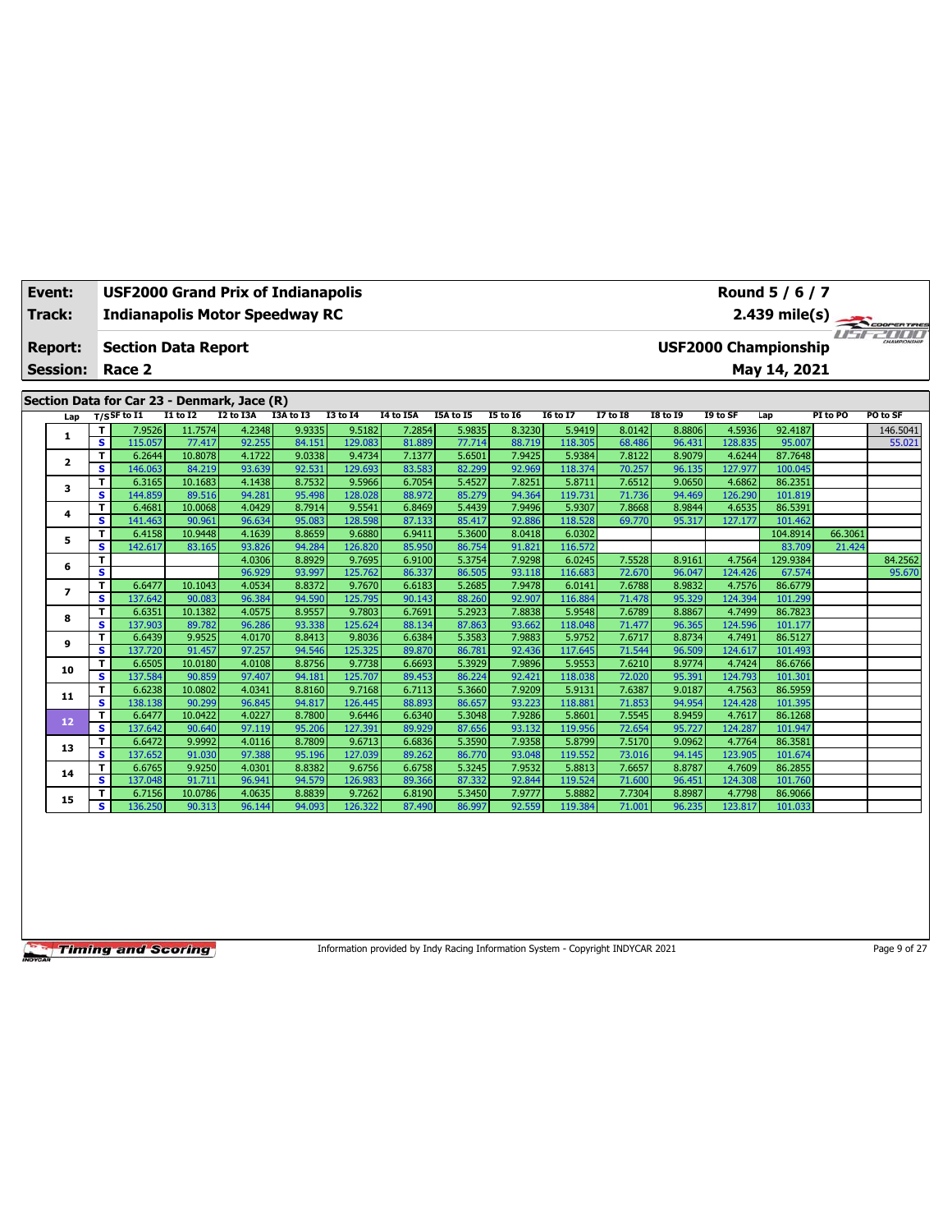| Event: | USF2000 Grand Prix of Indianapolis | Round 5 / 6 / 7 |
|---|---|---|
| Track: | Indianapolis Motor Speedway RC | 2.439 mile(s) |
| Report: | Section Data Report | USF2000 Championship |
| Session: | Race 2 | May 14, 2021 |

## Section Data for Car 23 - Denmark, Jace (R)

| Lap | T/S | SF to I1 | I1 to I2 | I2 to I3A | I3A to I3 | I3 to I4 | I4 to I5A | I5A to I5 | I5 to I6 | I6 to I7 | I7 to I8 | I8 to I9 | I9 to SF | Lap | PI to PO | PO to SF |
|---|---|---|---|---|---|---|---|---|---|---|---|---|---|---|---|---|
| 1 | T | 7.9526 | 11.7574 | 4.2348 | 9.9335 | 9.5182 | 7.2854 | 5.9835 | 8.3230 | 5.9419 | 8.0142 | 8.8806 | 4.5936 | 92.4187 | | 146.5041 |
| | S | 115.057 | 77.417 | 92.255 | 84.151 | 129.083 | 81.889 | 77.714 | 88.719 | 118.305 | 68.486 | 96.431 | 128.835 | 95.007 | | 55.021 |
| 2 | T | 6.2644 | 10.8078 | 4.1722 | 9.0338 | 9.4734 | 7.1377 | 5.6501 | 7.9425 | 5.9384 | 7.8122 | 8.9079 | 4.6244 | 87.7648 | | |
| | S | 146.063 | 84.219 | 93.639 | 92.531 | 129.693 | 83.583 | 82.299 | 92.969 | 118.374 | 70.257 | 96.135 | 127.977 | 100.045 | | |
| 3 | T | 6.3165 | 10.1683 | 4.1438 | 8.7532 | 9.5966 | 6.7054 | 5.4527 | 7.8251 | 5.8711 | 7.6512 | 9.0650 | 4.6862 | 86.2351 | | |
| | S | 144.859 | 89.516 | 94.281 | 95.498 | 128.028 | 88.972 | 85.279 | 94.364 | 119.731 | 71.736 | 94.469 | 126.290 | 101.819 | | |
| 4 | T | 6.4681 | 10.0068 | 4.0429 | 8.7914 | 9.5541 | 6.8469 | 5.4439 | 7.9496 | 5.9307 | 7.8668 | 8.9844 | 4.6535 | 86.5391 | | |
| | S | 141.463 | 90.961 | 96.634 | 95.083 | 128.598 | 87.133 | 85.417 | 92.886 | 118.528 | 69.770 | 95.317 | 127.177 | 101.462 | | |
| 5 | T | 6.4158 | 10.9448 | 4.1639 | 8.8659 | 9.6880 | 6.9411 | 5.3600 | 8.0418 | 6.0302 | | | | 104.8914 | 66.3061 | |
| | S | 142.617 | 83.165 | 93.826 | 94.284 | 126.820 | 85.950 | 86.754 | 91.821 | 116.572 | | | | 83.709 | 21.424 | |
| 6 | T | | | 4.0306 | 8.8929 | 9.7695 | 6.9100 | 5.3754 | 7.9298 | 6.0245 | 7.5528 | 8.9161 | 4.7564 | 129.9384 | | 84.2562 |
| | S | | | 96.929 | 93.997 | 125.762 | 86.337 | 86.505 | 93.118 | 116.683 | 72.670 | 96.047 | 124.426 | 67.574 | | 95.670 |
| 7 | T | 6.6477 | 10.1043 | 4.0534 | 8.8372 | 9.7670 | 6.6183 | 5.2685 | 7.9478 | 6.0141 | 7.6788 | 8.9832 | 4.7576 | 86.6779 | | |
| | S | 137.642 | 90.083 | 96.384 | 94.590 | 125.795 | 90.143 | 88.260 | 92.907 | 116.884 | 71.478 | 95.329 | 124.394 | 101.299 | | |
| 8 | T | 6.6351 | 10.1382 | 4.0575 | 8.9557 | 9.7803 | 6.7691 | 5.2923 | 7.8838 | 5.9548 | 7.6789 | 8.8867 | 4.7499 | 86.7823 | | |
| | S | 137.903 | 89.782 | 96.286 | 93.338 | 125.624 | 88.134 | 87.863 | 93.662 | 118.048 | 71.477 | 96.365 | 124.596 | 101.177 | | |
| 9 | T | 6.6439 | 9.9525 | 4.0170 | 8.8413 | 9.8036 | 6.6384 | 5.3583 | 7.9883 | 5.9752 | 7.6717 | 8.8734 | 4.7491 | 86.5127 | | |
| | S | 137.720 | 91.457 | 97.257 | 94.546 | 125.325 | 89.870 | 86.781 | 92.436 | 117.645 | 71.544 | 96.509 | 124.617 | 101.493 | | |
| 10 | T | 6.6505 | 10.0180 | 4.0108 | 8.8756 | 9.7738 | 6.6693 | 5.3929 | 7.9896 | 5.9553 | 7.6210 | 8.9774 | 4.7424 | 86.6766 | | |
| | S | 137.584 | 90.859 | 97.407 | 94.181 | 125.707 | 89.453 | 86.224 | 92.421 | 118.038 | 72.020 | 95.391 | 124.793 | 101.301 | | |
| 11 | T | 6.6238 | 10.0802 | 4.0341 | 8.8160 | 9.7168 | 6.7113 | 5.3660 | 7.9209 | 5.9131 | 7.6387 | 9.0187 | 4.7563 | 86.5959 | | |
| | S | 138.138 | 90.299 | 96.845 | 94.817 | 126.445 | 88.893 | 86.657 | 93.223 | 118.881 | 71.853 | 94.954 | 124.428 | 101.395 | | |
| 12 | T | 6.6477 | 10.0422 | 4.0227 | 8.7800 | 9.6446 | 6.6340 | 5.3048 | 7.9286 | 5.8601 | 7.5545 | 8.9459 | 4.7617 | 86.1268 | | |
| | S | 137.642 | 90.640 | 97.119 | 95.206 | 127.391 | 89.929 | 87.656 | 93.132 | 119.956 | 72.654 | 95.727 | 124.287 | 101.947 | | |
| 13 | T | 6.6472 | 9.9992 | 4.0116 | 8.7809 | 9.6713 | 6.6836 | 5.3590 | 7.9358 | 5.8799 | 7.5170 | 9.0962 | 4.7764 | 86.3581 | | |
| | S | 137.652 | 91.030 | 97.388 | 95.196 | 127.039 | 89.262 | 86.770 | 93.048 | 119.552 | 73.016 | 94.145 | 123.905 | 101.674 | | |
| 14 | T | 6.6765 | 9.9250 | 4.0301 | 8.8382 | 9.6756 | 6.6758 | 5.3245 | 7.9532 | 5.8813 | 7.6657 | 8.8787 | 4.7609 | 86.2855 | | |
| | S | 137.048 | 91.711 | 96.941 | 94.579 | 126.983 | 89.366 | 87.332 | 92.844 | 119.524 | 71.600 | 96.451 | 124.308 | 101.760 | | |
| 15 | T | 6.7156 | 10.0786 | 4.0635 | 8.8839 | 9.7262 | 6.8190 | 5.3450 | 7.9777 | 5.8882 | 7.7304 | 8.8987 | 4.7798 | 86.9066 | | |
| | S | 136.250 | 90.313 | 96.144 | 94.093 | 126.322 | 87.490 | 86.997 | 92.559 | 119.384 | 71.001 | 96.235 | 123.817 | 101.033 | | |

Information provided by Indy Racing Information System - Copyright INDYCAR 2021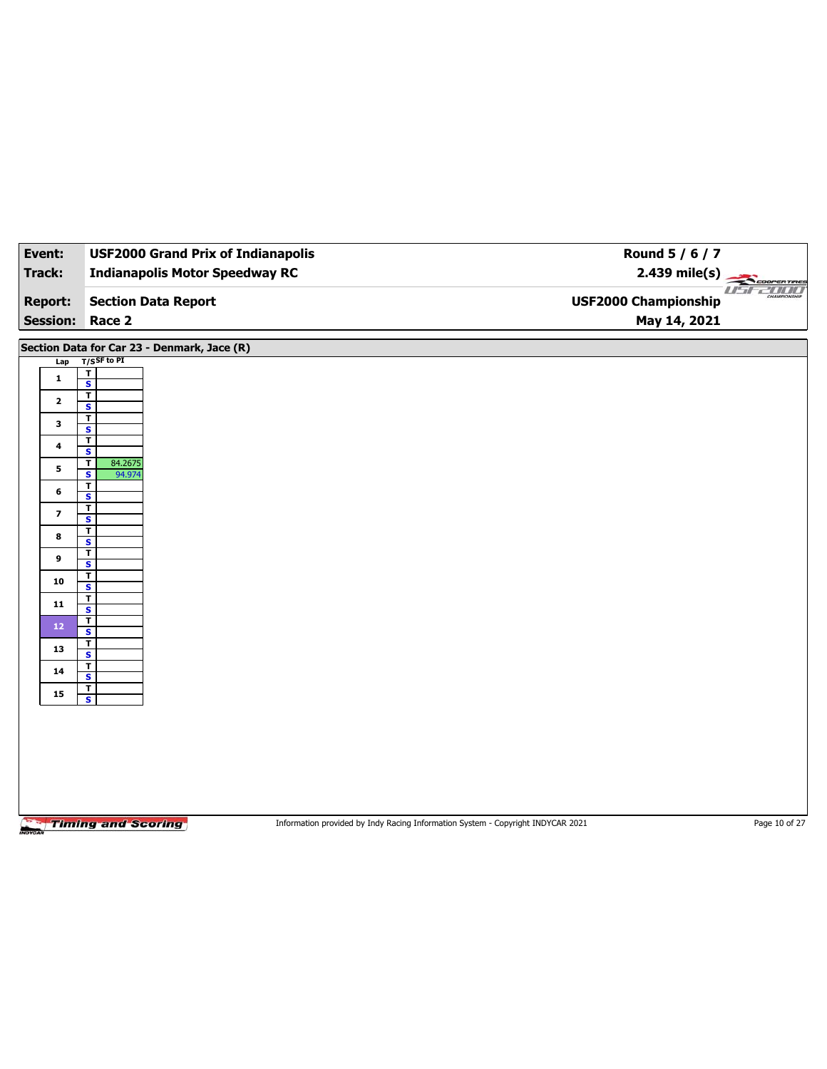| Event: | USF2000 Grand Prix of Indianapolis | Round 5 / 6 / 7 |
|---|---|---|
| Track: | Indianapolis Motor Speedway RC | 2.439 mile(s) |
| Report: | Section Data Report | USF2000 Championship |
| Session: | Race 2 | May 14, 2021 |

## Section Data for Car 23 - Denmark, Jace (R)

| Lap | T/S | SF to PI |
|---|---|---|
| 1 | T | |
| | S | |
| 2 | T | |
| | S | |
| 3 | T | |
| | S | |
| 4 | T | |
| | S | |
| 5 | T | 84.2675 |
| | S | 94.974 |
| 6 | T | |
| | S | |
| 7 | T | |
| | S | |
| 8 | T | |
| | S | |
| 9 | T | |
| | S | |
| 10 | T | |
| | S | |
| 11 | T | |
| | S | |
| 12 | T | |
| | S | |
| 13 | T | |
| | S | |
| 14 | T | |
| | S | |
| 15 | T | |
| | S | |

Information provided by Indy Racing Information System - Copyright INDYCAR 2021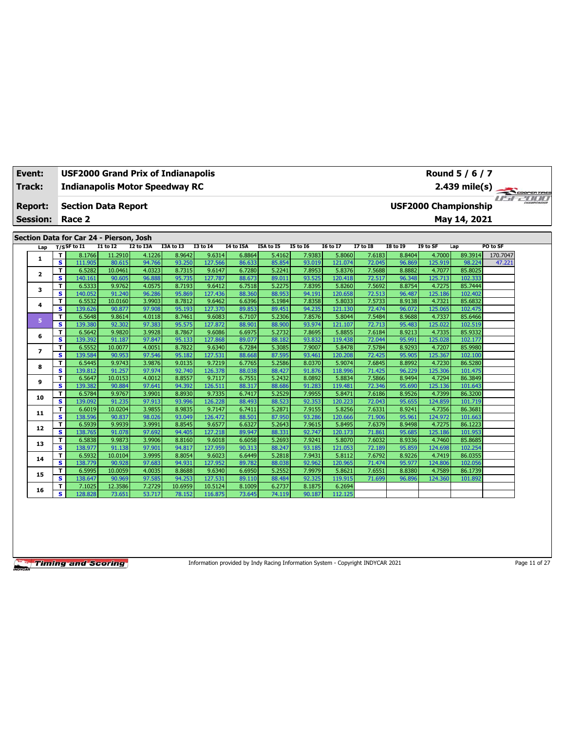| Event: | USF2000 Grand Prix of Indianapolis | Round 5 / 6 / 7 |
|---|---|---|
| Track: | Indianapolis Motor Speedway RC | 2.439 mile(s) |
| Report: | Section Data Report | USF2000 Championship |
| Session: | Race 2 | May 14, 2021 |

## Section Data for Car 24 - Pierson, Josh

| Lap | T/S | SF to I1 | I1 to I2 | I2 to I3A | I3A to I3 | I3 to I4 | I4 to I5A | I5A to I5 | I5 to I6 | I6 to I7 | I7 to I8 | I8 to I9 | I9 to SF | Lap | PO to SF |
|---|---|---|---|---|---|---|---|---|---|---|---|---|---|---|---|
| 1 | T | 8.1766 | 11.2910 | 4.1226 | 8.9642 | 9.6314 | 6.8864 | 5.4162 | 7.9383 | 5.8060 | 7.6183 | 8.8404 | 4.7000 | 89.3914 | 170.7047 |
|  | S | 111.905 | 80.615 | 94.766 | 93.250 | 127.566 | 86.633 | 85.854 | 93.019 | 121.074 | 72.045 | 96.869 | 125.919 | 98.224 | 47.221 |
| 2 | T | 6.5282 | 10.0461 | 4.0323 | 8.7315 | 9.6147 | 6.7280 | 5.2241 | 7.8953 | 5.8376 | 7.5688 | 8.8882 | 4.7077 | 85.8025 |  |
|  | S | 140.161 | 90.605 | 96.888 | 95.735 | 127.787 | 88.673 | 89.011 | 93.525 | 120.418 | 72.517 | 96.348 | 125.713 | 102.333 |  |
| 3 | T | 6.5333 | 9.9762 | 4.0575 | 8.7193 | 9.6412 | 6.7518 | 5.2275 | 7.8395 | 5.8260 | 7.5692 | 8.8754 | 4.7275 | 85.7444 |  |
|  | S | 140.052 | 91.240 | 96.286 | 95.869 | 127.436 | 88.360 | 88.953 | 94.191 | 120.658 | 72.513 | 96.487 | 125.186 | 102.402 |  |
| 4 | T | 6.5532 | 10.0160 | 3.9903 | 8.7812 | 9.6462 | 6.6396 | 5.1984 | 7.8358 | 5.8033 | 7.5733 | 8.9138 | 4.7321 | 85.6832 |  |
|  | S | 139.626 | 90.877 | 97.908 | 95.193 | 127.370 | 89.853 | 89.451 | 94.235 | 121.130 | 72.474 | 96.072 | 125.065 | 102.475 |  |
| 5 | T | 6.5648 | 9.8614 | 4.0118 | 8.7461 | 9.6083 | 6.7107 | 5.2306 | 7.8576 | 5.8044 | 7.5484 | 8.9688 | 4.7337 | 85.6466 |  |
|  | S | 139.380 | 92.302 | 97.383 | 95.575 | 127.872 | 88.901 | 88.900 | 93.974 | 121.107 | 72.713 | 95.483 | 125.022 | 102.519 |  |
| 6 | T | 6.5642 | 9.9820 | 3.9928 | 8.7867 | 9.6086 | 6.6975 | 5.2732 | 7.8695 | 5.8855 | 7.6184 | 8.9213 | 4.7335 | 85.9332 |  |
|  | S | 139.392 | 91.187 | 97.847 | 95.133 | 127.868 | 89.077 | 88.182 | 93.832 | 119.438 | 72.044 | 95.991 | 125.028 | 102.177 |  |
| 7 | T | 6.5552 | 10.0077 | 4.0051 | 8.7822 | 9.6340 | 6.7284 | 5.3085 | 7.9007 | 5.8478 | 7.5784 | 8.9293 | 4.7207 | 85.9980 |  |
|  | S | 139.584 | 90.953 | 97.546 | 95.182 | 127.531 | 88.668 | 87.595 | 93.461 | 120.208 | 72.425 | 95.905 | 125.367 | 102.100 |  |
| 8 | T | 6.5445 | 9.9743 | 3.9876 | 9.0135 | 9.7219 | 6.7765 | 5.2586 | 8.0370 | 5.9074 | 7.6845 | 8.8992 | 4.7230 | 86.5280 |  |
|  | S | 139.812 | 91.257 | 97.974 | 92.740 | 126.378 | 88.038 | 88.427 | 91.876 | 118.996 | 71.425 | 96.229 | 125.306 | 101.475 |  |
| 9 | T | 6.5647 | 10.0153 | 4.0012 | 8.8557 | 9.7117 | 6.7551 | 5.2432 | 8.0892 | 5.8834 | 7.5866 | 8.9494 | 4.7294 | 86.3849 |  |
|  | S | 139.382 | 90.884 | 97.641 | 94.392 | 126.511 | 88.317 | 88.686 | 91.283 | 119.481 | 72.346 | 95.690 | 125.136 | 101.643 |  |
| 10 | T | 6.5784 | 9.9767 | 3.9901 | 8.8930 | 9.7335 | 6.7417 | 5.2529 | 7.9955 | 5.8471 | 7.6186 | 8.9526 | 4.7399 | 86.3200 |  |
|  | S | 139.092 | 91.235 | 97.913 | 93.996 | 126.228 | 88.493 | 88.523 | 92.353 | 120.223 | 72.043 | 95.655 | 124.859 | 101.719 |  |
| 11 | T | 6.6019 | 10.0204 | 3.9855 | 8.9835 | 9.7147 | 6.7411 | 5.2871 | 7.9155 | 5.8256 | 7.6331 | 8.9241 | 4.7356 | 86.3681 |  |
|  | S | 138.596 | 90.837 | 98.026 | 93.049 | 126.472 | 88.501 | 87.950 | 93.286 | 120.666 | 71.906 | 95.961 | 124.972 | 101.663 |  |
| 12 | T | 6.5939 | 9.9939 | 3.9991 | 8.8545 | 9.6577 | 6.6327 | 5.2643 | 7.9615 | 5.8495 | 7.6379 | 8.9498 | 4.7275 | 86.1223 |  |
|  | S | 138.765 | 91.078 | 97.692 | 94.405 | 127.218 | 89.947 | 88.331 | 92.747 | 120.173 | 71.861 | 95.685 | 125.186 | 101.953 |  |
| 13 | T | 6.5838 | 9.9873 | 3.9906 | 8.8160 | 9.6018 | 6.6058 | 5.2693 | 7.9241 | 5.8070 | 7.6032 | 8.9336 | 4.7460 | 85.8685 |  |
|  | S | 138.977 | 91.138 | 97.901 | 94.817 | 127.959 | 90.313 | 88.247 | 93.185 | 121.053 | 72.189 | 95.859 | 124.698 | 102.254 |  |
| 14 | T | 6.5932 | 10.0104 | 3.9995 | 8.8054 | 9.6023 | 6.6449 | 5.2818 | 7.9431 | 5.8112 | 7.6792 | 8.9226 | 4.7419 | 86.0355 |  |
|  | S | 138.779 | 90.928 | 97.683 | 94.931 | 127.952 | 89.782 | 88.038 | 92.962 | 120.965 | 71.474 | 95.977 | 124.806 | 102.056 |  |
| 15 | T | 6.5995 | 10.0059 | 4.0035 | 8.8688 | 9.6340 | 6.6950 | 5.2552 | 7.9979 | 5.8621 | 7.6551 | 8.8380 | 4.7589 | 86.1739 |  |
|  | S | 138.647 | 90.969 | 97.585 | 94.253 | 127.531 | 89.110 | 88.484 | 92.325 | 119.915 | 71.699 | 96.896 | 124.360 | 101.892 |  |
| 16 | T | 7.1025 | 12.3586 | 7.2729 | 10.6959 | 10.5124 | 8.1009 | 6.2737 | 8.1875 | 6.2694 |  |  |  |  |  |
|  | S | 128.828 | 73.651 | 53.717 | 78.152 | 116.875 | 73.645 | 74.119 | 90.187 | 112.125 |  |  |  |  |  |

Information provided by Indy Racing Information System - Copyright INDYCAR 2021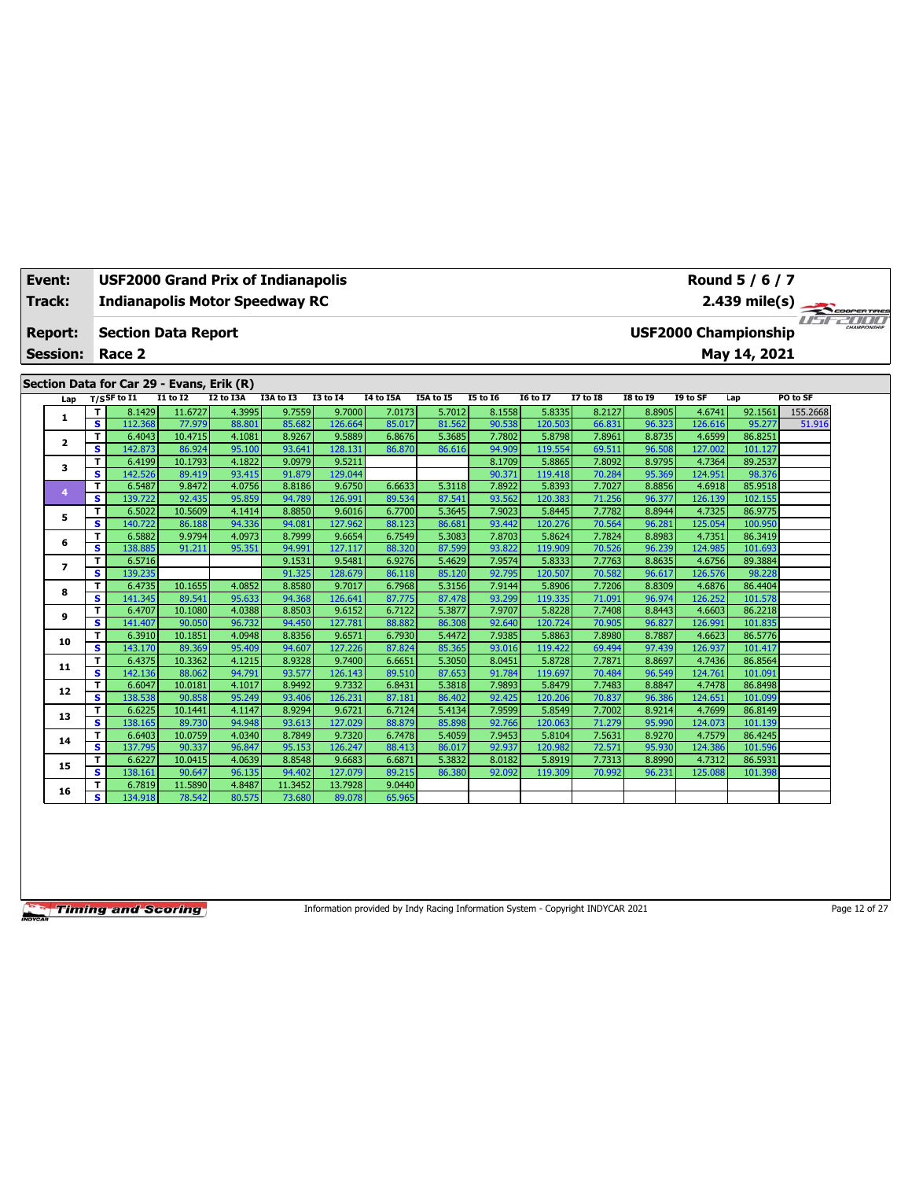| Event: | USF2000 Grand Prix of Indianapolis | Round 5 / 6 / 7 |
|---|---|---|
| Track: | Indianapolis Motor Speedway RC | 2.439 mile(s) |
| Report: | Section Data Report | USF2000 Championship |
| Session: | Race 2 | May 14, 2021 |

## Section Data for Car 29 - Evans, Erik (R)

| Lap | T/S | SF to I1 | I1 to I2 | I2 to I3A | I3A to I3 | I3 to I4 | I4 to I5A | I5A to I5 | I5 to I6 | I6 to I7 | I7 to I8 | I8 to I9 | I9 to SF | Lap | PO to SF |
|---|---|---|---|---|---|---|---|---|---|---|---|---|---|---|---|
| 1 | T | 8.1429 | 11.6727 | 4.3995 | 9.7559 | 9.7000 | 7.0173 | 5.7012 | 8.1558 | 5.8335 | 8.2127 | 8.8905 | 4.6741 | 92.1561 | 155.2668 |
| | S | 112.368 | 77.979 | 88.801 | 85.682 | 126.664 | 85.017 | 81.562 | 90.538 | 120.503 | 66.831 | 96.323 | 126.616 | 95.277 | 51.916 |
| 2 | T | 6.4043 | 10.4715 | 4.1081 | 8.9267 | 9.5889 | 6.8676 | 5.3685 | 7.7802 | 5.8798 | 7.8961 | 8.8735 | 4.6599 | 86.8251 | |
| | S | 142.873 | 86.924 | 95.100 | 93.641 | 128.131 | 86.870 | 86.616 | 94.909 | 119.554 | 69.511 | 96.508 | 127.002 | 101.127 | |
| 3 | T | 6.4199 | 10.1793 | 4.1822 | 9.0979 | 9.5211 | | | 8.1709 | 5.8865 | 7.8092 | 8.9795 | 4.7364 | 89.2537 | |
| | S | 142.526 | 89.419 | 93.415 | 91.879 | 129.044 | | | 90.371 | 119.418 | 70.284 | 95.369 | 124.951 | 98.376 | |
| 4 | T | 6.5487 | 9.8472 | 4.0756 | 8.8186 | 9.6750 | 6.6633 | 5.3118 | 7.8922 | 5.8393 | 7.7027 | 8.8856 | 4.6918 | 85.9518 | |
| | S | 139.722 | 92.435 | 95.859 | 94.789 | 126.991 | 89.534 | 87.541 | 93.562 | 120.383 | 71.256 | 96.377 | 126.139 | 102.155 | |
| 5 | T | 6.5022 | 10.5609 | 4.1414 | 8.8850 | 9.6016 | 6.7700 | 5.3645 | 7.9023 | 5.8445 | 7.7782 | 8.8944 | 4.7325 | 86.9775 | |
| | S | 140.722 | 86.188 | 94.336 | 94.081 | 127.962 | 88.123 | 86.681 | 93.442 | 120.276 | 70.564 | 96.281 | 125.054 | 100.950 | |
| 6 | T | 6.5882 | 9.9794 | 4.0973 | 8.7999 | 9.6654 | 6.7549 | 5.3083 | 7.8703 | 5.8624 | 7.7824 | 8.8983 | 4.7351 | 86.3419 | |
| | S | 138.885 | 91.211 | 95.351 | 94.991 | 127.117 | 88.320 | 87.599 | 93.822 | 119.909 | 70.526 | 96.239 | 124.985 | 101.693 | |
| 7 | T | 6.5716 | | | 9.1531 | 9.5481 | 6.9276 | 5.4629 | 7.9574 | 5.8333 | 7.7763 | 8.8635 | 4.6756 | 89.3884 | |
| | S | 139.235 | | | 91.325 | 128.679 | 86.118 | 85.120 | 92.795 | 120.507 | 70.582 | 96.617 | 126.576 | 98.228 | |
| 8 | T | 6.4735 | 10.1655 | 4.0852 | 8.8580 | 9.7017 | 6.7968 | 5.3156 | 7.9144 | 5.8906 | 7.7206 | 8.8309 | 4.6876 | 86.4404 | |
| | S | 141.345 | 89.541 | 95.633 | 94.368 | 126.641 | 87.775 | 87.478 | 93.299 | 119.335 | 71.091 | 96.974 | 126.252 | 101.578 | |
| 9 | T | 6.4707 | 10.1080 | 4.0388 | 8.8503 | 9.6152 | 6.7122 | 5.3877 | 7.9707 | 5.8228 | 7.7408 | 8.8443 | 4.6603 | 86.2218 | |
| | S | 141.407 | 90.050 | 96.732 | 94.450 | 127.781 | 88.882 | 86.308 | 92.640 | 120.724 | 70.905 | 96.827 | 126.991 | 101.835 | |
| 10 | T | 6.3910 | 10.1851 | 4.0948 | 8.8356 | 9.6571 | 6.7930 | 5.4472 | 7.9385 | 5.8863 | 7.8980 | 8.7887 | 4.6623 | 86.5776 | |
| | S | 143.170 | 89.369 | 95.409 | 94.607 | 127.226 | 87.824 | 85.365 | 93.016 | 119.422 | 69.494 | 97.439 | 126.937 | 101.417 | |
| 11 | T | 6.4375 | 10.3362 | 4.1215 | 8.9328 | 9.7400 | 6.6651 | 5.3050 | 8.0451 | 5.8728 | 7.7871 | 8.8697 | 4.7436 | 86.8564 | |
| | S | 142.136 | 88.062 | 94.791 | 93.577 | 126.143 | 89.510 | 87.653 | 91.784 | 119.697 | 70.484 | 96.549 | 124.761 | 101.091 | |
| 12 | T | 6.6047 | 10.0181 | 4.1017 | 8.9492 | 9.7332 | 6.8431 | 5.3818 | 7.9893 | 5.8479 | 7.7483 | 8.8847 | 4.7478 | 86.8498 | |
| | S | 138.538 | 90.858 | 95.249 | 93.406 | 126.231 | 87.181 | 86.402 | 92.425 | 120.206 | 70.837 | 96.386 | 124.651 | 101.099 | |
| 13 | T | 6.6225 | 10.1441 | 4.1147 | 8.9294 | 9.6721 | 6.7124 | 5.4134 | 7.9599 | 5.8549 | 7.7002 | 8.9214 | 4.7699 | 86.8149 | |
| | S | 138.165 | 89.730 | 94.948 | 93.613 | 127.029 | 88.879 | 85.898 | 92.766 | 120.063 | 71.279 | 95.990 | 124.073 | 101.139 | |
| 14 | T | 6.6403 | 10.0759 | 4.0340 | 8.7849 | 9.7320 | 6.7478 | 5.4059 | 7.9453 | 5.8104 | 7.5631 | 8.9270 | 4.7579 | 86.4245 | |
| | S | 137.795 | 90.337 | 96.847 | 95.153 | 126.247 | 88.413 | 86.017 | 92.937 | 120.982 | 72.571 | 95.930 | 124.386 | 101.596 | |
| 15 | T | 6.6227 | 10.0415 | 4.0639 | 8.8548 | 9.6683 | 6.6871 | 5.3832 | 8.0182 | 5.8919 | 7.7313 | 8.8990 | 4.7312 | 86.5931 | |
| | S | 138.161 | 90.647 | 96.135 | 94.402 | 127.079 | 89.215 | 86.380 | 92.092 | 119.309 | 70.992 | 96.231 | 125.088 | 101.398 | |
| 16 | T | 6.7819 | 11.5890 | 4.8487 | 11.3452 | 13.7928 | 9.0440 | | | | | | | | |
| | S | 134.918 | 78.542 | 80.575 | 73.680 | 89.078 | 65.965 | | | | | | | | |

Information provided by Indy Racing Information System - Copyright INDYCAR 2021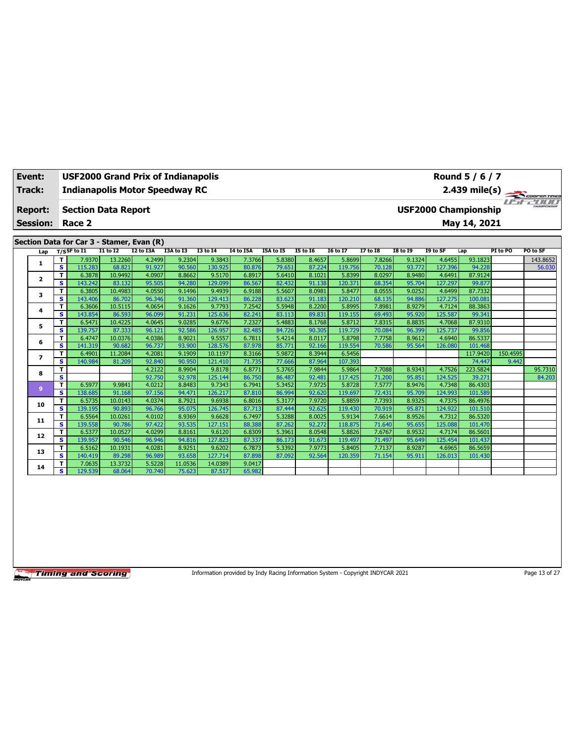| Event: | USF2000 Grand Prix of Indianapolis | Round 5 / 6 / 7 |
|---|---|---|
| Track: | Indianapolis Motor Speedway RC | 2.439 mile(s) |
| Report: | Section Data Report | USF2000 Championship |
| Session: | Race 2 | May 14, 2021 |

## Section Data for Car 3 - Stamer, Evan (R)

| Lap | T/S | SF to I1 | I1 to I2 | I2 to I3A | I3A to I3 | I3 to I4 | I4 to I5A | I5A to I5 | I5 to I6 | I6 to I7 | I7 to I8 | I8 to I9 | I9 to SF | Lap | PI to PO | PO to SF |
|---|---|---|---|---|---|---|---|---|---|---|---|---|---|---|---|---|
| 1 | T | 7.9370 | 13.2260 | 4.2499 | 9.2304 | 9.3843 | 7.3766 | 5.8380 | 8.4657 | 5.8699 | 7.8266 | 9.1324 | 4.6455 | 93.1823 | | 143.8652 |
| | S | 115.283 | 68.821 | 91.927 | 90.560 | 130.925 | 80.876 | 79.651 | 87.224 | 119.756 | 70.128 | 93.772 | 127.396 | 94.228 | | 56.030 |
| 2 | T | 6.3878 | 10.9492 | 4.0907 | 8.8662 | 9.5170 | 6.8917 | 5.6410 | 8.1021 | 5.8399 | 8.0297 | 8.9480 | 4.6491 | 87.9124 | | |
| | S | 143.242 | 83.132 | 95.505 | 94.280 | 129.099 | 86.567 | 82.432 | 91.138 | 120.371 | 68.354 | 95.704 | 127.297 | 99.877 | | |
| 3 | T | 6.3805 | 10.4983 | 4.0550 | 9.1496 | 9.4939 | 6.9188 | 5.5607 | 8.0981 | 5.8477 | 8.0555 | 9.0252 | 4.6499 | 87.7332 | | |
| | S | 143.406 | 86.702 | 96.346 | 91.360 | 129.413 | 86.228 | 83.623 | 91.183 | 120.210 | 68.135 | 94.886 | 127.275 | 100.081 | | |
| 4 | T | 6.3606 | 10.5115 | 4.0654 | 9.1626 | 9.7793 | 7.2542 | 5.5948 | 8.2200 | 5.8995 | 7.8981 | 8.9279 | 4.7124 | 88.3863 | | |
| | S | 143.854 | 86.593 | 96.099 | 91.231 | 125.636 | 82.241 | 83.113 | 89.831 | 119.155 | 69.493 | 95.920 | 125.587 | 99.341 | | |
| 5 | T | 6.5471 | 10.4225 | 4.0645 | 9.0285 | 9.6776 | 7.2327 | 5.4883 | 8.1768 | 5.8712 | 7.8315 | 8.8835 | 4.7068 | 87.9310 | | |
| | S | 139.757 | 87.333 | 96.121 | 92.586 | 126.957 | 82.485 | 84.726 | 90.305 | 119.729 | 70.084 | 96.399 | 125.737 | 99.856 | | |
| 6 | T | 6.4747 | 10.0376 | 4.0386 | 8.9021 | 9.5557 | 6.7811 | 5.4214 | 8.0117 | 5.8798 | 7.7758 | 8.9612 | 4.6940 | 86.5337 | | |
| | S | 141.319 | 90.682 | 96.737 | 93.900 | 128.576 | 87.978 | 85.771 | 92.166 | 119.554 | 70.586 | 95.564 | 126.080 | 101.468 | | |
| 7 | T | 6.4901 | 11.2084 | 4.2081 | 9.1909 | 10.1197 | 8.3166 | 5.9872 | 8.3944 | 6.5456 | | | | 117.9420 | 150.4595 | |
| | S | 140.984 | 81.209 | 92.840 | 90.950 | 121.410 | 71.735 | 77.666 | 87.964 | 107.393 | | | | 74.447 | 9.442 | |
| 8 | T | | | 4.2122 | 8.9904 | 9.8178 | 6.8771 | 5.3765 | 7.9844 | 5.9864 | 7.7088 | 8.9343 | 4.7526 | 223.5824 | | 95.7310 |
| | S | | | 92.750 | 92.978 | 125.144 | 86.750 | 86.487 | 92.481 | 117.425 | 71.200 | 95.851 | 124.525 | 39.271 | | 84.203 |
| 9 | T | 6.5977 | 9.9841 | 4.0212 | 8.8483 | 9.7343 | 6.7941 | 5.3452 | 7.9725 | 5.8728 | 7.5777 | 8.9476 | 4.7348 | 86.4303 | | |
| | S | 138.685 | 91.168 | 97.156 | 94.471 | 126.217 | 87.810 | 86.994 | 92.620 | 119.697 | 72.431 | 95.709 | 124.993 | 101.589 | | |
| 10 | T | 6.5735 | 10.0143 | 4.0374 | 8.7921 | 9.6938 | 6.8016 | 5.3177 | 7.9720 | 5.8859 | 7.7393 | 8.9325 | 4.7375 | 86.4976 | | |
| | S | 139.195 | 90.893 | 96.766 | 95.075 | 126.745 | 87.713 | 87.444 | 92.625 | 119.430 | 70.919 | 95.871 | 124.922 | 101.510 | | |
| 11 | T | 6.5564 | 10.0261 | 4.0102 | 8.9369 | 9.6628 | 6.7497 | 5.3288 | 8.0025 | 5.9134 | 7.6614 | 8.9526 | 4.7312 | 86.5320 | | |
| | S | 139.558 | 90.786 | 97.422 | 93.535 | 127.151 | 88.388 | 87.262 | 92.272 | 118.875 | 71.640 | 95.655 | 125.088 | 101.470 | | |
| 12 | T | 6.5377 | 10.0527 | 4.0299 | 8.8161 | 9.6120 | 6.8309 | 5.3961 | 8.0548 | 5.8826 | 7.6767 | 8.9532 | 4.7174 | 86.5601 | | |
| | S | 139.957 | 90.546 | 96.946 | 94.816 | 127.823 | 87.337 | 86.173 | 91.673 | 119.497 | 71.497 | 95.649 | 125.454 | 101.437 | | |
| 13 | T | 6.5162 | 10.1931 | 4.0281 | 8.9251 | 9.6202 | 6.7873 | 5.3392 | 7.9773 | 5.8405 | 7.7137 | 8.9287 | 4.6965 | 86.5659 | | |
| | S | 140.419 | 89.298 | 96.989 | 93.658 | 127.714 | 87.898 | 87.092 | 92.564 | 120.359 | 71.154 | 95.911 | 126.013 | 101.430 | | |
| 14 | T | 7.0635 | 13.3732 | 5.5228 | 11.0536 | 14.0389 | 9.0417 | | | | | | | | | |
| | S | 129.539 | 68.064 | 70.740 | 75.623 | 87.517 | 65.982 | | | | | | | | | |

Information provided by Indy Racing Information System - Copyright INDYCAR 2021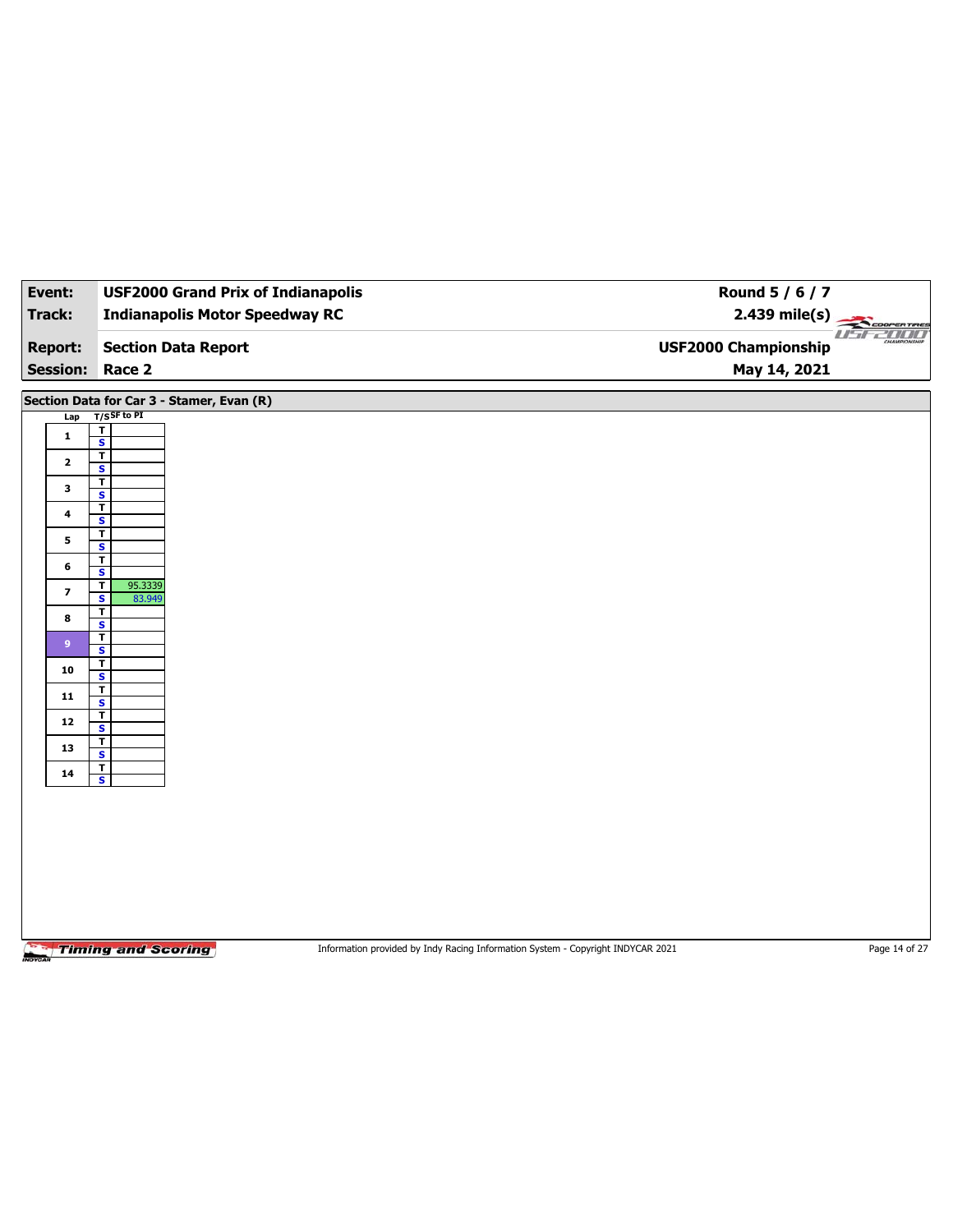| | |
|---|---|
| **Event:** | **USF2000 Grand Prix of Indianapolis** |
| **Track:** | **Indianapolis Motor Speedway RC** |
| **Report:** | **Section Data Report** |
| **Session:** | **Race 2** |

**Round 5 / 6 / 7**
**2.439 mile(s)**
**USF2000 Championship**
**May 14, 2021**

## Section Data for Car 3 - Stamer, Evan (R)

| Lap | T/S | SF to PI |
|---|---|---|
| 1 | T | |
| | S | |
| 2 | T | |
| | S | |
| 3 | T | |
| | S | |
| 4 | T | |
| | S | |
| 5 | T | |
| | S | |
| 6 | T | |
| | S | |
| 7 | T | 95.3339 |
| | S | 83.949 |
| 8 | T | |
| | S | |
| 9 | T | |
| | S | |
| 10 | T | |
| | S | |
| 11 | T | |
| | S | |
| 12 | T | |
| | S | |
| 13 | T | |
| | S | |
| 14 | T | |
| | S | |

Information provided by Indy Racing Information System - Copyright INDYCAR 2021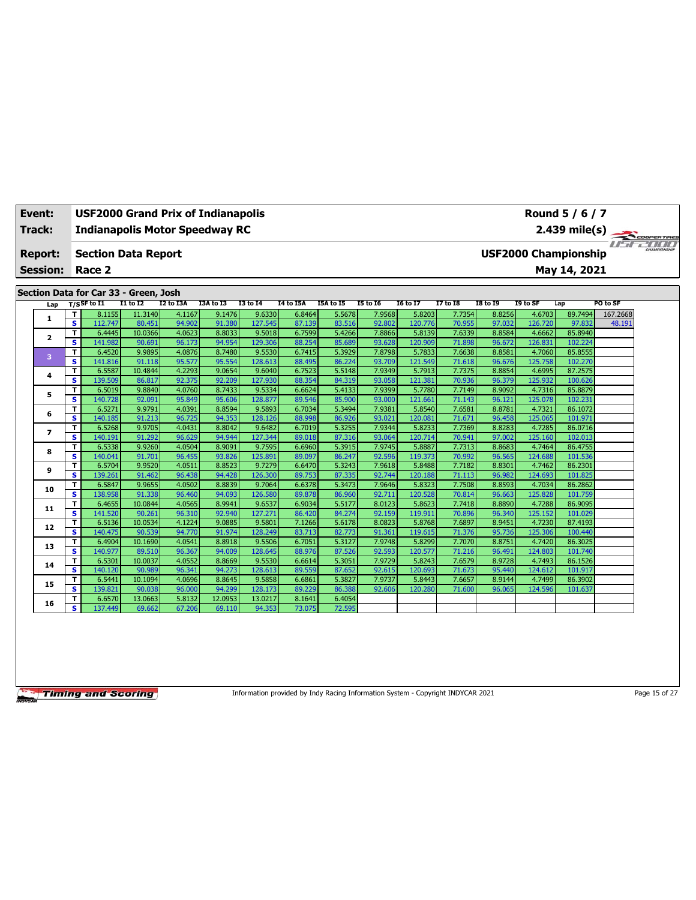| Event: | USF2000 Grand Prix of Indianapolis | Round 5 / 6 / 7 |
|---|---|---|
| Track: | Indianapolis Motor Speedway RC | 2.439 mile(s) |
| Report: | Section Data Report | USF2000 Championship |
| Session: | Race 2 | May 14, 2021 |

## Section Data for Car 33 - Green, Josh

| Lap | T/S | SF to I1 | I1 to I2 | I2 to I3A | I3A to I3 | I3 to I4 | I4 to I5A | I5A to I5 | I5 to I6 | I6 to I7 | I7 to I8 | I8 to I9 | I9 to SF | Lap | PO to SF |
|---|---|---|---|---|---|---|---|---|---|---|---|---|---|---|---|
| 1 | T | 8.1155 | 11.3140 | 4.1167 | 9.1476 | 9.6330 | 6.8464 | 5.5678 | 7.9568 | 5.8203 | 7.7354 | 8.8256 | 4.6703 | 89.7494 | 167.2668 |
| | S | 112.747 | 80.451 | 94.902 | 91.380 | 127.545 | 87.139 | 83.516 | 92.802 | 120.776 | 70.955 | 97.032 | 126.720 | 97.832 | 48.191 |
| 2 | T | 6.4445 | 10.0366 | 4.0623 | 8.8033 | 9.5018 | 6.7599 | 5.4266 | 7.8866 | 5.8139 | 7.6339 | 8.8584 | 4.6662 | 85.8940 | |
| | S | 141.982 | 90.691 | 96.173 | 94.954 | 129.306 | 88.254 | 85.689 | 93.628 | 120.909 | 71.898 | 96.672 | 126.831 | 102.224 | |
| 3 | T | 6.4520 | 9.9895 | 4.0876 | 8.7480 | 9.5530 | 6.7415 | 5.3929 | 7.8798 | 5.7833 | 7.6638 | 8.8581 | 4.7060 | 85.8555 | |
| | S | 141.816 | 91.118 | 95.577 | 95.554 | 128.613 | 88.495 | 86.224 | 93.709 | 121.549 | 71.618 | 96.676 | 125.758 | 102.270 | |
| 4 | T | 6.5587 | 10.4844 | 4.2293 | 9.0654 | 9.6040 | 6.7523 | 5.5148 | 7.9349 | 5.7913 | 7.7375 | 8.8854 | 4.6995 | 87.2575 | |
| | S | 139.509 | 86.817 | 92.375 | 92.209 | 127.930 | 88.354 | 84.319 | 93.058 | 121.381 | 70.936 | 96.379 | 125.932 | 100.626 | |
| 5 | T | 6.5019 | 9.8840 | 4.0760 | 8.7433 | 9.5334 | 6.6624 | 5.4133 | 7.9399 | 5.7780 | 7.7149 | 8.9092 | 4.7316 | 85.8879 | |
| | S | 140.728 | 92.091 | 95.849 | 95.606 | 128.877 | 89.546 | 85.900 | 93.000 | 121.661 | 71.143 | 96.121 | 125.078 | 102.231 | |
| 6 | T | 6.5271 | 9.9791 | 4.0391 | 8.8594 | 9.5893 | 6.7034 | 5.3494 | 7.9381 | 5.8540 | 7.6581 | 8.8781 | 4.7321 | 86.1072 | |
| | S | 140.185 | 91.213 | 96.725 | 94.353 | 128.126 | 88.998 | 86.926 | 93.021 | 120.081 | 71.671 | 96.458 | 125.065 | 101.971 | |
| 7 | T | 6.5268 | 9.9705 | 4.0431 | 8.8042 | 9.6482 | 6.7019 | 5.3255 | 7.9344 | 5.8233 | 7.7369 | 8.8283 | 4.7285 | 86.0716 | |
| | S | 140.191 | 91.292 | 96.629 | 94.944 | 127.344 | 89.018 | 87.316 | 93.064 | 120.714 | 70.941 | 97.002 | 125.160 | 102.013 | |
| 8 | T | 6.5338 | 9.9260 | 4.0504 | 8.9091 | 9.7595 | 6.6960 | 5.3915 | 7.9745 | 5.8887 | 7.7313 | 8.8683 | 4.7464 | 86.4755 | |
| | S | 140.041 | 91.701 | 96.455 | 93.826 | 125.891 | 89.097 | 86.247 | 92.596 | 119.373 | 70.992 | 96.565 | 124.688 | 101.536 | |
| 9 | T | 6.5704 | 9.9520 | 4.0511 | 8.8523 | 9.7279 | 6.6470 | 5.3243 | 7.9618 | 5.8488 | 7.7182 | 8.8301 | 4.7462 | 86.2301 | |
| | S | 139.261 | 91.462 | 96.438 | 94.428 | 126.300 | 89.753 | 87.335 | 92.744 | 120.188 | 71.113 | 96.982 | 124.693 | 101.825 | |
| 10 | T | 6.5847 | 9.9655 | 4.0502 | 8.8839 | 9.7064 | 6.6378 | 5.3473 | 7.9646 | 5.8323 | 7.7508 | 8.8593 | 4.7034 | 86.2862 | |
| | S | 138.958 | 91.338 | 96.460 | 94.093 | 126.580 | 89.878 | 86.960 | 92.711 | 120.528 | 70.814 | 96.663 | 125.828 | 101.759 | |
| 11 | T | 6.4655 | 10.0844 | 4.0565 | 8.9941 | 9.6537 | 6.9034 | 5.5177 | 8.0123 | 5.8623 | 7.7418 | 8.8890 | 4.7288 | 86.9095 | |
| | S | 141.520 | 90.261 | 96.310 | 92.940 | 127.271 | 86.420 | 84.274 | 92.159 | 119.911 | 70.896 | 96.340 | 125.152 | 101.029 | |
| 12 | T | 6.5136 | 10.0534 | 4.1224 | 9.0885 | 9.5801 | 7.1266 | 5.6178 | 8.0823 | 5.8768 | 7.6897 | 8.9451 | 4.7230 | 87.4193 | |
| | S | 140.475 | 90.539 | 94.770 | 91.974 | 128.249 | 83.713 | 82.773 | 91.361 | 119.615 | 71.376 | 95.736 | 125.306 | 100.440 | |
| 13 | T | 6.4904 | 10.1690 | 4.0541 | 8.8918 | 9.5506 | 6.7051 | 5.3127 | 7.9748 | 5.8299 | 7.7070 | 8.8751 | 4.7420 | 86.3025 | |
| | S | 140.977 | 89.510 | 96.367 | 94.009 | 128.645 | 88.976 | 87.526 | 92.593 | 120.577 | 71.216 | 96.491 | 124.803 | 101.740 | |
| 14 | T | 6.5301 | 10.0037 | 4.0552 | 8.8669 | 9.5530 | 6.6614 | 5.3051 | 7.9729 | 5.8243 | 7.6579 | 8.9728 | 4.7493 | 86.1526 | |
| | S | 140.120 | 90.989 | 96.341 | 94.273 | 128.613 | 89.559 | 87.652 | 92.615 | 120.693 | 71.673 | 95.440 | 124.612 | 101.917 | |
| 15 | T | 6.5441 | 10.1094 | 4.0696 | 8.8645 | 9.5858 | 6.6861 | 5.3827 | 7.9737 | 5.8443 | 7.6657 | 8.9144 | 4.7499 | 86.3902 | |
| | S | 139.821 | 90.038 | 96.000 | 94.299 | 128.173 | 89.229 | 86.388 | 92.606 | 120.280 | 71.600 | 96.065 | 124.596 | 101.637 | |
| 16 | T | 6.6570 | 13.0663 | 5.8132 | 12.0953 | 13.0217 | 8.1641 | 6.4054 | | | | | | | |
| | S | 137.449 | 69.662 | 67.206 | 69.110 | 94.353 | 73.075 | 72.595 | | | | | | | |

Information provided by Indy Racing Information System - Copyright INDYCAR 2021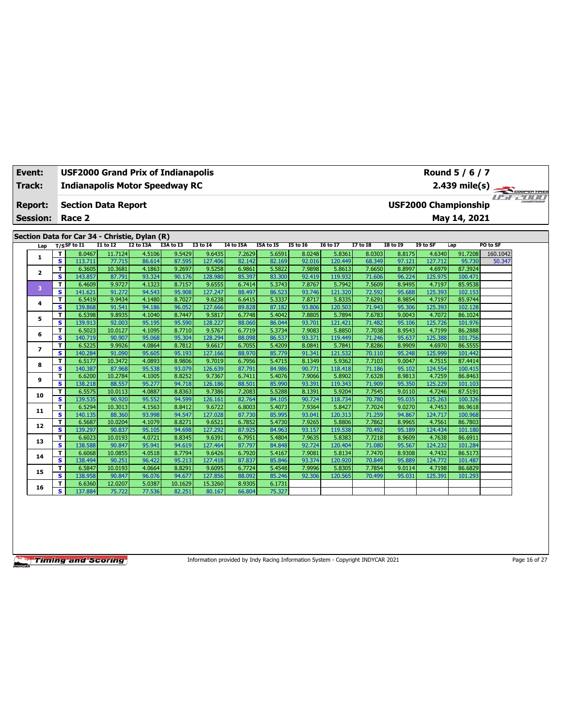| Event: | USF2000 Grand Prix of Indianapolis | Round 5 / 6 / 7 |
|---|---|---|
| Track: | Indianapolis Motor Speedway RC | 2.439 mile(s) |
| Report: | Section Data Report | USF2000 Championship |
| Session: | Race 2 | May 14, 2021 |

## Section Data for Car 34 - Christie, Dylan (R)

| Lap | T/S | SF to I1 | I1 to I2 | I2 to I3A | I3A to I3 | I3 to I4 | I4 to I5A | I5A to I5 | I5 to I6 | I6 to I7 | I7 to I8 | I8 to I9 | I9 to SF | Lap | PO to SF |
|---|---|---|---|---|---|---|---|---|---|---|---|---|---|---|---|
| 1 | T | 8.0467 | 11.7124 | 4.5106 | 9.5429 | 9.6435 | 7.2629 | 5.6591 | 8.0248 | 5.8361 | 8.0303 | 8.8175 | 4.6340 | 91.7208 | 160.1042 |
| | S | 113.711 | 77.715 | 86.614 | 87.595 | 127.406 | 82.142 | 82.169 | 92.016 | 120.449 | 68.349 | 97.121 | 127.712 | 95.730 | 50.347 |
| 2 | T | 6.3605 | 10.3681 | 4.1863 | 9.2697 | 9.5258 | 6.9861 | 5.5822 | 7.9898 | 5.8613 | 7.6650 | 8.8997 | 4.6979 | 87.3924 | |
| | S | 143.857 | 87.791 | 93.324 | 90.176 | 128.980 | 85.397 | 83.300 | 92.419 | 119.932 | 71.606 | 96.224 | 125.975 | 100.471 | |
| 3 | T | 6.4609 | 9.9727 | 4.1323 | 8.7157 | 9.6555 | 6.7414 | 5.3743 | 7.8767 | 5.7942 | 7.5609 | 8.9495 | 4.7197 | 85.9538 | |
| | S | 141.621 | 91.272 | 94.543 | 95.908 | 127.247 | 88.497 | 86.523 | 93.746 | 121.320 | 72.592 | 95.688 | 125.393 | 102.153 | |
| 4 | T | 6.5419 | 9.9434 | 4.1480 | 8.7027 | 9.6238 | 6.6415 | 5.3337 | 7.8717 | 5.8335 | 7.6291 | 8.9854 | 4.7197 | 85.9744 | |
| | S | 139.868 | 91.541 | 94.186 | 96.052 | 127.666 | 89.828 | 87.182 | 93.806 | 120.503 | 71.943 | 95.306 | 125.393 | 102.128 | |
| 5 | T | 6.5398 | 9.8935 | 4.1040 | 8.7447 | 9.5817 | 6.7748 | 5.4042 | 7.8805 | 5.7894 | 7.6783 | 9.0043 | 4.7072 | 86.1024 | |
| | S | 139.913 | 92.003 | 95.195 | 95.590 | 128.227 | 88.060 | 86.044 | 93.701 | 121.421 | 71.482 | 95.106 | 125.726 | 101.976 | |
| 6 | T | 6.5023 | 10.0127 | 4.1095 | 8.7710 | 9.5767 | 6.7719 | 5.3734 | 7.9083 | 5.8850 | 7.7038 | 8.9543 | 4.7199 | 86.2888 | |
| | S | 140.719 | 90.907 | 95.068 | 95.304 | 128.294 | 88.098 | 86.537 | 93.371 | 119.449 | 71.246 | 95.637 | 125.388 | 101.756 | |
| 7 | T | 6.5225 | 9.9926 | 4.0864 | 8.7812 | 9.6617 | 6.7055 | 5.4209 | 8.0841 | 5.7841 | 7.8286 | 8.9909 | 4.6970 | 86.5555 | |
| | S | 140.284 | 91.090 | 95.605 | 95.193 | 127.166 | 88.970 | 85.779 | 91.341 | 121.532 | 70.110 | 95.248 | 125.999 | 101.442 | |
| 8 | T | 6.5177 | 10.3472 | 4.0893 | 8.9806 | 9.7019 | 6.7956 | 5.4715 | 8.1349 | 5.9362 | 7.7103 | 9.0047 | 4.7515 | 87.4414 | |
| | S | 140.387 | 87.968 | 95.538 | 93.079 | 126.639 | 87.791 | 84.986 | 90.771 | 118.418 | 71.186 | 95.102 | 124.554 | 100.415 | |
| 9 | T | 6.6200 | 10.2784 | 4.1005 | 8.8252 | 9.7367 | 6.7411 | 5.4076 | 7.9066 | 5.8902 | 7.6328 | 8.9813 | 4.7259 | 86.8463 | |
| | S | 138.218 | 88.557 | 95.277 | 94.718 | 126.186 | 88.501 | 85.990 | 93.391 | 119.343 | 71.909 | 95.350 | 125.229 | 101.103 | |
| 10 | T | 6.5575 | 10.0113 | 4.0887 | 8.8363 | 9.7386 | 7.2083 | 5.5288 | 8.1391 | 5.9204 | 7.7545 | 9.0110 | 4.7246 | 87.5191 | |
| | S | 139.535 | 90.920 | 95.552 | 94.599 | 126.161 | 82.764 | 84.105 | 90.724 | 118.734 | 70.780 | 95.035 | 125.263 | 100.326 | |
| 11 | T | 6.5294 | 10.3013 | 4.1563 | 8.8412 | 9.6722 | 6.8003 | 5.4073 | 7.9364 | 5.8427 | 7.7024 | 9.0270 | 4.7453 | 86.9618 | |
| | S | 140.135 | 88.360 | 93.998 | 94.547 | 127.028 | 87.730 | 85.995 | 93.041 | 120.313 | 71.259 | 94.867 | 124.717 | 100.968 | |
| 12 | T | 6.5687 | 10.0204 | 4.1079 | 8.8271 | 9.6521 | 6.7852 | 5.4730 | 7.9265 | 5.8806 | 7.7862 | 8.9965 | 4.7561 | 86.7803 | |
| | S | 139.297 | 90.837 | 95.105 | 94.698 | 127.292 | 87.925 | 84.963 | 93.157 | 119.538 | 70.492 | 95.189 | 124.434 | 101.180 | |
| 13 | T | 6.6023 | 10.0193 | 4.0721 | 8.8345 | 9.6391 | 6.7951 | 5.4804 | 7.9635 | 5.8383 | 7.7218 | 8.9609 | 4.7638 | 86.6911 | |
| | S | 138.588 | 90.847 | 95.941 | 94.619 | 127.464 | 87.797 | 84.848 | 92.724 | 120.404 | 71.080 | 95.567 | 124.232 | 101.284 | |
| 14 | T | 6.6068 | 10.0855 | 4.0518 | 8.7794 | 9.6426 | 6.7920 | 5.4167 | 7.9081 | 5.8134 | 7.7470 | 8.9308 | 4.7432 | 86.5173 | |
| | S | 138.494 | 90.251 | 96.422 | 95.213 | 127.418 | 87.837 | 85.846 | 93.374 | 120.920 | 70.849 | 95.889 | 124.772 | 101.487 | |
| 15 | T | 6.5847 | 10.0193 | 4.0664 | 8.8291 | 9.6095 | 6.7724 | 5.4548 | 7.9996 | 5.8305 | 7.7854 | 9.0114 | 4.7198 | 86.6829 | |
| | S | 138.958 | 90.847 | 96.076 | 94.677 | 127.856 | 88.092 | 85.246 | 92.306 | 120.565 | 70.499 | 95.031 | 125.391 | 101.293 | |
| 16 | T | 6.6360 | 12.0207 | 5.0387 | 10.1629 | 15.3260 | 8.9305 | 6.1731 | | | | | | | |
| | S | 137.884 | 75.722 | 77.536 | 82.251 | 80.167 | 66.804 | 75.327 | | | | | | | |

Information provided by Indy Racing Information System - Copyright INDYCAR 2021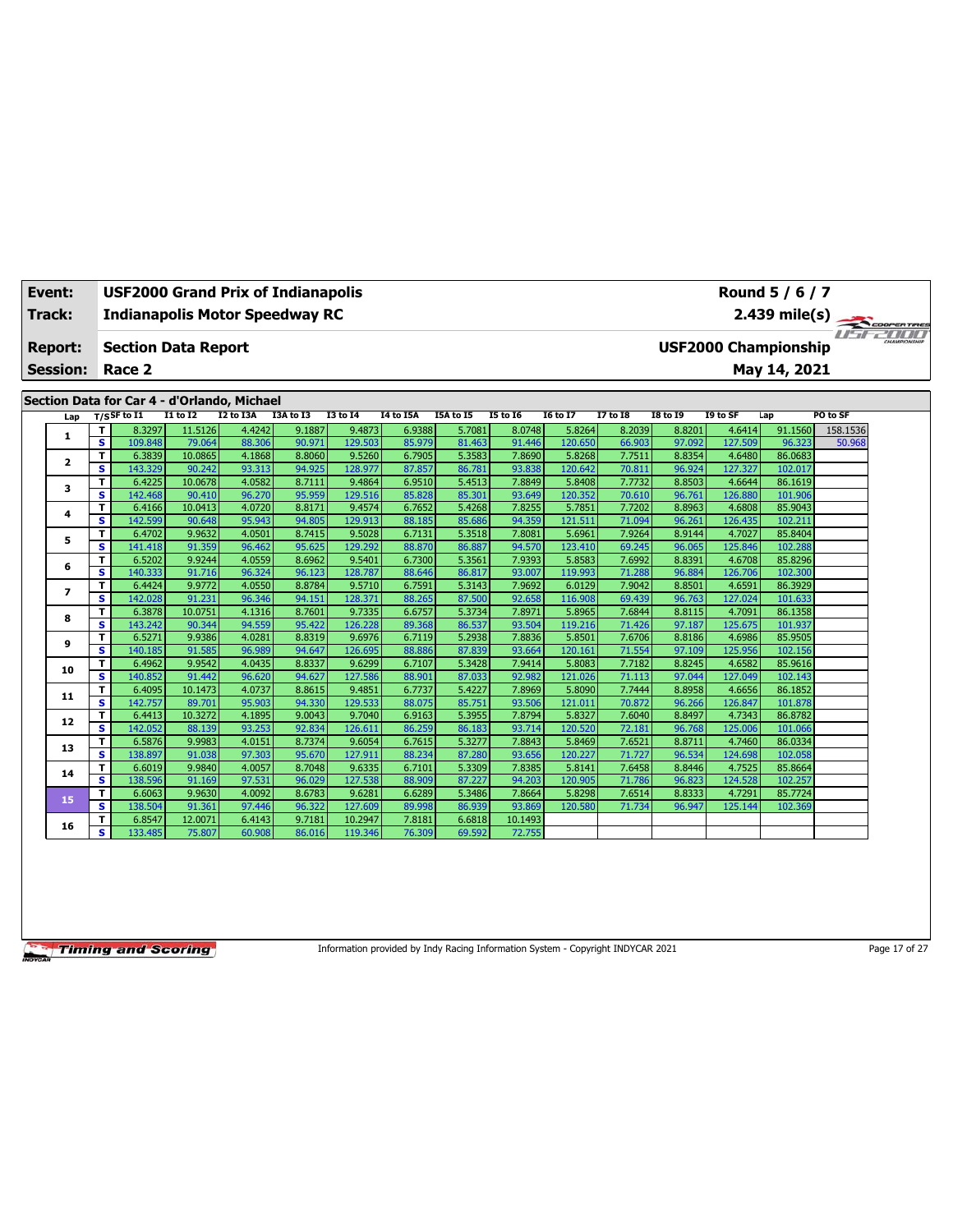| Event: | USF2000 Grand Prix of Indianapolis | Round 5 / 6 / 7 |
|---|---|---|
| Track: | Indianapolis Motor Speedway RC | 2.439 mile(s) |
| Report: | Section Data Report | USF2000 Championship |
| Session: | Race 2 | May 14, 2021 |

## Section Data for Car 4 - d'Orlando, Michael

| Lap | T/S | SF to I1 | I1 to I2 | I2 to I3A | I3A to I3 | I3 to I4 | I4 to I5A | I5A to I5 | I5 to I6 | I6 to I7 | I7 to I8 | I8 to I9 | I9 to SF | Lap | PO to SF |
|---|---|---|---|---|---|---|---|---|---|---|---|---|---|---|---|
| 1 | T | 8.3297 | 11.5126 | 4.4242 | 9.1887 | 9.4873 | 6.9388 | 5.7081 | 8.0748 | 5.8264 | 8.2039 | 8.8201 | 4.6414 | 91.1560 | 158.1536 |
| | S | 109.848 | 79.064 | 88.306 | 90.971 | 129.503 | 85.979 | 81.463 | 91.446 | 120.650 | 66.903 | 97.092 | 127.509 | 96.323 | 50.968 |
| 2 | T | 6.3839 | 10.0865 | 4.1868 | 8.8060 | 9.5260 | 6.7905 | 5.3583 | 7.8690 | 5.8268 | 7.7511 | 8.8354 | 4.6480 | 86.0683 | |
| | S | 143.329 | 90.242 | 93.313 | 94.925 | 128.977 | 87.857 | 86.781 | 93.838 | 120.642 | 70.811 | 96.924 | 127.327 | 102.017 | |
| 3 | T | 6.4225 | 10.0678 | 4.0582 | 8.7111 | 9.4864 | 6.9510 | 5.4513 | 7.8849 | 5.8408 | 7.7732 | 8.8503 | 4.6644 | 86.1619 | |
| | S | 142.468 | 90.410 | 96.270 | 95.959 | 129.516 | 85.828 | 85.301 | 93.649 | 120.352 | 70.610 | 96.761 | 126.880 | 101.906 | |
| 4 | T | 6.4166 | 10.0413 | 4.0720 | 8.8171 | 9.4574 | 6.7652 | 5.4268 | 7.8255 | 5.7851 | 7.7202 | 8.8963 | 4.6808 | 85.9043 | |
| | S | 142.599 | 90.648 | 95.943 | 94.805 | 129.913 | 88.185 | 85.686 | 94.359 | 121.511 | 71.094 | 96.261 | 126.435 | 102.211 | |
| 5 | T | 6.4702 | 9.9632 | 4.0501 | 8.7415 | 9.5028 | 6.7131 | 5.3518 | 7.8081 | 5.6961 | 7.9264 | 8.9144 | 4.7027 | 85.8404 | |
| | S | 141.418 | 91.359 | 96.462 | 95.625 | 129.292 | 88.870 | 86.887 | 94.570 | 123.410 | 69.245 | 96.065 | 125.846 | 102.288 | |
| 6 | T | 6.5202 | 9.9244 | 4.0559 | 8.6962 | 9.5401 | 6.7300 | 5.3561 | 7.9393 | 5.8583 | 7.6992 | 8.8391 | 4.6708 | 85.8296 | |
| | S | 140.333 | 91.716 | 96.324 | 96.123 | 128.787 | 88.646 | 86.817 | 93.007 | 119.993 | 71.288 | 96.884 | 126.706 | 102.300 | |
| 7 | T | 6.4424 | 9.9772 | 4.0550 | 8.8784 | 9.5710 | 6.7591 | 5.3143 | 7.9692 | 6.0129 | 7.9042 | 8.8501 | 4.6591 | 86.3929 | |
| | S | 142.028 | 91.231 | 96.346 | 94.151 | 128.371 | 88.265 | 87.500 | 92.658 | 116.908 | 69.439 | 96.763 | 127.024 | 101.633 | |
| 8 | T | 6.3878 | 10.0751 | 4.1316 | 8.7601 | 9.7335 | 6.6757 | 5.3734 | 7.8971 | 5.8965 | 7.6844 | 8.8115 | 4.7091 | 86.1358 | |
| | S | 143.242 | 90.344 | 94.559 | 95.422 | 126.228 | 89.368 | 86.537 | 93.504 | 119.216 | 71.426 | 97.187 | 125.675 | 101.937 | |
| 9 | T | 6.5271 | 9.9386 | 4.0281 | 8.8319 | 9.6976 | 6.7119 | 5.2938 | 7.8836 | 5.8501 | 7.6706 | 8.8186 | 4.6986 | 85.9505 | |
| | S | 140.185 | 91.585 | 96.989 | 94.647 | 126.695 | 88.886 | 87.839 | 93.664 | 120.161 | 71.554 | 97.109 | 125.956 | 102.156 | |
| 10 | T | 6.4962 | 9.9542 | 4.0435 | 8.8337 | 9.6299 | 6.7107 | 5.3428 | 7.9414 | 5.8083 | 7.7182 | 8.8245 | 4.6582 | 85.9616 | |
| | S | 140.852 | 91.442 | 96.620 | 94.627 | 127.586 | 88.901 | 87.033 | 92.982 | 121.026 | 71.113 | 97.044 | 127.049 | 102.143 | |
| 11 | T | 6.4095 | 10.1473 | 4.0737 | 8.8615 | 9.4851 | 6.7737 | 5.4227 | 7.8969 | 5.8090 | 7.7444 | 8.8958 | 4.6656 | 86.1852 | |
| | S | 142.757 | 89.701 | 95.903 | 94.330 | 129.533 | 88.075 | 85.751 | 93.506 | 121.011 | 70.872 | 96.266 | 126.847 | 101.878 | |
| 12 | T | 6.4413 | 10.3272 | 4.1895 | 9.0043 | 9.7040 | 6.9163 | 5.3955 | 7.8794 | 5.8327 | 7.6040 | 8.8497 | 4.7343 | 86.8782 | |
| | S | 142.052 | 88.139 | 93.253 | 92.834 | 126.611 | 86.259 | 86.183 | 93.714 | 120.520 | 72.181 | 96.768 | 125.006 | 101.066 | |
| 13 | T | 6.5876 | 9.9983 | 4.0151 | 8.7374 | 9.6054 | 6.7615 | 5.3277 | 7.8843 | 5.8469 | 7.6521 | 8.8711 | 4.7460 | 86.0334 | |
| | S | 138.897 | 91.038 | 97.303 | 95.670 | 127.911 | 88.234 | 87.280 | 93.656 | 120.227 | 71.727 | 96.534 | 124.698 | 102.058 | |
| 14 | T | 6.6019 | 9.9840 | 4.0057 | 8.7048 | 9.6335 | 6.7101 | 5.3309 | 7.8385 | 5.8141 | 7.6458 | 8.8446 | 4.7525 | 85.8664 | |
| | S | 138.596 | 91.169 | 97.531 | 96.029 | 127.538 | 88.909 | 87.227 | 94.203 | 120.905 | 71.786 | 96.823 | 124.528 | 102.257 | |
| 15 | T | 6.6063 | 9.9630 | 4.0092 | 8.6783 | 9.6281 | 6.6289 | 5.3486 | 7.8664 | 5.8298 | 7.6514 | 8.8333 | 4.7291 | 85.7724 | |
| | S | 138.504 | 91.361 | 97.446 | 96.322 | 127.609 | 89.998 | 86.939 | 93.869 | 120.580 | 71.734 | 96.947 | 125.144 | 102.369 | |
| 16 | T | 6.8547 | 12.0071 | 6.4143 | 9.7181 | 10.2947 | 7.8181 | 6.6818 | 10.1493 | | | | | | |
| | S | 133.485 | 75.807 | 60.908 | 86.016 | 119.346 | 76.309 | 69.592 | 72.755 | | | | | | |

Information provided by Indy Racing Information System - Copyright INDYCAR 2021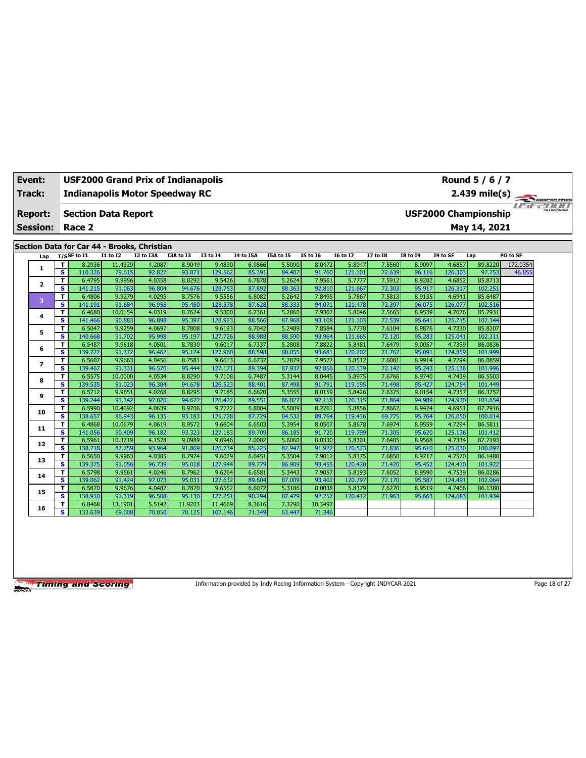| Event: | USF2000 Grand Prix of Indianapolis | Round 5 / 6 / 7 |
|---|---|---|
| Track: | Indianapolis Motor Speedway RC | 2.439 mile(s) |
| Report: | Section Data Report | USF2000 Championship |
| Session: | Race 2 | May 14, 2021 |

## Section Data for Car 44 - Brooks, Christian

| Lap | T/S | SF to I1 | I1 to I2 | I2 to I3A | I3A to I3 | I3 to I4 | I4 to I5A | I5A to I5 | I5 to I6 | I6 to I7 | I7 to I8 | I8 to I9 | I9 to SF | Lap | PO to SF |
|---|---|---|---|---|---|---|---|---|---|---|---|---|---|---|---|
| 1 | T | 8.2936 | 11.4329 | 4.2087 | 8.9049 | 9.4830 | 6.9866 | 5.5090 | 8.0472 | 5.8047 | 7.5560 | 8.9097 | 4.6857 | 89.8220 | 172.0354 |
| | S | 110.326 | 79.615 | 92.827 | 93.871 | 129.562 | 85.391 | 84.407 | 91.760 | 121.101 | 72.639 | 96.116 | 126.303 | 97.753 | 46.855 |
| 2 | T | 6.4795 | 9.9956 | 4.0358 | 8.8292 | 9.5426 | 6.7878 | 5.2624 | 7.9561 | 5.7777 | 7.5912 | 8.9282 | 4.6852 | 85.8713 | |
| | S | 141.215 | 91.063 | 96.804 | 94.676 | 128.753 | 87.892 | 88.363 | 92.810 | 121.667 | 72.303 | 95.917 | 126.317 | 102.251 | |
| 3 | T | 6.4806 | 9.9279 | 4.0295 | 8.7576 | 9.5556 | 6.8082 | 5.2642 | 7.8495 | 5.7867 | 7.5813 | 8.9135 | 4.6941 | 85.6487 | |
| | S | 141.191 | 91.684 | 96.955 | 95.450 | 128.578 | 87.628 | 88.333 | 94.071 | 121.478 | 72.397 | 96.075 | 126.077 | 102.516 | |
| 4 | T | 6.4680 | 10.0154 | 4.0319 | 8.7624 | 9.5300 | 6.7361 | 5.2860 | 7.9307 | 5.8046 | 7.5665 | 8.9539 | 4.7076 | 85.7931 | |
| | S | 141.466 | 90.883 | 96.898 | 95.397 | 128.923 | 88.566 | 87.968 | 93.108 | 121.103 | 72.539 | 95.641 | 125.715 | 102.344 | |
| 5 | T | 6.5047 | 9.9259 | 4.0697 | 8.7808 | 9.6193 | 6.7042 | 5.2489 | 7.8584 | 5.7778 | 7.6104 | 8.9876 | 4.7330 | 85.8207 | |
| | S | 140.668 | 91.702 | 95.998 | 95.197 | 127.726 | 88.988 | 88.590 | 93.964 | 121.665 | 72.120 | 95.283 | 125.041 | 102.311 | |
| 6 | T | 6.5487 | 9.9618 | 4.0501 | 8.7830 | 9.6017 | 6.7337 | 5.2808 | 7.8822 | 5.8481 | 7.6479 | 9.0057 | 4.7399 | 86.0836 | |
| | S | 139.722 | 91.372 | 96.462 | 95.174 | 127.960 | 88.598 | 88.055 | 93.681 | 120.202 | 71.767 | 95.091 | 124.859 | 101.999 | |
| 7 | T | 6.5607 | 9.9663 | 4.0456 | 8.7581 | 9.6613 | 6.6737 | 5.2879 | 7.9522 | 5.8512 | 7.6081 | 8.9914 | 4.7294 | 86.0859 | |
| | S | 139.467 | 91.331 | 96.570 | 95.444 | 127.171 | 89.394 | 87.937 | 92.856 | 120.139 | 72.142 | 95.243 | 125.136 | 101.996 | |
| 8 | T | 6.5575 | 10.0000 | 4.0534 | 8.8290 | 9.7108 | 6.7487 | 5.3144 | 8.0445 | 5.8975 | 7.6766 | 8.9740 | 4.7439 | 86.5503 | |
| | S | 139.535 | 91.023 | 96.384 | 94.678 | 126.523 | 88.401 | 87.498 | 91.791 | 119.195 | 71.498 | 95.427 | 124.754 | 101.449 | |
| 9 | T | 6.5712 | 9.9651 | 4.0268 | 8.8295 | 9.7185 | 6.6620 | 5.3555 | 8.0159 | 5.8426 | 7.6375 | 9.0154 | 4.7357 | 86.3757 | |
| | S | 139.244 | 91.342 | 97.020 | 94.672 | 126.422 | 89.551 | 86.827 | 92.118 | 120.315 | 71.864 | 94.989 | 124.970 | 101.654 | |
| 10 | T | 6.5990 | 10.4692 | 4.0639 | 8.9706 | 9.7722 | 6.8004 | 5.5009 | 8.2261 | 5.8856 | 7.8662 | 8.9424 | 4.6951 | 87.7916 | |
| | S | 138.657 | 86.943 | 96.135 | 93.183 | 125.728 | 87.729 | 84.532 | 89.764 | 119.436 | 69.775 | 95.764 | 126.050 | 100.014 | |
| 11 | T | 6.4868 | 10.0679 | 4.0619 | 8.9572 | 9.6604 | 6.6503 | 5.3954 | 8.0507 | 5.8678 | 7.6974 | 8.9559 | 4.7294 | 86.5811 | |
| | S | 141.056 | 90.409 | 96.182 | 93.323 | 127.183 | 89.709 | 86.185 | 91.720 | 119.799 | 71.305 | 95.620 | 125.136 | 101.412 | |
| 12 | T | 6.5961 | 10.3719 | 4.1578 | 9.0989 | 9.6946 | 7.0002 | 5.6060 | 8.0330 | 5.8301 | 7.6405 | 8.9568 | 4.7334 | 87.7193 | |
| | S | 138.718 | 87.759 | 93.964 | 91.869 | 126.734 | 85.225 | 82.947 | 91.922 | 120.573 | 71.836 | 95.610 | 125.030 | 100.097 | |
| 13 | T | 6.5650 | 9.9963 | 4.0385 | 8.7974 | 9.6029 | 6.6451 | 5.3504 | 7.9012 | 5.8375 | 7.6850 | 8.9717 | 4.7570 | 86.1480 | |
| | S | 139.375 | 91.056 | 96.739 | 95.018 | 127.944 | 89.779 | 86.909 | 93.455 | 120.420 | 71.420 | 95.452 | 124.410 | 101.922 | |
| 14 | T | 6.5798 | 9.9561 | 4.0246 | 8.7962 | 9.6264 | 6.6581 | 5.3443 | 7.9057 | 5.8193 | 7.6052 | 8.9590 | 4.7539 | 86.0286 | |
| | S | 139.062 | 91.424 | 97.073 | 95.031 | 127.632 | 89.604 | 87.009 | 93.402 | 120.797 | 72.170 | 95.587 | 124.491 | 102.064 | |
| 15 | T | 6.5870 | 9.9676 | 4.0482 | 8.7870 | 9.6552 | 6.6072 | 5.3186 | 8.0038 | 5.8379 | 7.6270 | 8.9519 | 4.7466 | 86.1380 | |
| | S | 138.910 | 91.319 | 96.508 | 95.130 | 127.251 | 90.294 | 87.429 | 92.257 | 120.412 | 71.963 | 95.663 | 124.683 | 101.934 | |
| 16 | T | 6.8468 | 13.1901 | 5.5142 | 11.9203 | 11.4669 | 8.3616 | 7.3290 | 10.3497 | | | | | | |
| | S | 133.639 | 69.008 | 70.850 | 70.125 | 107.146 | 71.349 | 63.447 | 71.346 | | | | | | |

Information provided by Indy Racing Information System - Copyright INDYCAR 2021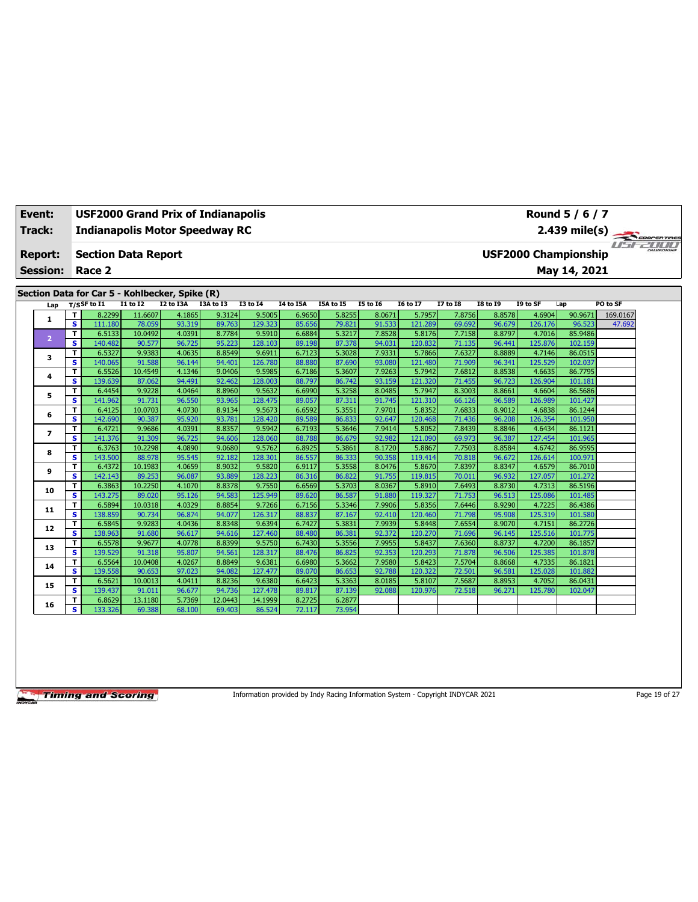| **Event:** | **USF2000 Grand Prix of Indianapolis** | **Round 5 / 6 / 7** |
|---|---|---|
| **Track:** | **Indianapolis Motor Speedway RC** | **2.439 mile(s)** |
| **Report:** | **Section Data Report** | **USF2000 Championship** |
| **Session:** | **Race 2** | **May 14, 2021** |

## Section Data for Car 5 - Kohlbecker, Spike (R)

| Lap | T/S | SF to I1 | I1 to I2 | I2 to I3A | I3A to I3 | I3 to I4 | I4 to I5A | I5A to I5 | I5 to I6 | I6 to I7 | I7 to I8 | I8 to I9 | I9 to SF | Lap | PO to SF |
|---|---|---|---|---|---|---|---|---|---|---|---|---|---|---|---|
| 1 | T | 8.2299 | 11.6607 | 4.1865 | 9.3124 | 9.5005 | 6.9650 | 5.8255 | 8.0671 | 5.7957 | 7.8756 | 8.8578 | 4.6904 | 90.9671 | 169.0167 |
| | S | 111.180 | 78.059 | 93.319 | 89.763 | 129.323 | 85.656 | 79.821 | 91.533 | 121.289 | 69.692 | 96.679 | 126.176 | 96.523 | 47.692 |
| 2 | T | 6.5133 | 10.0492 | 4.0391 | 8.7784 | 9.5910 | 6.6884 | 5.3217 | 7.8528 | 5.8176 | 7.7158 | 8.8797 | 4.7016 | 85.9486 | |
| | S | 140.482 | 90.577 | 96.725 | 95.223 | 128.103 | 89.198 | 87.378 | 94.031 | 120.832 | 71.135 | 96.441 | 125.876 | 102.159 | |
| 3 | T | 6.5327 | 9.9383 | 4.0635 | 8.8549 | 9.6911 | 6.7123 | 5.3028 | 7.9331 | 5.7866 | 7.6327 | 8.8889 | 4.7146 | 86.0515 | |
| | S | 140.065 | 91.588 | 96.144 | 94.401 | 126.780 | 88.880 | 87.690 | 93.080 | 121.480 | 71.909 | 96.341 | 125.529 | 102.037 | |
| 4 | T | 6.5526 | 10.4549 | 4.1346 | 9.0406 | 9.5985 | 6.7186 | 5.3607 | 7.9263 | 5.7942 | 7.6812 | 8.8538 | 4.6635 | 86.7795 | |
| | S | 139.639 | 87.062 | 94.491 | 92.462 | 128.003 | 88.797 | 86.742 | 93.159 | 121.320 | 71.455 | 96.723 | 126.904 | 101.181 | |
| 5 | T | 6.4454 | 9.9228 | 4.0464 | 8.8960 | 9.5632 | 6.6990 | 5.3258 | 8.0485 | 5.7947 | 8.3003 | 8.8661 | 4.6604 | 86.5686 | |
| | S | 141.962 | 91.731 | 96.550 | 93.965 | 128.475 | 89.057 | 87.311 | 91.745 | 121.310 | 66.126 | 96.589 | 126.989 | 101.427 | |
| 6 | T | 6.4125 | 10.0703 | 4.0730 | 8.9134 | 9.5673 | 6.6592 | 5.3551 | 7.9701 | 5.8352 | 7.6833 | 8.9012 | 4.6838 | 86.1244 | |
| | S | 142.690 | 90.387 | 95.920 | 93.781 | 128.420 | 89.589 | 86.833 | 92.647 | 120.468 | 71.436 | 96.208 | 126.354 | 101.950 | |
| 7 | T | 6.4721 | 9.9686 | 4.0391 | 8.8357 | 9.5942 | 6.7193 | 5.3646 | 7.9414 | 5.8052 | 7.8439 | 8.8846 | 4.6434 | 86.1121 | |
| | S | 141.376 | 91.309 | 96.725 | 94.606 | 128.060 | 88.788 | 86.679 | 92.982 | 121.090 | 69.973 | 96.387 | 127.454 | 101.965 | |
| 8 | T | 6.3763 | 10.2298 | 4.0890 | 9.0680 | 9.5762 | 6.8925 | 5.3861 | 8.1720 | 5.8867 | 7.7503 | 8.8584 | 4.6742 | 86.9595 | |
| | S | 143.500 | 88.978 | 95.545 | 92.182 | 128.301 | 86.557 | 86.333 | 90.358 | 119.414 | 70.818 | 96.672 | 126.614 | 100.971 | |
| 9 | T | 6.4372 | 10.1983 | 4.0659 | 8.9032 | 9.5820 | 6.9117 | 5.3558 | 8.0476 | 5.8670 | 7.8397 | 8.8347 | 4.6579 | 86.7010 | |
| | S | 142.143 | 89.253 | 96.087 | 93.889 | 128.223 | 86.316 | 86.822 | 91.755 | 119.815 | 70.011 | 96.932 | 127.057 | 101.272 | |
| 10 | T | 6.3863 | 10.2250 | 4.1070 | 8.8378 | 9.7550 | 6.6569 | 5.3703 | 8.0367 | 5.8910 | 7.6493 | 8.8730 | 4.7313 | 86.5196 | |
| | S | 143.275 | 89.020 | 95.126 | 94.583 | 125.949 | 89.620 | 86.587 | 91.880 | 119.327 | 71.753 | 96.513 | 125.086 | 101.485 | |
| 11 | T | 6.5894 | 10.0318 | 4.0329 | 8.8854 | 9.7266 | 6.7156 | 5.3346 | 7.9906 | 5.8356 | 7.6446 | 8.9290 | 4.7225 | 86.4386 | |
| | S | 138.859 | 90.734 | 96.874 | 94.077 | 126.317 | 88.837 | 87.167 | 92.410 | 120.460 | 71.798 | 95.908 | 125.319 | 101.580 | |
| 12 | T | 6.5845 | 9.9283 | 4.0436 | 8.8348 | 9.6394 | 6.7427 | 5.3831 | 7.9939 | 5.8448 | 7.6554 | 8.9070 | 4.7151 | 86.2726 | |
| | S | 138.963 | 91.680 | 96.617 | 94.616 | 127.460 | 88.480 | 86.381 | 92.372 | 120.270 | 71.696 | 96.145 | 125.516 | 101.775 | |
| 13 | T | 6.5578 | 9.9677 | 4.0778 | 8.8399 | 9.5750 | 6.7430 | 5.3556 | 7.9955 | 5.8437 | 7.6360 | 8.8737 | 4.7200 | 86.1857 | |
| | S | 139.529 | 91.318 | 95.807 | 94.561 | 128.317 | 88.476 | 86.825 | 92.353 | 120.293 | 71.878 | 96.506 | 125.385 | 101.878 | |
| 14 | T | 6.5564 | 10.0408 | 4.0267 | 8.8849 | 9.6381 | 6.6980 | 5.3662 | 7.9580 | 5.8423 | 7.5704 | 8.8668 | 4.7335 | 86.1821 | |
| | S | 139.558 | 90.653 | 97.023 | 94.082 | 127.477 | 89.070 | 86.653 | 92.788 | 120.322 | 72.501 | 96.581 | 125.028 | 101.882 | |
| 15 | T | 6.5621 | 10.0013 | 4.0411 | 8.8236 | 9.6380 | 6.6423 | 5.3363 | 8.0185 | 5.8107 | 7.5687 | 8.8953 | 4.7052 | 86.0431 | |
| | S | 139.437 | 91.011 | 96.677 | 94.736 | 127.478 | 89.817 | 87.139 | 92.088 | 120.976 | 72.518 | 96.271 | 125.780 | 102.047 | |
| 16 | T | 6.8629 | 13.1180 | 5.7369 | 12.0443 | 14.1999 | 8.2725 | 6.2877 | | | | | | | |
| | S | 133.326 | 69.388 | 68.100 | 69.403 | 86.524 | 72.117 | 73.954 | | | | | | | |

Information provided by Indy Racing Information System - Copyright INDYCAR 2021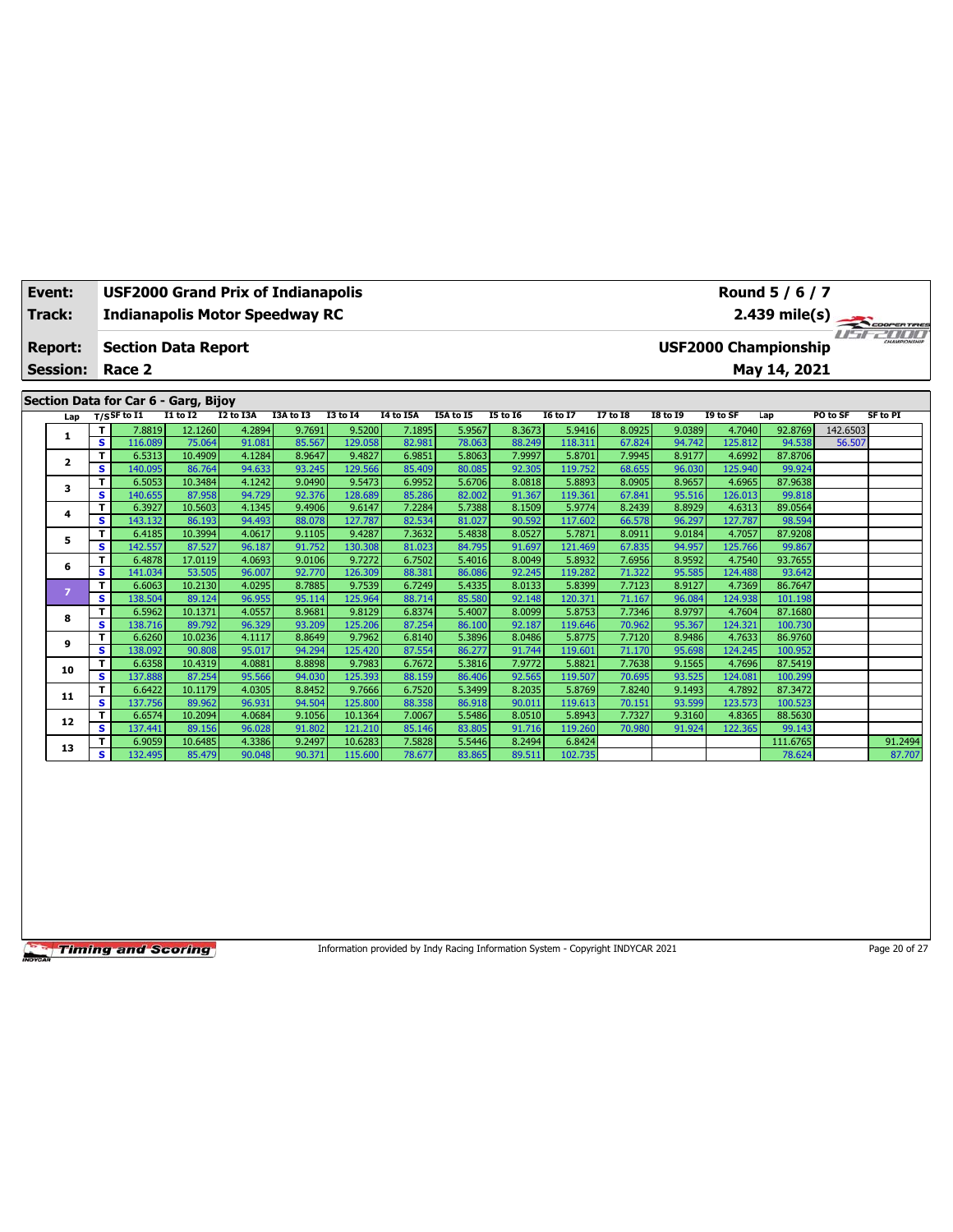| Event: | USF2000 Grand Prix of Indianapolis | Round 5 / 6 / 7 |
|---|---|---|
| Track: | Indianapolis Motor Speedway RC | 2.439 mile(s) |
| Report: | Section Data Report | USF2000 Championship |
| Session: | Race 2 | May 14, 2021 |

## Section Data for Car 6 - Garg, Bijoy

| Lap | T/S | SF to I1 | I1 to I2 | I2 to I3A | I3A to I3 | I3 to I4 | I4 to I5A | I5A to I5 | I5 to I6 | I6 to I7 | I7 to I8 | I8 to I9 | I9 to SF | Lap | PO to SF | SF to PI |
|---|---|---|---|---|---|---|---|---|---|---|---|---|---|---|---|---|
| 1 | T | 7.8819 | 12.1260 | 4.2894 | 9.7691 | 9.5200 | 7.1895 | 5.9567 | 8.3673 | 5.9416 | 8.0925 | 9.0389 | 4.7040 | 92.8769 | 142.6503 | |
| | S | 116.089 | 75.064 | 91.081 | 85.567 | 129.058 | 82.981 | 78.063 | 88.249 | 118.311 | 67.824 | 94.742 | 125.812 | 94.538 | 56.507 | |
| 2 | T | 6.5313 | 10.4909 | 4.1284 | 8.9647 | 9.4827 | 6.9851 | 5.8063 | 7.9997 | 5.8701 | 7.9945 | 8.9177 | 4.6992 | 87.8706 | | |
| | S | 140.095 | 86.764 | 94.633 | 93.245 | 129.566 | 85.409 | 80.085 | 92.305 | 119.752 | 68.655 | 96.030 | 125.940 | 99.924 | | |
| 3 | T | 6.5053 | 10.3484 | 4.1242 | 9.0490 | 9.5473 | 6.9952 | 5.6706 | 8.0818 | 5.8893 | 8.0905 | 8.9657 | 4.6965 | 87.9638 | | |
| | S | 140.655 | 87.958 | 94.729 | 92.376 | 128.689 | 85.286 | 82.002 | 91.367 | 119.361 | 67.841 | 95.516 | 126.013 | 99.818 | | |
| 4 | T | 6.3927 | 10.5603 | 4.1345 | 9.4906 | 9.6147 | 7.2284 | 5.7388 | 8.1509 | 5.9774 | 8.2439 | 8.8929 | 4.6313 | 89.0564 | | |
| | S | 143.132 | 86.193 | 94.493 | 88.078 | 127.787 | 82.534 | 81.027 | 90.592 | 117.602 | 66.578 | 96.297 | 127.787 | 98.594 | | |
| 5 | T | 6.4185 | 10.3994 | 4.0617 | 9.1105 | 9.4287 | 7.3632 | 5.4838 | 8.0527 | 5.7871 | 8.0911 | 9.0184 | 4.7057 | 87.9208 | | |
| | S | 142.557 | 87.527 | 96.187 | 91.752 | 130.308 | 81.023 | 84.795 | 91.697 | 121.469 | 67.835 | 94.957 | 125.766 | 99.867 | | |
| 6 | T | 6.4878 | 17.0119 | 4.0693 | 9.0106 | 9.7272 | 6.7502 | 5.4016 | 8.0049 | 5.8932 | 7.6956 | 8.9592 | 4.7540 | 93.7655 | | |
| | S | 141.034 | 53.505 | 96.007 | 92.770 | 126.309 | 88.381 | 86.086 | 92.245 | 119.282 | 71.322 | 95.585 | 124.488 | 93.642 | | |
| 7 | T | 6.6063 | 10.2130 | 4.0295 | 8.7885 | 9.7539 | 6.7249 | 5.4335 | 8.0133 | 5.8399 | 7.7123 | 8.9127 | 4.7369 | 86.7647 | | |
| | S | 138.504 | 89.124 | 96.955 | 95.114 | 125.964 | 88.714 | 85.580 | 92.148 | 120.371 | 71.167 | 96.084 | 124.938 | 101.198 | | |
| 8 | T | 6.5962 | 10.1371 | 4.0557 | 8.9681 | 9.8129 | 6.8374 | 5.4007 | 8.0099 | 5.8753 | 7.7346 | 8.9797 | 4.7604 | 87.1680 | | |
| | S | 138.716 | 89.792 | 96.329 | 93.209 | 125.206 | 87.254 | 86.100 | 92.187 | 119.646 | 70.962 | 95.367 | 124.321 | 100.730 | | |
| 9 | T | 6.6260 | 10.0236 | 4.1117 | 8.8649 | 9.7962 | 6.8140 | 5.3896 | 8.0486 | 5.8775 | 7.7120 | 8.9486 | 4.7633 | 86.9760 | | |
| | S | 138.092 | 90.808 | 95.017 | 94.294 | 125.420 | 87.554 | 86.277 | 91.744 | 119.601 | 71.170 | 95.698 | 124.245 | 100.952 | | |
| 10 | T | 6.6358 | 10.4319 | 4.0881 | 8.8898 | 9.7983 | 6.7672 | 5.3816 | 7.9772 | 5.8821 | 7.7638 | 9.1565 | 4.7696 | 87.5419 | | |
| | S | 137.888 | 87.254 | 95.566 | 94.030 | 125.393 | 88.159 | 86.406 | 92.565 | 119.507 | 70.695 | 93.525 | 124.081 | 100.299 | | |
| 11 | T | 6.6422 | 10.1179 | 4.0305 | 8.8452 | 9.7666 | 6.7520 | 5.3499 | 8.2035 | 5.8769 | 7.8240 | 9.1493 | 4.7892 | 87.3472 | | |
| | S | 137.756 | 89.962 | 96.931 | 94.504 | 125.800 | 88.358 | 86.918 | 90.011 | 119.613 | 70.151 | 93.599 | 123.573 | 100.523 | | |
| 12 | T | 6.6574 | 10.2094 | 4.0684 | 9.1056 | 10.1364 | 7.0067 | 5.5486 | 8.0510 | 5.8943 | 7.7327 | 9.3160 | 4.8365 | 88.5630 | | |
| | S | 137.441 | 89.156 | 96.028 | 91.802 | 121.210 | 85.146 | 83.805 | 91.716 | 119.260 | 70.980 | 91.924 | 122.365 | 99.143 | | |
| 13 | T | 6.9059 | 10.6485 | 4.3386 | 9.2497 | 10.6283 | 7.5828 | 5.5446 | 8.2494 | 6.8424 | | | | 111.6765 | | 91.2494 |
| | S | 132.495 | 85.479 | 90.048 | 90.371 | 115.600 | 78.677 | 83.865 | 89.511 | 102.735 | | | | 78.624 | | 87.707 |

Information provided by Indy Racing Information System - Copyright INDYCAR 2021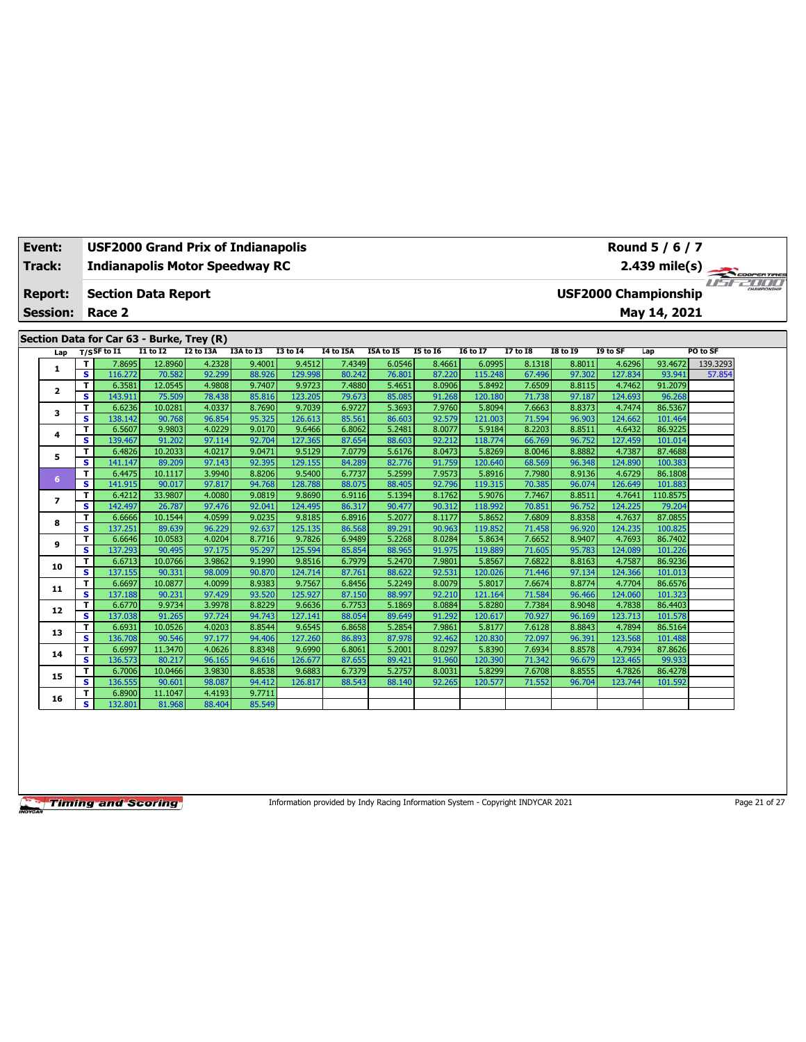| Event: | USF2000 Grand Prix of Indianapolis | Round 5 / 6 / 7 |
|---|---|---|
| Track: | Indianapolis Motor Speedway RC | 2.439 mile(s) |
| Report: | Section Data Report | USF2000 Championship |
| Session: | Race 2 | May 14, 2021 |

## Section Data for Car 63 - Burke, Trey (R)

| Lap | T/S | SF to I1 | I1 to I2 | I2 to I3A | I3A to I3 | I3 to I4 | I4 to I5A | I5A to I5 | I5 to I6 | I6 to I7 | I7 to I8 | I8 to I9 | I9 to SF | Lap | PO to SF |
|---|---|---|---|---|---|---|---|---|---|---|---|---|---|---|---|
| 1 | T | 7.8695 | 12.8960 | 4.2328 | 9.4001 | 9.4512 | 7.4349 | 6.0546 | 8.4661 | 6.0995 | 8.1318 | 8.8011 | 4.6296 | 93.4672 | 139.3293 |
| | S | 116.272 | 70.582 | 92.299 | 88.926 | 129.998 | 80.242 | 76.801 | 87.220 | 115.248 | 67.496 | 97.302 | 127.834 | 93.941 | 57.854 |
| 2 | T | 6.3581 | 12.0545 | 4.9808 | 9.7407 | 9.9723 | 7.4880 | 5.4651 | 8.0906 | 5.8492 | 7.6509 | 8.8115 | 4.7462 | 91.2079 | |
| | S | 143.911 | 75.509 | 78.438 | 85.816 | 123.205 | 79.673 | 85.085 | 91.268 | 120.180 | 71.738 | 97.187 | 124.693 | 96.268 | |
| 3 | T | 6.6236 | 10.0281 | 4.0337 | 8.7690 | 9.7039 | 6.9727 | 5.3693 | 7.9760 | 5.8094 | 7.6663 | 8.8373 | 4.7474 | 86.5367 | |
| | S | 138.142 | 90.768 | 96.854 | 95.325 | 126.613 | 85.561 | 86.603 | 92.579 | 121.003 | 71.594 | 96.903 | 124.662 | 101.464 | |
| 4 | T | 6.5607 | 9.9803 | 4.0229 | 9.0170 | 9.6466 | 6.8062 | 5.2481 | 8.0077 | 5.9184 | 8.2203 | 8.8511 | 4.6432 | 86.9225 | |
| | S | 139.467 | 91.202 | 97.114 | 92.704 | 127.365 | 87.654 | 88.603 | 92.212 | 118.774 | 66.769 | 96.752 | 127.459 | 101.014 | |
| 5 | T | 6.4826 | 10.2033 | 4.0217 | 9.0471 | 9.5129 | 7.0779 | 5.6176 | 8.0473 | 5.8269 | 8.0046 | 8.8882 | 4.7387 | 87.4688 | |
| | S | 141.147 | 89.209 | 97.143 | 92.395 | 129.155 | 84.289 | 82.776 | 91.759 | 120.640 | 68.569 | 96.348 | 124.890 | 100.383 | |
| 6 | T | 6.4475 | 10.1117 | 3.9940 | 8.8206 | 9.5400 | 6.7737 | 5.2599 | 7.9573 | 5.8916 | 7.7980 | 8.9136 | 4.6729 | 86.1808 | |
| | S | 141.915 | 90.017 | 97.817 | 94.768 | 128.788 | 88.075 | 88.405 | 92.796 | 119.315 | 70.385 | 96.074 | 126.649 | 101.883 | |
| 7 | T | 6.4212 | 33.9807 | 4.0080 | 9.0819 | 9.8690 | 6.9116 | 5.1394 | 8.1762 | 5.9076 | 7.7467 | 8.8511 | 4.7641 | 110.8575 | |
| | S | 142.497 | 26.787 | 97.476 | 92.041 | 124.495 | 86.317 | 90.477 | 90.312 | 118.992 | 70.851 | 96.752 | 124.225 | 79.204 | |
| 8 | T | 6.6666 | 10.1544 | 4.0599 | 9.0235 | 9.8185 | 6.8916 | 5.2077 | 8.1177 | 5.8652 | 7.6809 | 8.8358 | 4.7637 | 87.0855 | |
| | S | 137.251 | 89.639 | 96.229 | 92.637 | 125.135 | 86.568 | 89.291 | 90.963 | 119.852 | 71.458 | 96.920 | 124.235 | 100.825 | |
| 9 | T | 6.6646 | 10.0583 | 4.0204 | 8.7716 | 9.7826 | 6.9489 | 5.2268 | 8.0284 | 5.8634 | 7.6652 | 8.9407 | 4.7693 | 86.7402 | |
| | S | 137.293 | 90.495 | 97.175 | 95.297 | 125.594 | 85.854 | 88.965 | 91.975 | 119.889 | 71.605 | 95.783 | 124.089 | 101.226 | |
| 10 | T | 6.6713 | 10.0766 | 3.9862 | 9.1990 | 9.8516 | 6.7979 | 5.2470 | 7.9801 | 5.8567 | 7.6822 | 8.8163 | 4.7587 | 86.9236 | |
| | S | 137.155 | 90.331 | 98.009 | 90.870 | 124.714 | 87.761 | 88.622 | 92.531 | 120.026 | 71.446 | 97.134 | 124.366 | 101.013 | |
| 11 | T | 6.6697 | 10.0877 | 4.0099 | 8.9383 | 9.7567 | 6.8456 | 5.2249 | 8.0079 | 5.8017 | 7.6674 | 8.8774 | 4.7704 | 86.6576 | |
| | S | 137.188 | 90.231 | 97.429 | 93.520 | 125.927 | 87.150 | 88.997 | 92.210 | 121.164 | 71.584 | 96.466 | 124.060 | 101.323 | |
| 12 | T | 6.6770 | 9.9734 | 3.9978 | 8.8229 | 9.6636 | 6.7753 | 5.1869 | 8.0884 | 5.8280 | 7.7384 | 8.9048 | 4.7838 | 86.4403 | |
| | S | 137.038 | 91.265 | 97.724 | 94.743 | 127.141 | 88.054 | 89.649 | 91.292 | 120.617 | 70.927 | 96.169 | 123.713 | 101.578 | |
| 13 | T | 6.6931 | 10.0526 | 4.0203 | 8.8544 | 9.6545 | 6.8658 | 5.2854 | 7.9861 | 5.8177 | 7.6128 | 8.8843 | 4.7894 | 86.5164 | |
| | S | 136.708 | 90.546 | 97.177 | 94.406 | 127.260 | 86.893 | 87.978 | 92.462 | 120.830 | 72.097 | 96.391 | 123.568 | 101.488 | |
| 14 | T | 6.6997 | 11.3470 | 4.0626 | 8.8348 | 9.6990 | 6.8061 | 5.2001 | 8.0297 | 5.8390 | 7.6934 | 8.8578 | 4.7934 | 87.8626 | |
| | S | 136.573 | 80.217 | 96.165 | 94.616 | 126.677 | 87.655 | 89.421 | 91.960 | 120.390 | 71.342 | 96.679 | 123.465 | 99.933 | |
| 15 | T | 6.7006 | 10.0466 | 3.9830 | 8.8538 | 9.6883 | 6.7379 | 5.2757 | 8.0031 | 5.8299 | 7.6708 | 8.8555 | 4.7826 | 86.4278 | |
| | S | 136.555 | 90.601 | 98.087 | 94.412 | 126.817 | 88.543 | 88.140 | 92.265 | 120.577 | 71.552 | 96.704 | 123.744 | 101.592 | |
| 16 | T | 6.8900 | 11.1047 | 4.4193 | 9.7711 | | | | | | | | | | |
| | S | 132.801 | 81.968 | 88.404 | 85.549 | | | | | | | | | | |

Information provided by Indy Racing Information System - Copyright INDYCAR 2021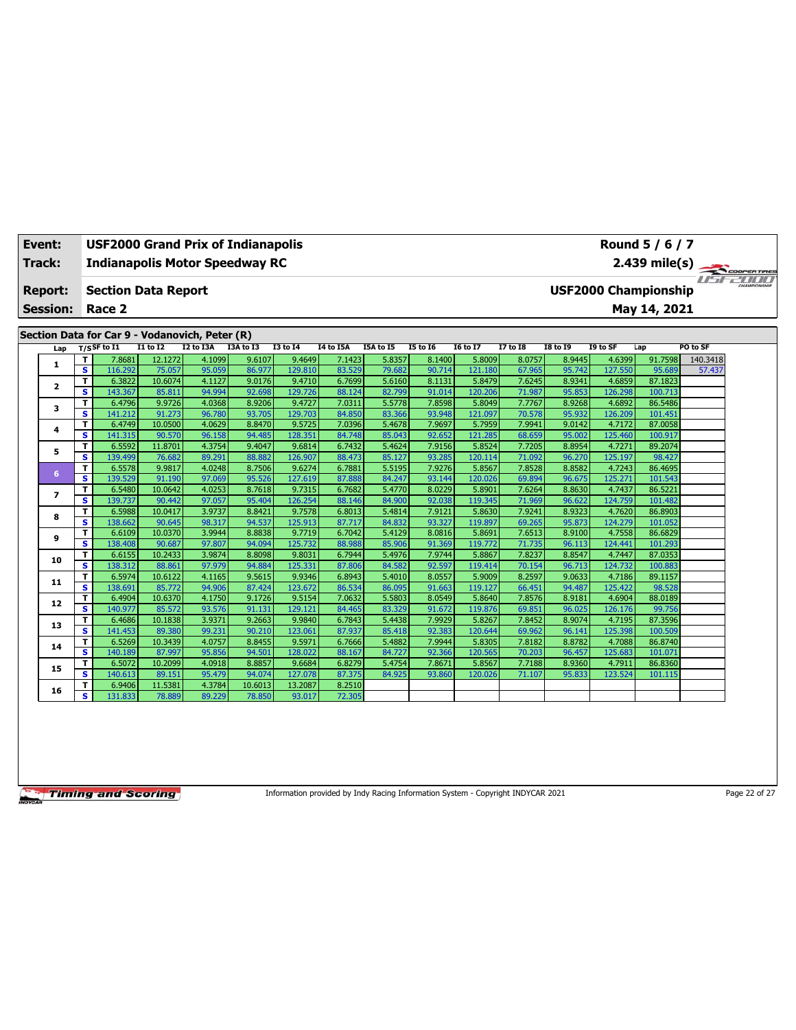| Event: | USF2000 Grand Prix of Indianapolis | Round 5 / 6 / 7 |
|---|---|---|
| Track: | Indianapolis Motor Speedway RC | 2.439 mile(s) |
| Report: | Section Data Report | USF2000 Championship |
| Session: | Race 2 | May 14, 2021 |

## Section Data for Car 9 - Vodanovich, Peter (R)

| Lap | T/S | SF to I1 | I1 to I2 | I2 to I3A | I3A to I3 | I3 to I4 | I4 to I5A | I5A to I5 | I5 to I6 | I6 to I7 | I7 to I8 | I8 to I9 | I9 to SF | Lap | PO to SF |
|---|---|---|---|---|---|---|---|---|---|---|---|---|---|---|---|
| 1 | T | 7.8681 | 12.1272 | 4.1099 | 9.6107 | 9.4649 | 7.1423 | 5.8357 | 8.1400 | 5.8009 | 8.0757 | 8.9445 | 4.6399 | 91.7598 | 140.3418 |
| | S | 116.292 | 75.057 | 95.059 | 86.977 | 129.810 | 83.529 | 79.682 | 90.714 | 121.180 | 67.965 | 95.742 | 127.550 | 95.689 | 57.437 |
| 2 | T | 6.3822 | 10.6074 | 4.1127 | 9.0176 | 9.4710 | 6.7699 | 5.6160 | 8.1131 | 5.8479 | 7.6245 | 8.9341 | 4.6859 | 87.1823 | |
| | S | 143.367 | 85.811 | 94.994 | 92.698 | 129.726 | 88.124 | 82.799 | 91.014 | 120.206 | 71.987 | 95.853 | 126.298 | 100.713 | |
| 3 | T | 6.4796 | 9.9726 | 4.0368 | 8.9206 | 9.4727 | 7.0311 | 5.5778 | 7.8598 | 5.8049 | 7.7767 | 8.9268 | 4.6892 | 86.5486 | |
| | S | 141.212 | 91.273 | 96.780 | 93.705 | 129.703 | 84.850 | 83.366 | 93.948 | 121.097 | 70.578 | 95.932 | 126.209 | 101.451 | |
| 4 | T | 6.4749 | 10.0500 | 4.0629 | 8.8470 | 9.5725 | 7.0396 | 5.4678 | 7.9697 | 5.7959 | 7.9941 | 9.0142 | 4.7172 | 87.0058 | |
| | S | 141.315 | 90.570 | 96.158 | 94.485 | 128.351 | 84.748 | 85.043 | 92.652 | 121.285 | 68.659 | 95.002 | 125.460 | 100.917 | |
| 5 | T | 6.5592 | 11.8701 | 4.3754 | 9.4047 | 9.6814 | 6.7432 | 5.4624 | 7.9156 | 5.8524 | 7.7205 | 8.8954 | 4.7271 | 89.2074 | |
| | S | 139.499 | 76.682 | 89.291 | 88.882 | 126.907 | 88.473 | 85.127 | 93.285 | 120.114 | 71.092 | 96.270 | 125.197 | 98.427 | |
| 6 | T | 6.5578 | 9.9817 | 4.0248 | 8.7506 | 9.6274 | 6.7881 | 5.5195 | 7.9276 | 5.8567 | 7.8528 | 8.8582 | 4.7243 | 86.4695 | |
| | S | 139.529 | 91.190 | 97.069 | 95.526 | 127.619 | 87.888 | 84.247 | 93.144 | 120.026 | 69.894 | 96.675 | 125.271 | 101.543 | |
| 7 | T | 6.5480 | 10.0642 | 4.0253 | 8.7618 | 9.7315 | 6.7682 | 5.4770 | 8.0229 | 5.8901 | 7.6264 | 8.8630 | 4.7437 | 86.5221 | |
| | S | 139.737 | 90.442 | 97.057 | 95.404 | 126.254 | 88.146 | 84.900 | 92.038 | 119.345 | 71.969 | 96.622 | 124.759 | 101.482 | |
| 8 | T | 6.5988 | 10.0417 | 3.9737 | 8.8421 | 9.7578 | 6.8013 | 5.4814 | 7.9121 | 5.8630 | 7.9241 | 8.9323 | 4.7620 | 86.8903 | |
| | S | 138.662 | 90.645 | 98.317 | 94.537 | 125.913 | 87.717 | 84.832 | 93.327 | 119.897 | 69.265 | 95.873 | 124.279 | 101.052 | |
| 9 | T | 6.6109 | 10.0370 | 3.9944 | 8.8838 | 9.7719 | 6.7042 | 5.4129 | 8.0816 | 5.8691 | 7.6513 | 8.9100 | 4.7558 | 86.6829 | |
| | S | 138.408 | 90.687 | 97.807 | 94.094 | 125.732 | 88.988 | 85.906 | 91.369 | 119.772 | 71.735 | 96.113 | 124.441 | 101.293 | |
| 10 | T | 6.6155 | 10.2433 | 3.9874 | 8.8098 | 9.8031 | 6.7944 | 5.4976 | 7.9744 | 5.8867 | 7.8237 | 8.8547 | 4.7447 | 87.0353 | |
| | S | 138.312 | 88.861 | 97.979 | 94.884 | 125.331 | 87.806 | 84.582 | 92.597 | 119.414 | 70.154 | 96.713 | 124.732 | 100.883 | |
| 11 | T | 6.5974 | 10.6122 | 4.1165 | 9.5615 | 9.9346 | 6.8943 | 5.4010 | 8.0557 | 5.9009 | 8.2597 | 9.0633 | 4.7186 | 89.1157 | |
| | S | 138.691 | 85.772 | 94.906 | 87.424 | 123.672 | 86.534 | 86.095 | 91.663 | 119.127 | 66.451 | 94.487 | 125.422 | 98.528 | |
| 12 | T | 6.4904 | 10.6370 | 4.1750 | 9.1726 | 9.5154 | 7.0632 | 5.5803 | 8.0549 | 5.8640 | 7.8576 | 8.9181 | 4.6904 | 88.0189 | |
| | S | 140.977 | 85.572 | 93.576 | 91.131 | 129.121 | 84.465 | 83.329 | 91.672 | 119.876 | 69.851 | 96.025 | 126.176 | 99.756 | |
| 13 | T | 6.4686 | 10.1838 | 3.9371 | 9.2663 | 9.9840 | 6.7843 | 5.4438 | 7.9929 | 5.8267 | 7.8452 | 8.9074 | 4.7195 | 87.3596 | |
| | S | 141.453 | 89.380 | 99.231 | 90.210 | 123.061 | 87.937 | 85.418 | 92.383 | 120.644 | 69.962 | 96.141 | 125.398 | 100.509 | |
| 14 | T | 6.5269 | 10.3439 | 4.0757 | 8.8455 | 9.5971 | 6.7666 | 5.4882 | 7.9944 | 5.8305 | 7.8182 | 8.8782 | 4.7088 | 86.8740 | |
| | S | 140.189 | 87.997 | 95.856 | 94.501 | 128.022 | 88.167 | 84.727 | 92.366 | 120.565 | 70.203 | 96.457 | 125.683 | 101.071 | |
| 15 | T | 6.5072 | 10.2099 | 4.0918 | 8.8857 | 9.6684 | 6.8279 | 5.4754 | 7.8671 | 5.8567 | 7.7188 | 8.9360 | 4.7911 | 86.8360 | |
| | S | 140.613 | 89.151 | 95.479 | 94.074 | 127.078 | 87.375 | 84.925 | 93.860 | 120.026 | 71.107 | 95.833 | 123.524 | 101.115 | |
| 16 | T | 6.9406 | 11.5381 | 4.3784 | 10.6013 | 13.2087 | 8.2510 | | | | | | | | |
| | S | 131.833 | 78.889 | 89.229 | 78.850 | 93.017 | 72.305 | | | | | | | | |

Information provided by Indy Racing Information System - Copyright INDYCAR 2021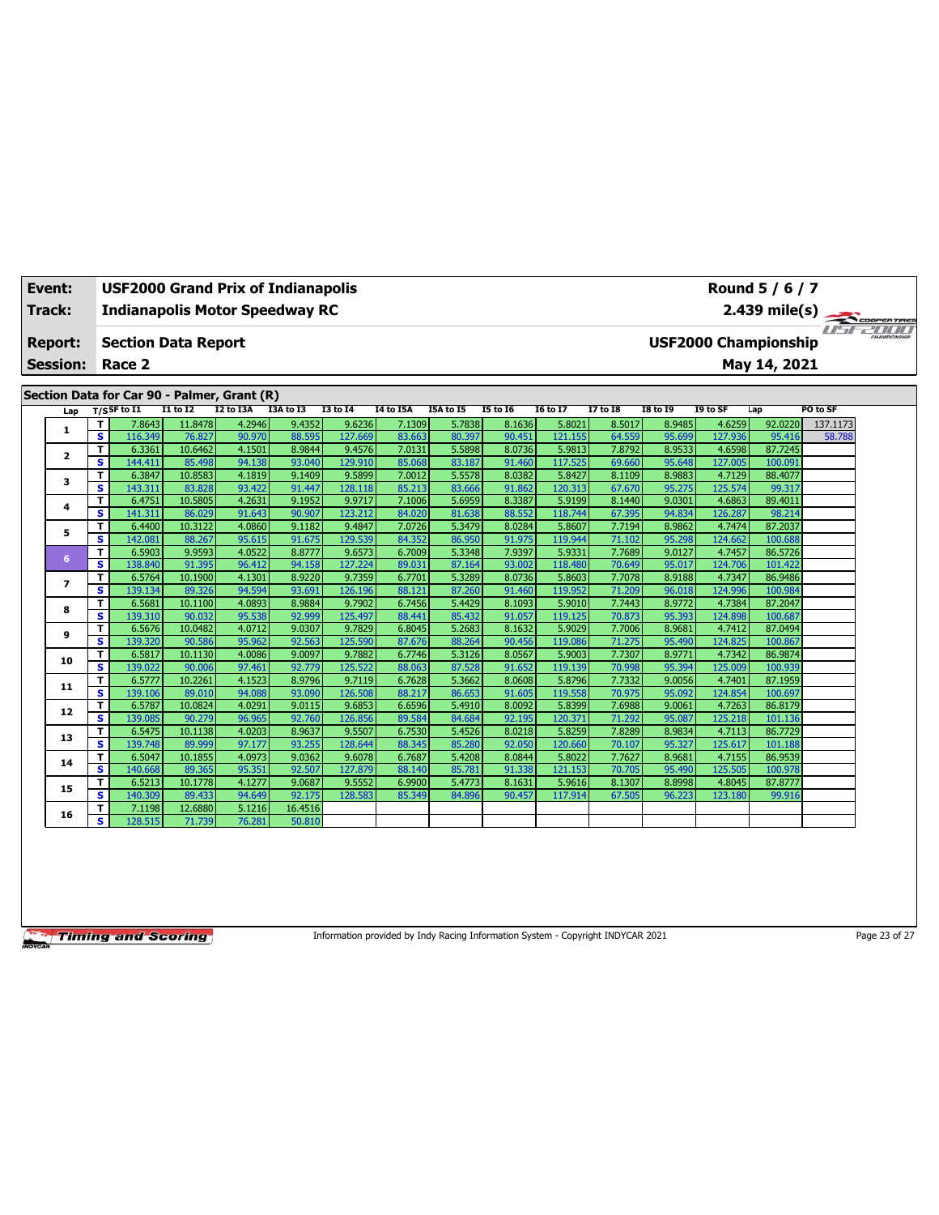| Event: | USF2000 Grand Prix of Indianapolis | Round 5 / 6 / 7 |
|---|---|---|
| Track: | Indianapolis Motor Speedway RC | 2.439 mile(s) |
| Report: | Section Data Report | USF2000 Championship |
| Session: | Race 2 | May 14, 2021 |

## Section Data for Car 90 - Palmer, Grant (R)

| Lap | T/S | SF to I1 | I1 to I2 | I2 to I3A | I3A to I3 | I3 to I4 | I4 to I5A | I5A to I5 | I5 to I6 | I6 to I7 | I7 to I8 | I8 to I9 | I9 to SF | Lap | PO to SF |
|---|---|---|---|---|---|---|---|---|---|---|---|---|---|---|---|
| 1 | T | 7.8643 | 11.8478 | 4.2946 | 9.4352 | 9.6236 | 7.1309 | 5.7838 | 8.1636 | 5.8021 | 8.5017 | 8.9485 | 4.6259 | 92.0220 | 137.1173 |
| | S | 116.349 | 76.827 | 90.970 | 88.595 | 127.669 | 83.663 | 80.397 | 90.451 | 121.155 | 64.559 | 95.699 | 127.936 | 95.416 | 58.788 |
| 2 | T | 6.3361 | 10.6462 | 4.1501 | 8.9844 | 9.4576 | 7.0131 | 5.5898 | 8.0736 | 5.9813 | 7.8792 | 8.9533 | 4.6598 | 87.7245 | |
| | S | 144.411 | 85.498 | 94.138 | 93.040 | 129.910 | 85.068 | 83.187 | 91.460 | 117.525 | 69.660 | 95.648 | 127.005 | 100.091 | |
| 3 | T | 6.3847 | 10.8583 | 4.1819 | 9.1409 | 9.5899 | 7.0012 | 5.5578 | 8.0382 | 5.8427 | 8.1109 | 8.9883 | 4.7129 | 88.4077 | |
| | S | 143.311 | 83.828 | 93.422 | 91.447 | 128.118 | 85.213 | 83.666 | 91.862 | 120.313 | 67.670 | 95.275 | 125.574 | 99.317 | |
| 4 | T | 6.4751 | 10.5805 | 4.2631 | 9.1952 | 9.9717 | 7.1006 | 5.6959 | 8.3387 | 5.9199 | 8.1440 | 9.0301 | 4.6863 | 89.4011 | |
| | S | 141.311 | 86.029 | 91.643 | 90.907 | 123.212 | 84.020 | 81.638 | 88.552 | 118.744 | 67.395 | 94.834 | 126.287 | 98.214 | |
| 5 | T | 6.4400 | 10.3122 | 4.0860 | 9.1182 | 9.4847 | 7.0726 | 5.3479 | 8.0284 | 5.8607 | 7.7194 | 8.9862 | 4.7474 | 87.2037 | |
| | S | 142.081 | 88.267 | 95.615 | 91.675 | 129.539 | 84.352 | 86.950 | 91.975 | 119.944 | 71.102 | 95.298 | 124.662 | 100.688 | |
| 6 | T | 6.5903 | 9.9593 | 4.0522 | 8.8777 | 9.6573 | 6.7009 | 5.3348 | 7.9397 | 5.9331 | 7.7689 | 9.0127 | 4.7457 | 86.5726 | |
| | S | 138.840 | 91.395 | 96.412 | 94.158 | 127.224 | 89.031 | 87.164 | 93.002 | 118.480 | 70.649 | 95.017 | 124.706 | 101.422 | |
| 7 | T | 6.5764 | 10.1900 | 4.1301 | 8.9220 | 9.7359 | 6.7701 | 5.3289 | 8.0736 | 5.8603 | 7.7078 | 8.9188 | 4.7347 | 86.9486 | |
| | S | 139.134 | 89.326 | 94.594 | 93.691 | 126.196 | 88.121 | 87.260 | 91.460 | 119.952 | 71.209 | 96.018 | 124.996 | 100.984 | |
| 8 | T | 6.5681 | 10.1100 | 4.0893 | 8.9884 | 9.7902 | 6.7456 | 5.4429 | 8.1093 | 5.9010 | 7.7443 | 8.9772 | 4.7384 | 87.2047 | |
| | S | 139.310 | 90.032 | 95.538 | 92.999 | 125.497 | 88.441 | 85.432 | 91.057 | 119.125 | 70.873 | 95.393 | 124.898 | 100.687 | |
| 9 | T | 6.5676 | 10.0482 | 4.0712 | 9.0307 | 9.7829 | 6.8045 | 5.2683 | 8.1632 | 5.9029 | 7.7006 | 8.9681 | 4.7412 | 87.0494 | |
| | S | 139.320 | 90.586 | 95.962 | 92.563 | 125.590 | 87.676 | 88.264 | 90.456 | 119.086 | 71.275 | 95.490 | 124.825 | 100.867 | |
| 10 | T | 6.5817 | 10.1130 | 4.0086 | 9.0097 | 9.7882 | 6.7746 | 5.3126 | 8.0567 | 5.9003 | 7.7307 | 8.9771 | 4.7342 | 86.9874 | |
| | S | 139.022 | 90.006 | 97.461 | 92.779 | 125.522 | 88.063 | 87.528 | 91.652 | 119.139 | 70.998 | 95.394 | 125.009 | 100.939 | |
| 11 | T | 6.5777 | 10.2261 | 4.1523 | 8.9796 | 9.7119 | 6.7628 | 5.3662 | 8.0608 | 5.8796 | 7.7332 | 9.0056 | 4.7401 | 87.1959 | |
| | S | 139.106 | 89.010 | 94.088 | 93.090 | 126.508 | 88.217 | 86.653 | 91.605 | 119.558 | 70.975 | 95.092 | 124.854 | 100.697 | |
| 12 | T | 6.5787 | 10.0824 | 4.0291 | 9.0115 | 9.6853 | 6.6596 | 5.4910 | 8.0092 | 5.8399 | 7.6988 | 9.0061 | 4.7263 | 86.8179 | |
| | S | 139.085 | 90.279 | 96.965 | 92.760 | 126.856 | 89.584 | 84.684 | 92.195 | 120.371 | 71.292 | 95.087 | 125.218 | 101.136 | |
| 13 | T | 6.5475 | 10.1138 | 4.0203 | 8.9637 | 9.5507 | 6.7530 | 5.4526 | 8.0218 | 5.8259 | 7.8289 | 8.9834 | 4.7113 | 86.7729 | |
| | S | 139.748 | 89.999 | 97.177 | 93.255 | 128.644 | 88.345 | 85.280 | 92.050 | 120.660 | 70.107 | 95.327 | 125.617 | 101.188 | |
| 14 | T | 6.5047 | 10.1855 | 4.0973 | 9.0362 | 9.6078 | 6.7687 | 5.4208 | 8.0844 | 5.8022 | 7.7627 | 8.9681 | 4.7155 | 86.9539 | |
| | S | 140.668 | 89.365 | 95.351 | 92.507 | 127.879 | 88.140 | 85.781 | 91.338 | 121.153 | 70.705 | 95.490 | 125.505 | 100.978 | |
| 15 | T | 6.5213 | 10.1778 | 4.1277 | 9.0687 | 9.5552 | 6.9900 | 5.4773 | 8.1631 | 5.9616 | 8.1307 | 8.8998 | 4.8045 | 87.8777 | |
| | S | 140.309 | 89.433 | 94.649 | 92.175 | 128.583 | 85.349 | 84.896 | 90.457 | 117.914 | 67.505 | 96.223 | 123.180 | 99.916 | |
| 16 | T | 7.1198 | 12.6880 | 5.1216 | 16.4516 | | | | | | | | | | |
| | S | 128.515 | 71.739 | 76.281 | 50.810 | | | | | | | | | | |

Information provided by Indy Racing Information System - Copyright INDYCAR 2021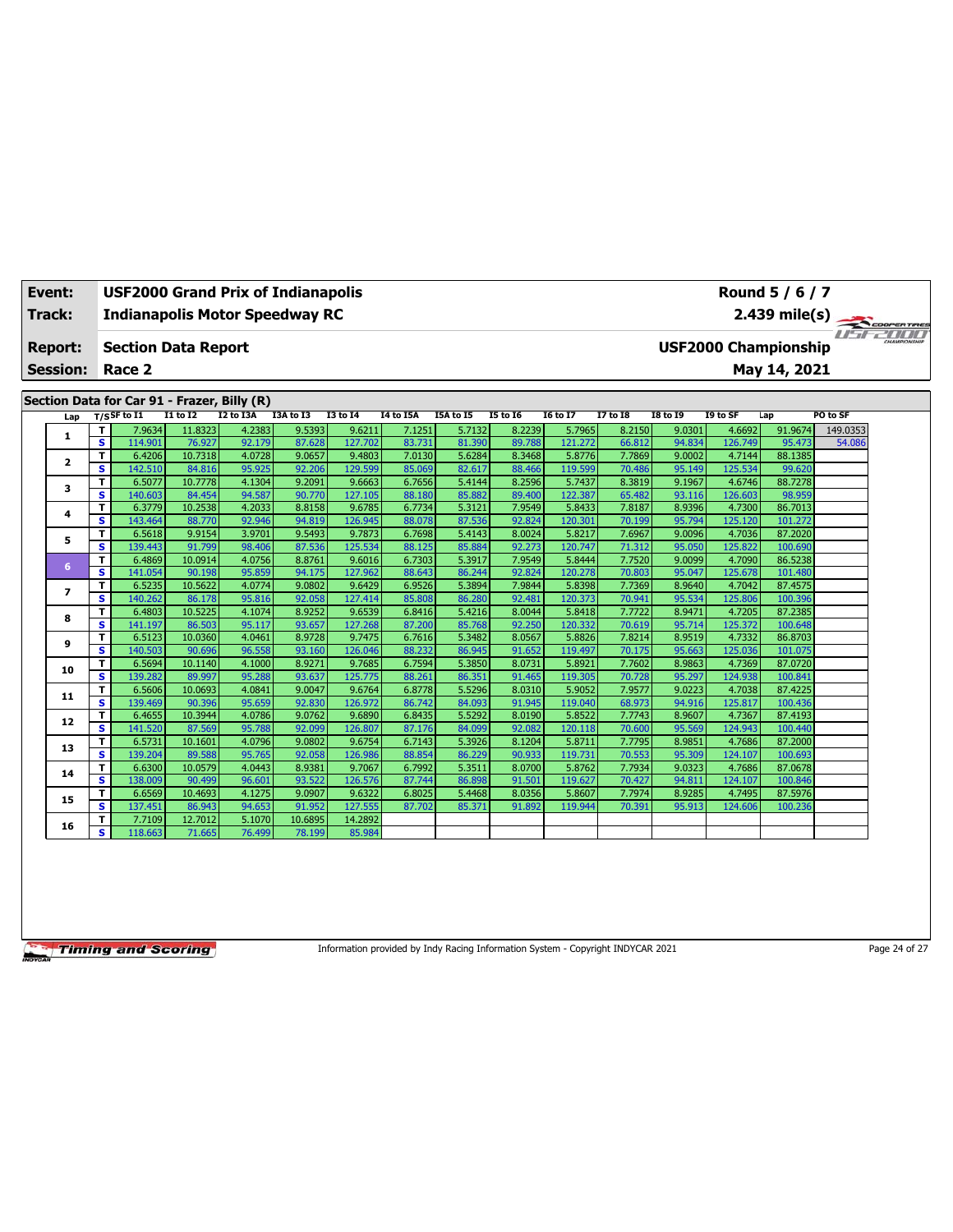| Event: | USF2000 Grand Prix of Indianapolis | Round 5 / 6 / 7 |
|---|---|---|
| Track: | Indianapolis Motor Speedway RC | 2.439 mile(s) |
| Report: | Section Data Report | USF2000 Championship |
| Session: | Race 2 | May 14, 2021 |

## Section Data for Car 91 - Frazer, Billy (R)

| Lap | T/S | SF to I1 | I1 to I2 | I2 to I3A | I3A to I3 | I3 to I4 | I4 to I5A | I5A to I5 | I5 to I6 | I6 to I7 | I7 to I8 | I8 to I9 | I9 to SF | Lap | PO to SF |
|---|---|---|---|---|---|---|---|---|---|---|---|---|---|---|---|
| 1 | T | 7.9634 | 11.8323 | 4.2383 | 9.5393 | 9.6211 | 7.1251 | 5.7132 | 8.2239 | 5.7965 | 8.2150 | 9.0301 | 4.6692 | 91.9674 | 149.0353 |
| | S | 114.901 | 76.927 | 92.179 | 87.628 | 127.702 | 83.731 | 81.390 | 89.788 | 121.272 | 66.812 | 94.834 | 126.749 | 95.473 | 54.086 |
| 2 | T | 6.4206 | 10.7318 | 4.0728 | 9.0657 | 9.4803 | 7.0130 | 5.6284 | 8.3468 | 5.8776 | 7.7869 | 9.0002 | 4.7144 | 88.1385 | |
| | S | 142.510 | 84.816 | 95.925 | 92.206 | 129.599 | 85.069 | 82.617 | 88.466 | 119.599 | 70.486 | 95.149 | 125.534 | 99.620 | |
| 3 | T | 6.5077 | 10.7778 | 4.1304 | 9.2091 | 9.6663 | 6.7656 | 5.4144 | 8.2596 | 5.7437 | 8.3819 | 9.1967 | 4.6746 | 88.7278 | |
| | S | 140.603 | 84.454 | 94.587 | 90.770 | 127.105 | 88.180 | 85.882 | 89.400 | 122.387 | 65.482 | 93.116 | 126.603 | 98.959 | |
| 4 | T | 6.3779 | 10.2538 | 4.2033 | 8.8158 | 9.6785 | 6.7734 | 5.3121 | 7.9549 | 5.8433 | 7.8187 | 8.9396 | 4.7300 | 86.7013 | |
| | S | 143.464 | 88.770 | 92.946 | 94.819 | 126.945 | 88.078 | 87.536 | 92.824 | 120.301 | 70.199 | 95.794 | 125.120 | 101.272 | |
| 5 | T | 6.5618 | 9.9154 | 3.9701 | 9.5493 | 9.7873 | 6.7698 | 5.4143 | 8.0024 | 5.8217 | 7.6967 | 9.0096 | 4.7036 | 87.2020 | |
| | S | 139.443 | 91.799 | 98.406 | 87.536 | 125.534 | 88.125 | 85.884 | 92.273 | 120.747 | 71.312 | 95.050 | 125.822 | 100.690 | |
| 6 | T | 6.4869 | 10.0914 | 4.0756 | 8.8761 | 9.6016 | 6.7303 | 5.3917 | 7.9549 | 5.8444 | 7.7520 | 9.0099 | 4.7090 | 86.5238 | |
| | S | 141.054 | 90.198 | 95.859 | 94.175 | 127.962 | 88.643 | 86.244 | 92.824 | 120.278 | 70.803 | 95.047 | 125.678 | 101.480 | |
| 7 | T | 6.5235 | 10.5622 | 4.0774 | 9.0802 | 9.6429 | 6.9526 | 5.3894 | 7.9844 | 5.8398 | 7.7369 | 8.9640 | 4.7042 | 87.4575 | |
| | S | 140.262 | 86.178 | 95.816 | 92.058 | 127.414 | 85.808 | 86.280 | 92.481 | 120.373 | 70.941 | 95.534 | 125.806 | 100.396 | |
| 8 | T | 6.4803 | 10.5225 | 4.1074 | 8.9252 | 9.6539 | 6.8416 | 5.4216 | 8.0044 | 5.8418 | 7.7722 | 8.9471 | 4.7205 | 87.2385 | |
| | S | 141.197 | 86.503 | 95.117 | 93.657 | 127.268 | 87.200 | 85.768 | 92.250 | 120.332 | 70.619 | 95.714 | 125.372 | 100.648 | |
| 9 | T | 6.5123 | 10.0360 | 4.0461 | 8.9728 | 9.7475 | 6.7616 | 5.3482 | 8.0567 | 5.8826 | 7.8214 | 8.9519 | 4.7332 | 86.8703 | |
| | S | 140.503 | 90.696 | 96.558 | 93.160 | 126.046 | 88.232 | 86.945 | 91.652 | 119.497 | 70.175 | 95.663 | 125.036 | 101.075 | |
| 10 | T | 6.5694 | 10.1140 | 4.1000 | 8.9271 | 9.7685 | 6.7594 | 5.3850 | 8.0731 | 5.8921 | 7.7602 | 8.9863 | 4.7369 | 87.0720 | |
| | S | 139.282 | 89.997 | 95.288 | 93.637 | 125.775 | 88.261 | 86.351 | 91.465 | 119.305 | 70.728 | 95.297 | 124.938 | 100.841 | |
| 11 | T | 6.5606 | 10.0693 | 4.0841 | 9.0047 | 9.6764 | 6.8778 | 5.5296 | 8.0310 | 5.9052 | 7.9577 | 9.0223 | 4.7038 | 87.4225 | |
| | S | 139.469 | 90.396 | 95.659 | 92.830 | 126.972 | 86.742 | 84.093 | 91.945 | 119.040 | 68.973 | 94.916 | 125.817 | 100.436 | |
| 12 | T | 6.4655 | 10.3944 | 4.0786 | 9.0762 | 9.6890 | 6.8435 | 5.5292 | 8.0190 | 5.8522 | 7.7743 | 8.9607 | 4.7367 | 87.4193 | |
| | S | 141.520 | 87.569 | 95.788 | 92.099 | 126.807 | 87.176 | 84.099 | 92.082 | 120.118 | 70.600 | 95.569 | 124.943 | 100.440 | |
| 13 | T | 6.5731 | 10.1601 | 4.0796 | 9.0802 | 9.6754 | 6.7143 | 5.3926 | 8.1204 | 5.8711 | 7.7795 | 8.9851 | 4.7686 | 87.2000 | |
| | S | 139.204 | 89.588 | 95.765 | 92.058 | 126.986 | 88.854 | 86.229 | 90.933 | 119.731 | 70.553 | 95.309 | 124.107 | 100.693 | |
| 14 | T | 6.6300 | 10.0579 | 4.0443 | 8.9381 | 9.7067 | 6.7992 | 5.3511 | 8.0700 | 5.8762 | 7.7934 | 9.0323 | 4.7686 | 87.0678 | |
| | S | 138.009 | 90.499 | 96.601 | 93.522 | 126.576 | 87.744 | 86.898 | 91.501 | 119.627 | 70.427 | 94.811 | 124.107 | 100.846 | |
| 15 | T | 6.6569 | 10.4693 | 4.1275 | 9.0907 | 9.6322 | 6.8025 | 5.4468 | 8.0356 | 5.8607 | 7.7974 | 8.9285 | 4.7495 | 87.5976 | |
| | S | 137.451 | 86.943 | 94.653 | 91.952 | 127.555 | 87.702 | 85.371 | 91.892 | 119.944 | 70.391 | 95.913 | 124.606 | 100.236 | |
| 16 | T | 7.7109 | 12.7012 | 5.1070 | 10.6895 | 14.2892 | | | | | | | | | |
| | S | 118.663 | 71.665 | 76.499 | 78.199 | 85.984 | | | | | | | | | |

Information provided by Indy Racing Information System - Copyright INDYCAR 2021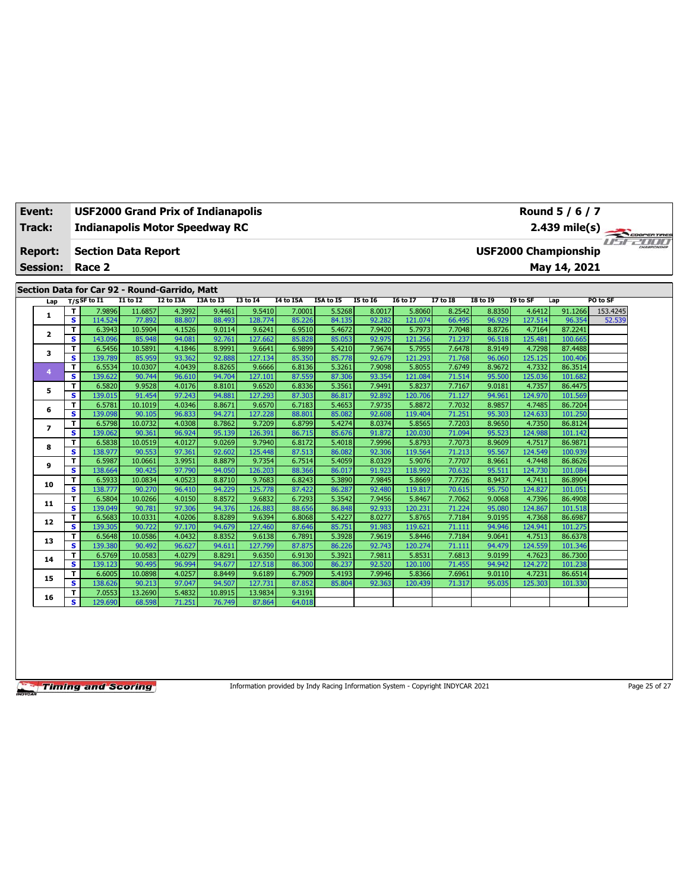| Event: | USF2000 Grand Prix of Indianapolis | Round 5 / 6 / 7 |
|---|---|---|
| Track: | Indianapolis Motor Speedway RC | 2.439 mile(s) |
| Report: | Section Data Report | USF2000 Championship |
| Session: | Race 2 | May 14, 2021 |

## Section Data for Car 92 - Round-Garrido, Matt

| Lap | T/S | SF to I1 | I1 to I2 | I2 to I3A | I3A to I3 | I3 to I4 | I4 to I5A | I5A to I5 | I5 to I6 | I6 to I7 | I7 to I8 | I8 to I9 | I9 to SF | Lap | PO to SF |
|---|---|---|---|---|---|---|---|---|---|---|---|---|---|---|---|
| 1 | T | 7.9896 | 11.6857 | 4.3992 | 9.4461 | 9.5410 | 7.0001 | 5.5268 | 8.0017 | 5.8060 | 8.2542 | 8.8350 | 4.6412 | 91.1266 | 153.4245 |
| | S | 114.524 | 77.892 | 88.807 | 88.493 | 128.774 | 85.226 | 84.135 | 92.282 | 121.074 | 66.495 | 96.929 | 127.514 | 96.354 | 52.539 |
| 2 | T | 6.3943 | 10.5904 | 4.1526 | 9.0114 | 9.6241 | 6.9510 | 5.4672 | 7.9420 | 5.7973 | 7.7048 | 8.8726 | 4.7164 | 87.2241 | |
| | S | 143.096 | 85.948 | 94.081 | 92.761 | 127.662 | 85.828 | 85.053 | 92.975 | 121.256 | 71.237 | 96.518 | 125.481 | 100.665 | |
| 3 | T | 6.5456 | 10.5891 | 4.1846 | 8.9991 | 9.6641 | 6.9899 | 5.4210 | 7.9674 | 5.7955 | 7.6478 | 8.9149 | 4.7298 | 87.4488 | |
| | S | 139.789 | 85.959 | 93.362 | 92.888 | 127.134 | 85.350 | 85.778 | 92.679 | 121.293 | 71.768 | 96.060 | 125.125 | 100.406 | |
| 4 | T | 6.5534 | 10.0307 | 4.0439 | 8.8265 | 9.6666 | 6.8136 | 5.3261 | 7.9098 | 5.8055 | 7.6749 | 8.9672 | 4.7332 | 86.3514 | |
| | S | 139.622 | 90.744 | 96.610 | 94.704 | 127.101 | 87.559 | 87.306 | 93.354 | 121.084 | 71.514 | 95.500 | 125.036 | 101.682 | |
| 5 | T | 6.5820 | 9.9528 | 4.0176 | 8.8101 | 9.6520 | 6.8336 | 5.3561 | 7.9491 | 5.8237 | 7.7167 | 9.0181 | 4.7357 | 86.4475 | |
| | S | 139.015 | 91.454 | 97.243 | 94.881 | 127.293 | 87.303 | 86.817 | 92.892 | 120.706 | 71.127 | 94.961 | 124.970 | 101.569 | |
| 6 | T | 6.5781 | 10.1019 | 4.0346 | 8.8671 | 9.6570 | 6.7183 | 5.4653 | 7.9735 | 5.8872 | 7.7032 | 8.9857 | 4.7485 | 86.7204 | |
| | S | 139.098 | 90.105 | 96.833 | 94.271 | 127.228 | 88.801 | 85.082 | 92.608 | 119.404 | 71.251 | 95.303 | 124.633 | 101.250 | |
| 7 | T | 6.5798 | 10.0732 | 4.0308 | 8.7862 | 9.7209 | 6.8799 | 5.4274 | 8.0374 | 5.8565 | 7.7203 | 8.9650 | 4.7350 | 86.8124 | |
| | S | 139.062 | 90.361 | 96.924 | 95.139 | 126.391 | 86.715 | 85.676 | 91.872 | 120.030 | 71.094 | 95.523 | 124.988 | 101.142 | |
| 8 | T | 6.5838 | 10.0519 | 4.0127 | 9.0269 | 9.7940 | 6.8172 | 5.4018 | 7.9996 | 5.8793 | 7.7073 | 8.9609 | 4.7517 | 86.9871 | |
| | S | 138.977 | 90.553 | 97.361 | 92.602 | 125.448 | 87.513 | 86.082 | 92.306 | 119.564 | 71.213 | 95.567 | 124.549 | 100.939 | |
| 9 | T | 6.5987 | 10.0661 | 3.9951 | 8.8879 | 9.7354 | 6.7514 | 5.4059 | 8.0329 | 5.9076 | 7.7707 | 8.9661 | 4.7448 | 86.8626 | |
| | S | 138.664 | 90.425 | 97.790 | 94.050 | 126.203 | 88.366 | 86.017 | 91.923 | 118.992 | 70.632 | 95.511 | 124.730 | 101.084 | |
| 10 | T | 6.5933 | 10.0834 | 4.0523 | 8.8710 | 9.7683 | 6.8243 | 5.3890 | 7.9845 | 5.8669 | 7.7726 | 8.9437 | 4.7411 | 86.8904 | |
| | S | 138.777 | 90.270 | 96.410 | 94.229 | 125.778 | 87.422 | 86.287 | 92.480 | 119.817 | 70.615 | 95.750 | 124.827 | 101.051 | |
| 11 | T | 6.5804 | 10.0266 | 4.0150 | 8.8572 | 9.6832 | 6.7293 | 5.3542 | 7.9456 | 5.8467 | 7.7062 | 9.0068 | 4.7396 | 86.4908 | |
| | S | 139.049 | 90.781 | 97.306 | 94.376 | 126.883 | 88.656 | 86.848 | 92.933 | 120.231 | 71.224 | 95.080 | 124.867 | 101.518 | |
| 12 | T | 6.5683 | 10.0331 | 4.0206 | 8.8289 | 9.6394 | 6.8068 | 5.4227 | 8.0277 | 5.8765 | 7.7184 | 9.0195 | 4.7368 | 86.6987 | |
| | S | 139.305 | 90.722 | 97.170 | 94.679 | 127.460 | 87.646 | 85.751 | 91.983 | 119.621 | 71.111 | 94.946 | 124.941 | 101.275 | |
| 13 | T | 6.5648 | 10.0586 | 4.0432 | 8.8352 | 9.6138 | 6.7891 | 5.3928 | 7.9619 | 5.8446 | 7.7184 | 9.0641 | 4.7513 | 86.6378 | |
| | S | 139.380 | 90.492 | 96.627 | 94.611 | 127.799 | 87.875 | 86.226 | 92.743 | 120.274 | 71.111 | 94.479 | 124.559 | 101.346 | |
| 14 | T | 6.5769 | 10.0583 | 4.0279 | 8.8291 | 9.6350 | 6.9130 | 5.3921 | 7.9811 | 5.8531 | 7.6813 | 9.0199 | 4.7623 | 86.7300 | |
| | S | 139.123 | 90.495 | 96.994 | 94.677 | 127.518 | 86.300 | 86.237 | 92.520 | 120.100 | 71.455 | 94.942 | 124.272 | 101.238 | |
| 15 | T | 6.6005 | 10.0898 | 4.0257 | 8.8449 | 9.6189 | 6.7909 | 5.4193 | 7.9946 | 5.8366 | 7.6961 | 9.0110 | 4.7231 | 86.6514 | |
| | S | 138.626 | 90.213 | 97.047 | 94.507 | 127.731 | 87.852 | 85.804 | 92.363 | 120.439 | 71.317 | 95.035 | 125.303 | 101.330 | |
| 16 | T | 7.0553 | 13.2690 | 5.4832 | 10.8915 | 13.9834 | 9.3191 | | | | | | | | |
| | S | 129.690 | 68.598 | 71.251 | 76.749 | 87.864 | 64.018 | | | | | | | | |

Information provided by Indy Racing Information System - Copyright INDYCAR 2021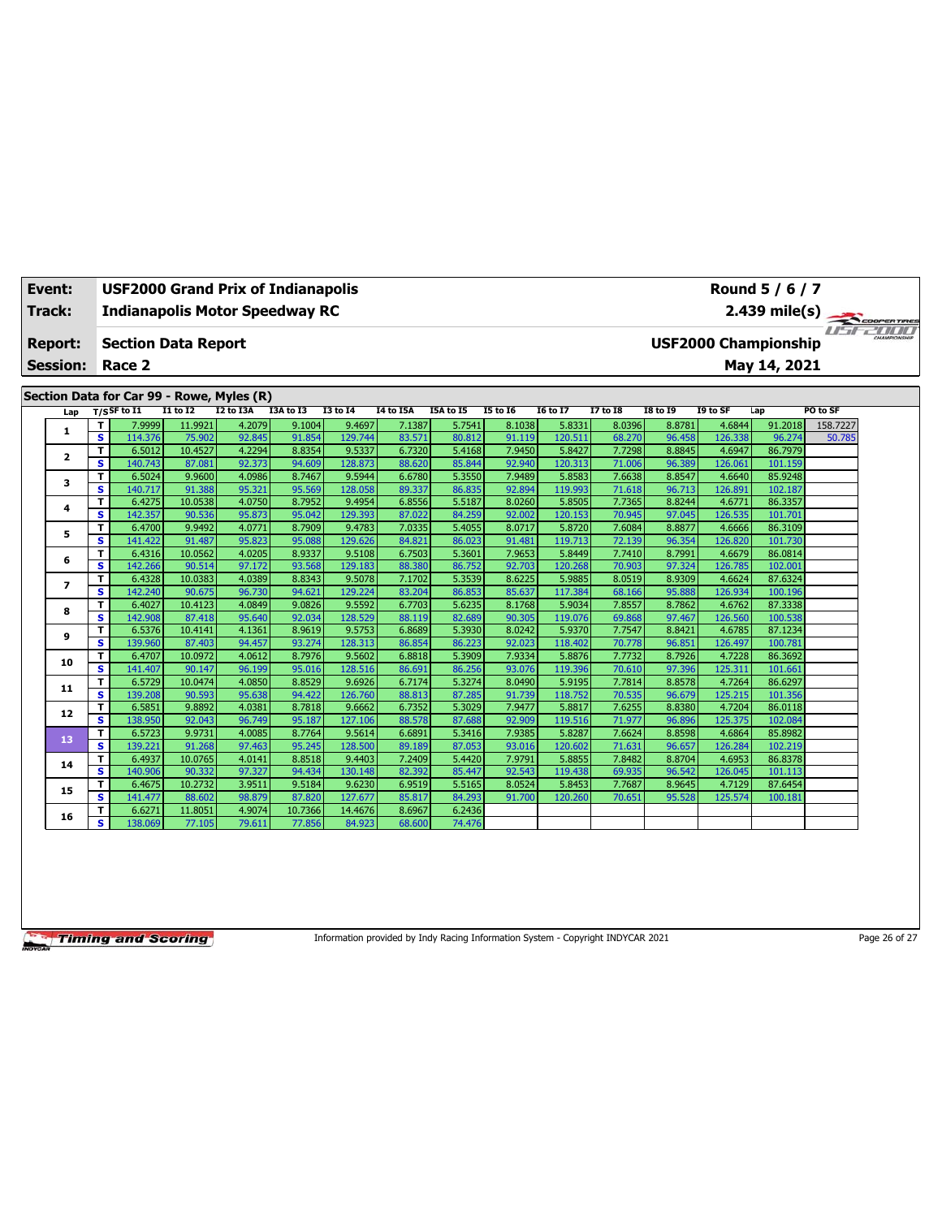| Event: | USF2000 Grand Prix of Indianapolis | Round 5 / 6 / 7 |
|---|---|---|
| Track: | Indianapolis Motor Speedway RC | 2.439 mile(s) |
| Report: | Section Data Report | USF2000 Championship |
| Session: | Race 2 | May 14, 2021 |

**Section Data for Car 99 - Rowe, Myles (R)**

| Lap | T/S | SF to I1 | I1 to I2 | I2 to I3A | I3A to I3 | I3 to I4 | I4 to I5A | I5A to I5 | I5 to I6 | I6 to I7 | I7 to I8 | I8 to I9 | I9 to SF | Lap | PO to SF |
|---|---|---|---|---|---|---|---|---|---|---|---|---|---|---|---|
| 1 | T | 7.9999 | 11.9921 | 4.2079 | 9.1004 | 9.4697 | 7.1387 | 5.7541 | 8.1038 | 5.8331 | 8.0396 | 8.8781 | 4.6844 | 91.2018 | 158.7227 |
| | S | 114.376 | 75.902 | 92.845 | 91.854 | 129.744 | 83.571 | 80.812 | 91.119 | 120.511 | 68.270 | 96.458 | 126.338 | 96.274 | 50.785 |
| 2 | T | 6.5012 | 10.4527 | 4.2294 | 8.8354 | 9.5337 | 6.7320 | 5.4168 | 7.9450 | 5.8427 | 7.7298 | 8.8845 | 4.6947 | 86.7979 | |
| | S | 140.743 | 87.081 | 92.373 | 94.609 | 128.873 | 88.620 | 85.844 | 92.940 | 120.313 | 71.006 | 96.389 | 126.061 | 101.159 | |
| 3 | T | 6.5024 | 9.9600 | 4.0986 | 8.7467 | 9.5944 | 6.6780 | 5.3550 | 7.9489 | 5.8583 | 7.6638 | 8.8547 | 4.6640 | 85.9248 | |
| | S | 140.717 | 91.388 | 95.321 | 95.569 | 128.058 | 89.337 | 86.835 | 92.894 | 119.993 | 71.618 | 96.713 | 126.891 | 102.187 | |
| 4 | T | 6.4275 | 10.0538 | 4.0750 | 8.7952 | 9.4954 | 6.8556 | 5.5187 | 8.0260 | 5.8505 | 7.7365 | 8.8244 | 4.6771 | 86.3357 | |
| | S | 142.357 | 90.536 | 95.873 | 95.042 | 129.393 | 87.022 | 84.259 | 92.002 | 120.153 | 70.945 | 97.045 | 126.535 | 101.701 | |
| 5 | T | 6.4700 | 9.9492 | 4.0771 | 8.7909 | 9.4783 | 7.0335 | 5.4055 | 8.0717 | 5.8720 | 7.6084 | 8.8877 | 4.6666 | 86.3109 | |
| | S | 141.422 | 91.487 | 95.823 | 95.088 | 129.626 | 84.821 | 86.023 | 91.481 | 119.713 | 72.139 | 96.354 | 126.820 | 101.730 | |
| 6 | T | 6.4316 | 10.0562 | 4.0205 | 8.9337 | 9.5108 | 6.7503 | 5.3601 | 7.9653 | 5.8449 | 7.7410 | 8.7991 | 4.6679 | 86.0814 | |
| | S | 142.266 | 90.514 | 97.172 | 93.568 | 129.183 | 88.380 | 86.752 | 92.703 | 120.268 | 70.903 | 97.324 | 126.785 | 102.001 | |
| 7 | T | 6.4328 | 10.0383 | 4.0389 | 8.8343 | 9.5078 | 7.1702 | 5.3539 | 8.6225 | 5.9885 | 8.0519 | 8.9309 | 4.6624 | 87.6324 | |
| | S | 142.240 | 90.675 | 96.730 | 94.621 | 129.224 | 83.204 | 86.853 | 85.637 | 117.384 | 68.166 | 95.888 | 126.934 | 100.196 | |
| 8 | T | 6.4027 | 10.4123 | 4.0849 | 9.0826 | 9.5592 | 6.7703 | 5.6235 | 8.1768 | 5.9034 | 7.8557 | 8.7862 | 4.6762 | 87.3338 | |
| | S | 142.908 | 87.418 | 95.640 | 92.034 | 128.529 | 88.119 | 82.689 | 90.305 | 119.076 | 69.868 | 97.467 | 126.560 | 100.538 | |
| 9 | T | 6.5376 | 10.4141 | 4.1361 | 8.9619 | 9.5753 | 6.8689 | 5.3930 | 8.0242 | 5.9370 | 7.7547 | 8.8421 | 4.6785 | 87.1234 | |
| | S | 139.960 | 87.403 | 94.457 | 93.274 | 128.313 | 86.854 | 86.223 | 92.023 | 118.402 | 70.778 | 96.851 | 126.497 | 100.781 | |
| 10 | T | 6.4707 | 10.0972 | 4.0612 | 8.7976 | 9.5602 | 6.8818 | 5.3909 | 7.9334 | 5.8876 | 7.7732 | 8.7926 | 4.7228 | 86.3692 | |
| | S | 141.407 | 90.147 | 96.199 | 95.016 | 128.516 | 86.691 | 86.256 | 93.076 | 119.396 | 70.610 | 97.396 | 125.311 | 101.661 | |
| 11 | T | 6.5729 | 10.0474 | 4.0850 | 8.8529 | 9.6926 | 6.7174 | 5.3274 | 8.0490 | 5.9195 | 7.7814 | 8.8578 | 4.7264 | 86.6297 | |
| | S | 139.208 | 90.593 | 95.638 | 94.422 | 126.760 | 88.813 | 87.285 | 91.739 | 118.752 | 70.535 | 96.679 | 125.215 | 101.356 | |
| 12 | T | 6.5851 | 9.8892 | 4.0381 | 8.7818 | 9.6662 | 6.7352 | 5.3029 | 7.9477 | 5.8817 | 7.6255 | 8.8380 | 4.7204 | 86.0118 | |
| | S | 138.950 | 92.043 | 96.749 | 95.187 | 127.106 | 88.578 | 87.688 | 92.909 | 119.516 | 71.977 | 96.896 | 125.375 | 102.084 | |
| 13 | T | 6.5723 | 9.9731 | 4.0085 | 8.7764 | 9.5614 | 6.6891 | 5.3416 | 7.9385 | 5.8287 | 7.6624 | 8.8598 | 4.6864 | 85.8982 | |
| | S | 139.221 | 91.268 | 97.463 | 95.245 | 128.500 | 89.189 | 87.053 | 93.016 | 120.602 | 71.631 | 96.657 | 126.284 | 102.219 | |
| 14 | T | 6.4937 | 10.0765 | 4.0141 | 8.8518 | 9.4403 | 7.2409 | 5.4420 | 7.9791 | 5.8855 | 7.8482 | 8.8704 | 4.6953 | 86.8378 | |
| | S | 140.906 | 90.332 | 97.327 | 94.434 | 130.148 | 82.392 | 85.447 | 92.543 | 119.438 | 69.935 | 96.542 | 126.045 | 101.113 | |
| 15 | T | 6.4675 | 10.2732 | 3.9511 | 9.5184 | 9.6230 | 6.9519 | 5.5165 | 8.0524 | 5.8453 | 7.7687 | 8.9645 | 4.7129 | 87.6454 | |
| | S | 141.477 | 88.602 | 98.879 | 87.820 | 127.677 | 85.817 | 84.293 | 91.700 | 120.260 | 70.651 | 95.528 | 125.574 | 100.181 | |
| 16 | T | 6.6271 | 11.8051 | 4.9074 | 10.7366 | 14.4676 | 8.6967 | 6.2436 | | | | | | | |
| | S | 138.069 | 77.105 | 79.611 | 77.856 | 84.923 | 68.600 | 74.476 | | | | | | | |

Information provided by Indy Racing Information System - Copyright INDYCAR 2021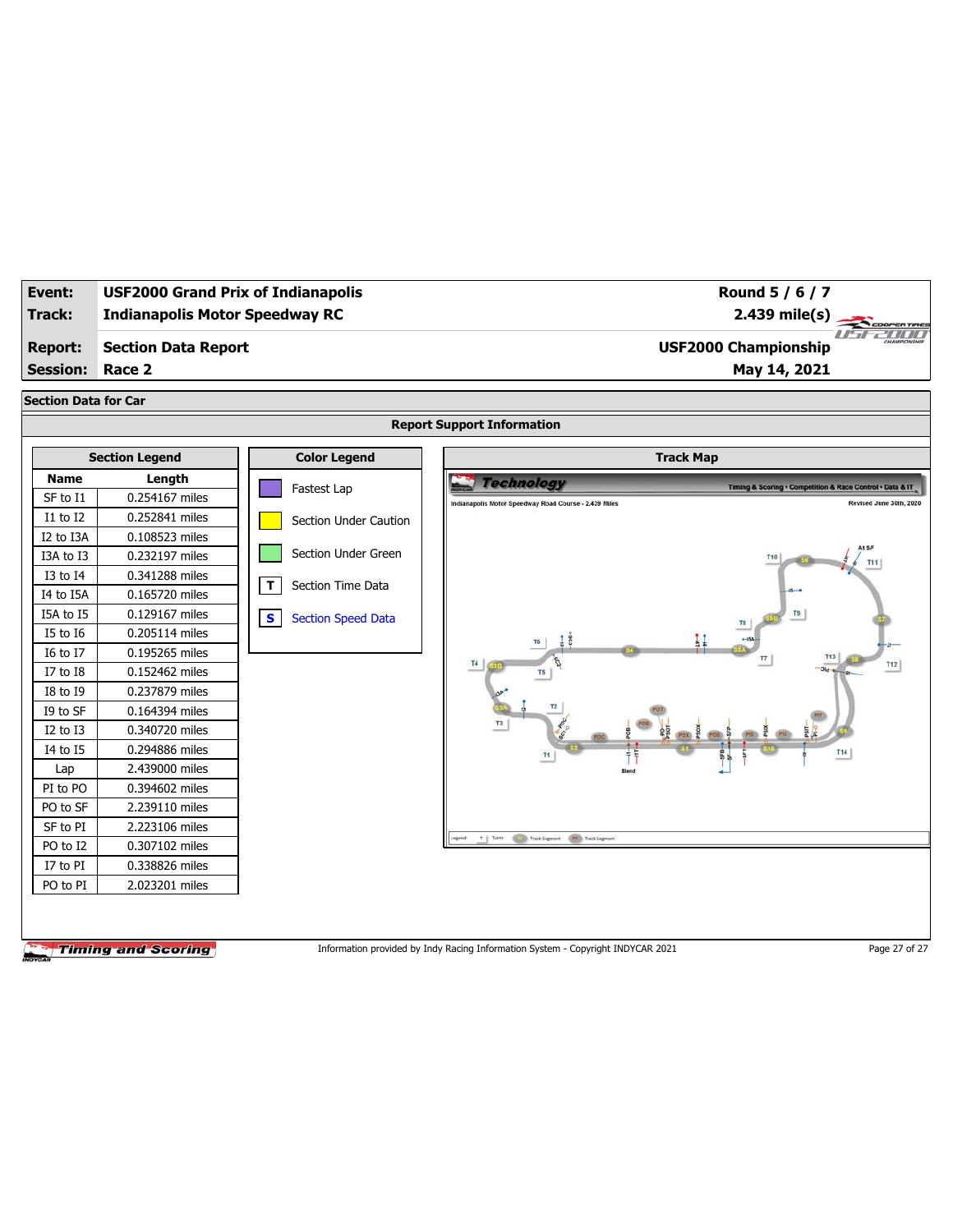| | | | |
|---|---|---|---|
| **Event:** | **USF2000 Grand Prix of Indianapolis** | **Round 5 / 6 / 7** | |
| **Track:** | **Indianapolis Motor Speedway RC** | **2.439 mile(s)** | |
| **Report:** | **Section Data Report** | **USF2000 Championship** | |
| **Session:** | **Race 2** | **May 14, 2021** | |

**Section Data for Car**

## Report Support Information

**Section Legend**

| Name | Length |
|---|---|
| SF to I1 | 0.254167 miles |
| I1 to I2 | 0.252841 miles |
| I2 to I3A | 0.108523 miles |
| I3A to I3 | 0.232197 miles |
| I3 to I4 | 0.341288 miles |
| I4 to I5A | 0.165720 miles |
| I5A to I5 | 0.129167 miles |
| I5 to I6 | 0.205114 miles |
| I6 to I7 | 0.195265 miles |
| I7 to I8 | 0.152462 miles |
| I8 to I9 | 0.237879 miles |
| I9 to SF | 0.164394 miles |
| I2 to I3 | 0.340720 miles |
| I4 to I5 | 0.294886 miles |
| Lap | 2.439000 miles |
| PI to PO | 0.394602 miles |
| PO to SF | 2.239110 miles |
| SF to PI | 2.223106 miles |
| PO to I2 | 0.307102 miles |
| I7 to PI | 0.338826 miles |
| PO to PI | 2.023201 miles |

**Color Legend**

- Fastest Lap
- Section Under Caution
- Section Under Green
- T Section Time Data
- S Section Speed Data

**Track Map**

Technology

Timing & Scoring • Competition & Race Control • Data & IT

Indianapolis Motor Speedway Road Course - 2.439 Miles

Revised June 30th, 2020

Information provided by Indy Racing Information System - Copyright INDYCAR 2021